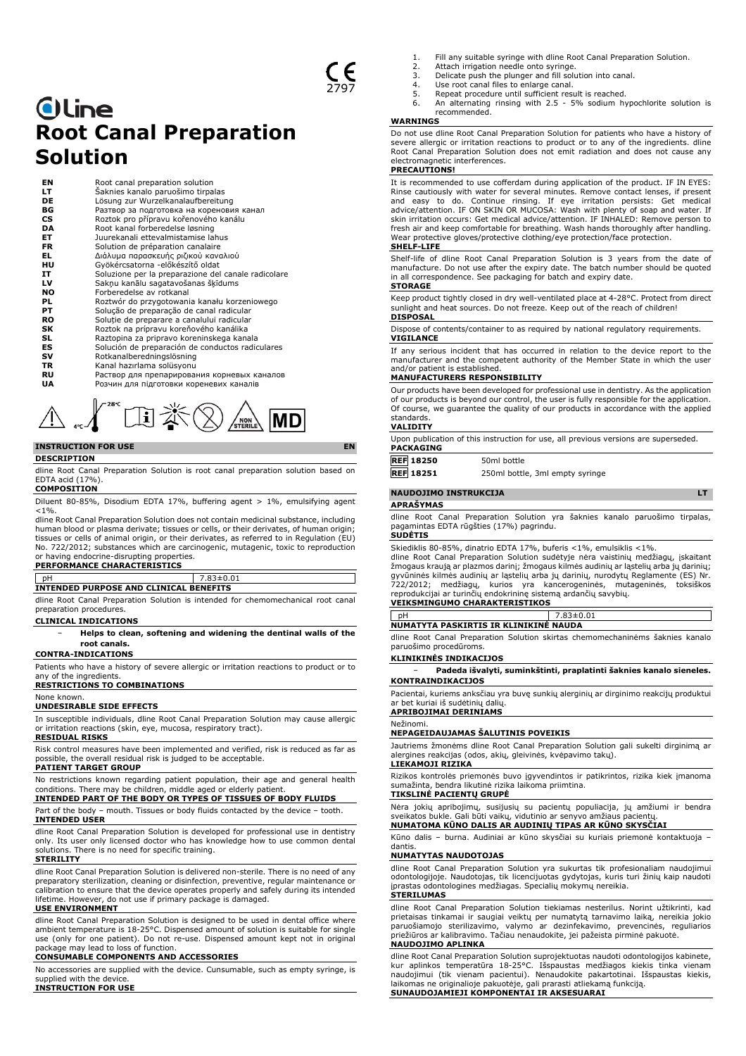CE 2797

# dline

# Root Canal Preparation Solution

| | |
|---|---|
| **EN** | Root canal preparation solution |
| **LT** | Šaknies kanalo paruošimo tirpalas |
| **DE** | Lösung zur Wurzelkanalaufbereitung |
| **BG** | Разтвор за подготовка на кореновия канал |
| **CS** | Roztok pro přípravu kořenového kanálu |
| **DA** | Root kanal forberedelse løsning |
| **ET** | Juurekanali ettevalmistamise lahus |
| **FR** | Solution de préparation canalaire |
| **EL** | Διάλυμα παρασκευής ριζικού καναλιού |
| **HU** | Gyökércsatorna -előkészítő oldat |
| **IT** | Soluzione per la preparazione del canale radicolare |
| **LV** | Sakņu kanālu sagatavošanas šķīdums |
| **NO** | Forberedelse av rotkanal |
| **PL** | Roztwór do przygotowania kanału korzeniowego |
| **PT** | Solução de preparação de canal radicular |
| **RO** | Soluție de preparare a canalului radicular |
| **SK** | Roztok na prípravu koreňového kanálika |
| **SL** | Raztopina za pripravo koreninskega kanala |
| **ES** | Solución de preparación de conductos radiculares |
| **SV** | Rotkanalberedningslösning |
| **TR** | Kanal hazırlama solüsyonu |
| **RU** | Раствор для препарирования корневых каналов |
| **UA** | Розчин для підготовки кореневих каналів |

4°C 28°C NON STERILE MD

## INSTRUCTION FOR USE EN

### DESCRIPTION

dline Root Canal Preparation Solution is root canal preparation solution based on EDTA acid (17%).

### COMPOSITION

Diluent 80-85%, Disodium EDTA 17%, buffering agent > 1%, emulsifying agent <1%.

dline Root Canal Preparation Solution does not contain medicinal substance, including human blood or plasma derivate; tissues or cells, or their derivates, of human origin; tissues or cells of animal origin, or their derivates, as referred to in Regulation (EU) No. 722/2012; substances which are carcinogenic, mutagenic, toxic to reproduction or having endocrine-disrupting properties.

### PERFORMANCE CHARACTERISTICS

| pH | 7.83±0.01 |
|---|---|

### INTENDED PURPOSE AND CLINICAL BENEFITS

dline Root Canal Preparation Solution is intended for chemomechanical root canal preparation procedures.

### CLINICAL INDICATIONS

- **Helps to clean, softening and widening the dentinal walls of the root canals.**

### CONTRA-INDICATIONS

Patients who have a history of severe allergic or irritation reactions to product or to any of the ingredients.

### RESTRICTIONS TO COMBINATIONS

None known.

### UNDESIRABLE SIDE EFFECTS

In susceptible individuals, dline Root Canal Preparation Solution may cause allergic or irritation reactions (skin, eye, mucosa, respiratory tract).

### RESIDUAL RISKS

Risk control measures have been implemented and verified, risk is reduced as far as possible, the overall residual risk is judged to be acceptable.

### PATIENT TARGET GROUP

No restrictions known regarding patient population, their age and general health conditions. There may be children, middle aged or elderly patient.

### INTENDED PART OF THE BODY OR TYPES OF TISSUES OF BODY FLUIDS

Part of the body – mouth. Tissues or body fluids contacted by the device – tooth.

### INTENDED USER

dline Root Canal Preparation Solution is developed for professional use in dentistry only. Its user only licensed doctor who has knowledge how to use common dental solutions. There is no need for specific training.

### STERILITY

dline Root Canal Preparation Solution is delivered non-sterile. There is no need of any preparatory sterilization, cleaning or disinfection, preventive, regular maintenance or calibration to ensure that the device operates properly and safely during its intended lifetime. However, do not use if primary package is damaged.

### USE ENVIRONMENT

dline Root Canal Preparation Solution is designed to be used in dental office where ambient temperature is 18-25°C. Dispensed amount of solution is suitable for single use (only for one patient). Do not re-use. Dispensed amount kept not in original package may lead to loss of function.

### CONSUMABLE COMPONENTS AND ACCESSORIES

No accessories are supplied with the device. Cunsumable, such as empty syringe, is supplied with the device.

### INSTRUCTION FOR USE

1. Fill any suitable syringe with dline Root Canal Preparation Solution.
2. Attach irrigation needle onto syringe.
3. Delicate push the plunger and fill solution into canal.
4. Use root canal files to enlarge canal.
5. Repeat procedure until sufficient result is reached.
6. An alternating rinsing with 2.5 - 5% sodium hypochlorite solution is recommended.

### WARNINGS

Do not use dline Root Canal Preparation Solution for patients who have a history of severe allergic or irritation reactions to product or to any of the ingredients. dline Root Canal Preparation Solution does not emit radiation and does not cause any electromagnetic interferences.

### PRECAUTIONS!

It is recommended to use cofferdam during application of the product. IF IN EYES: Rinse cautiously with water for several minutes. Remove contact lenses, if present and easy to do. Continue rinsing. If eye irritation persists: Get medical advice/attention. IF ON SKIN OR MUCOSA: Wash with plenty of soap and water. If skin irritation occurs: Get medical advice/attention. IF INHALED: Remove person to fresh air and keep comfortable for breathing. Wash hands thoroughly after handling. Wear protective gloves/protective clothing/eye protection/face protection.

### SHELF-LIFE

Shelf-life of dline Root Canal Preparation Solution is 3 years from the date of manufacture. Do not use after the expiry date. The batch number should be quoted in all correspondence. See packaging for batch and expiry date.

### STORAGE

Keep product tightly closed in dry well-ventilated place at 4-28°C. Protect from direct sunlight and heat sources. Do not freeze. Keep out of the reach of children!

### DISPOSAL

Dispose of contents/container to as required by national regulatory requirements.

### VIGILANCE

If any serious incident that has occurred in relation to the device report to the manufacturer and the competent authority of the Member State in which the user and/or patient is established.

### MANUFACTURERS RESPONSIBILITY

Our products have been developed for professional use in dentistry. As the application of our products is beyond our control, the user is fully responsible for the application. Of course, we guarantee the quality of our products in accordance with the applied standards.

### VALIDITY

Upon publication of this instruction for use, all previous versions are superseded.

### PACKAGING

| | |
|---|---|
| **REF 18250** | 50ml bottle |
| **REF 18251** | 250ml bottle, 3ml empty syringe |

## NAUDOJIMO INSTRUKCIJA LT

### APRAŠYMAS

dline Root Canal Preparation Solution yra šaknies kanalo paruošimo tirpalas, pagamintas EDTA rūgšties (17%) pagrindu.

### SUDĖTIS

Skiediklis 80-85%, dinatrio EDTA 17%, buferis <1%, emulsiklis <1%.

dline Root Canal Preparation Solution sudėtyje nėra vaistinių medžiagų, įskaitant žmogaus kraują ar plazmos darinį; žmogaus kilmės audinių ar ląstelių arba jų darinių; gyvūninės kilmės audinių ar ląstelių arba jų darinių, nurodytų Reglamente (ES) Nr. 722/2012; medžiagų, kurios yra kancerogeninės, mutageninės, toksiškos reprodukcijai ar turinčių endokrininę sistemą ardančių savybių.

### VEIKSMINGUMO CHARAKTERISTIKOS

| pH | 7.83±0.01 |
|---|---|

### NUMATYTA PASKIRTIS IR KLINIKINĖ NAUDA

dline Root Canal Preparation Solution skirtas chemomechaninėms šaknies kanalo paruošimo procedūroms.

### KLINIKINĖS INDIKACIJOS

- **Padeda išvalyti, suminkštinti, praplatinti šaknies kanalo sieneles.**

### KONTRAINDIKACIJOS

Pacientai, kuriems anksčiau yra buvę sunkių alerginių ar dirginimo reakcijų produktui ar bet kuriai iš sudėtinių dalių.

### APRIBOJIMAI DERINIAMS

Nežinomi.

### NEPAGEIDAUJAMAS ŠALUTINIS POVEIKIS

Jautriems žmonėms dline Root Canal Preparation Solution gali sukelti dirginimą ar alergines reakcijas (odos, akių, gleivinės, kvėpavimo takų).

### LIEKAMOJI RIZIKA

Rizikos kontrolės priemonės buvo įgyvendintos ir patikrintos, rizika kiek įmanoma sumažinta, bendra likutinė rizika laikoma priimtina.

### TIKSLINĖ PACIENTŲ GRUPĖ

Nėra jokių apribojimų, susijusių su pacientų populiacija, jų amžiumi ir bendra sveikatos būkle. Gali būti vaikų, vidutinio ar senyvo amžiaus pacientų.

### NUMATOMA KŪNO DALIS AR AUDINIŲ TIPAS AR KŪNO SKYSČIAI

Kūno dalis – burna. Audiniai ar kūno skysčiai su kuriais priemonė kontaktuoja – dantis.

### NUMATYTAS NAUDOTOJAS

dline Root Canal Preparation Solution yra sukurtas tik profesionaliam naudojimui odontologijoje. Naudotojas, tik licencijuotas gydytojas, kuris turi žinių kaip naudoti įprastas odontologines medžiagas. Specialių mokymų nereikia.

### STERILUMAS

dline Root Canal Preparation Solution tiekiamas nesterilus. Norint užtikrinti, kad prietaisas tinkamai ir saugiai veiktų per numatytą tarnavimo laiką, nereikia jokio paruošiamojo sterilizavimo, valymo ar dezinfekavimo, prevencinės, reguliarios priežiūros ar kalibravimo. Tačiau nenaudokite, jei pažeista pirminė pakuotė.

### NAUDOJIMO APLINKA

dline Root Canal Preparation Solution suprojektuotas naudoti odontologijos kabinete, kur aplinkos temperatūra 18-25°C. Išspaustas medžiagos kiekis tinka vienam naudojimui (tik vienam pacientui). Nenaudokite pakartotinai. Išspaustas kiekis, laikomas ne originalioje pakuotėje, gali prarasti atliekamą funkciją.

### SUNAUDOJAMIEJI KOMPONENTAI IR AKSESUARAI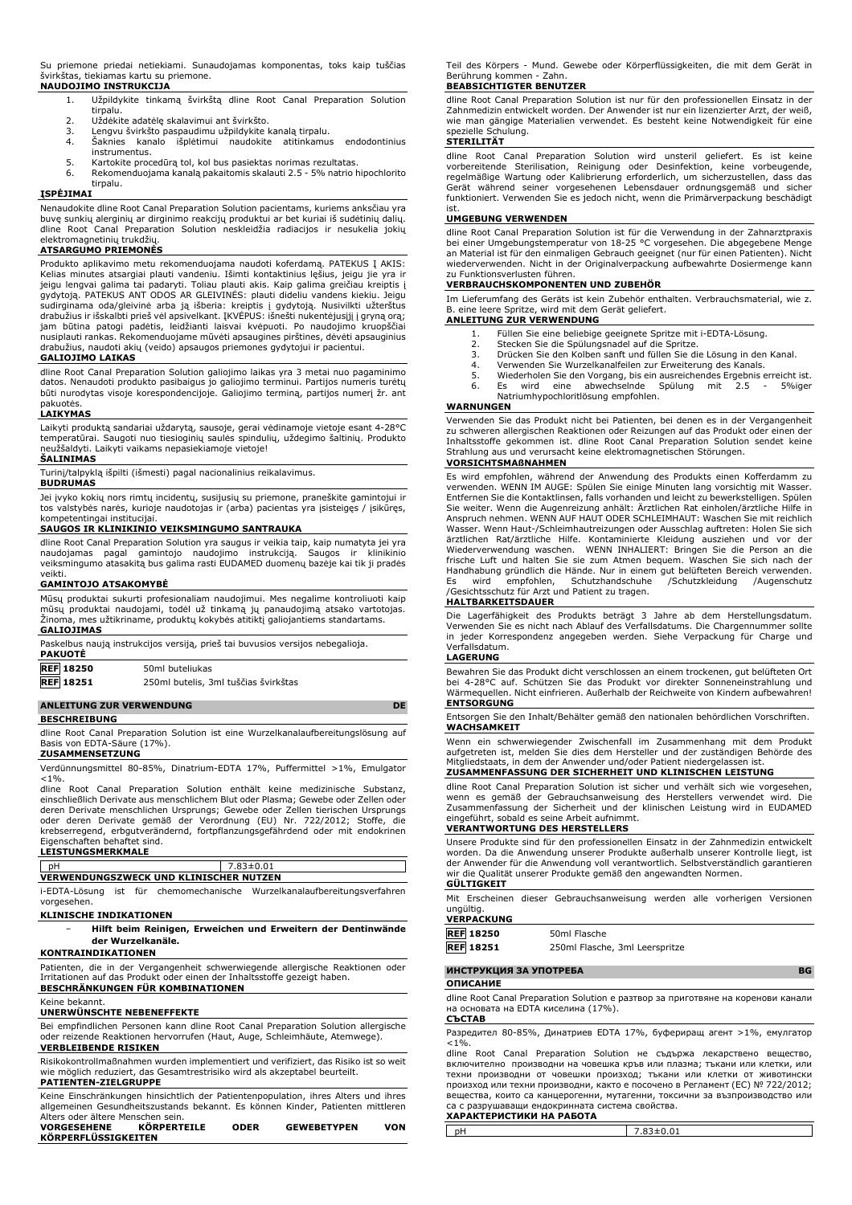Su priemone priedai netiekiami. Sunaudojamas komponentas, toks kaip tuščias švirkštas, tiekiamas kartu su priemone.

**NAUDOJIMO INSTRUKCIJA**

1. Užpildykite tinkamą švirkštą dline Root Canal Preparation Solution tirpalu.
2. Uždėkite adatėlę skalavimui ant švirkšto.
3. Lengvu švirkšto paspaudimu užpildykite kanalą tirpalu.
4. Šaknies kanalo išplėtimui naudokite atitinkamus endodontinius instrumentus.
5. Kartokite procedūrą tol, kol bus pasiektas norimas rezultatas.
6. Rekomenduojama kanalą pakaitomis skalauti 2.5 - 5% natrio hipochlorito tirpalu.

**ĮSPĖJIMAI**

Nenaudokite dline Root Canal Preparation Solution pacientams, kuriems anksčiau yra buvę sunkių alerginių ar dirginimo reakcijų produktui ar bet kuriai iš sudėtinių dalių. dline Root Canal Preparation Solution neskleidžia radiacijos ir nesukelia jokių elektromagnetinių trukdžių.

**ATSARGUMO PRIEMONĖS**

Produkto aplikavimo metu rekomenduojama naudoti koferdamą. PATEKUS Į AKIS: Kelias minutes atsargiai plauti vandeniu. Išimti kontaktinius lęšius, jeigu jie yra ir jeigu lengvai galima tai padaryti. Toliau plauti akis. Kaip galima greičiau kreiptis į gydytoją. PATEKUS ANT ODOS AR GLEIVINĖS: plauti dideliu vandens kiekiu. Jeigu sudirginama oda/gleivinė arba ją išberia: kreiptis į gydytoją. Nusivilkti užterštus drabužius ir išskalbti prieš vėl apsivelkant. ĮKVĖPUS: išnešti nukentėjusįjį į gryną orą; jam būtina patogi padėtis, leidžianti laisvai kvėpuoti. Po naudojimo kruopščiai nusiplauti rankas. Rekomenduojame mūvėti apsaugines pirštines, dėvėti apsauginius drabužius, naudoti akių (veido) apsaugos priemones gydytojui ir pacientui.

**GALIOJIMO LAIKAS**

dline Root Canal Preparation Solution galiojimo laikas yra 3 metai nuo pagaminimo datos. Nenaudoti produkto pasibaigus jo galiojimo terminui. Partijos numeris turėtų būti nurodytas visoje korespondencijoje. Galiojimo terminą, partijos numerį žr. ant pakuotės.

**LAIKYMAS**

Laikyti produktą sandariai uždarytą, sausoje, gerai vėdinamoje vietoje esant 4-28°C temperatūrai. Saugoti nuo tiesioginių saulės spindulių, uždegimo šaltinių. Produkto neužšaldyti. Laikyti vaikams nepasiekiamoje vietoje!

**ŠALINIMAS**

Turinį/talpyklą išpilti (išmesti) pagal nacionalinius reikalavimus.

**BUDRUMAS**

Jei įvyko kokių nors rimtų incidentų, susijusių su priemone, praneškite gamintojui ir tos valstybės narės, kurioje naudotojas ir (arba) pacientas yra įsisteigęs / įsikūręs, kompetentingai institucijai.

**SAUGOS IR KLINIKINIO VEIKSMINGUMO SANTRAUKA**

dline Root Canal Preparation Solution yra saugus ir veikia taip, kaip numatyta jei yra naudojamas pagal gamintojo naudojimo instrukciją. Saugos ir klinikinio veiksmingumo atsakaitą bus galima rasti EUDAMED duomenų bazėje kai tik ji pradės veikti.

**GAMINTOJO ATSAKOMYBĖ**

Mūsų produktai sukurti profesionaliam naudojimui. Mes negalime kontroliuoti kaip mūsų produktai naudojami, todėl už tinkamą jų panaudojimą atsako vartotojas. Žinoma, mes užtikriname, produktų kokybės atitiktį galiojantiems standartams.

**GALIOJIMAS**

Paskelbus naują instrukcijos versiją, prieš tai buvusios versijos nebegalioja.

**PAKUOTĖ**

| | |
|---|---|
| REF 18250 | 50ml buteliukas |
| REF 18251 | 250ml butelis, 3ml tuščias švirkštas |

## ANLEITUNG ZUR VERWENDUNG — DE

**BESCHREIBUNG**

dline Root Canal Preparation Solution ist eine Wurzelkanalaufbereitungslösung auf Basis von EDTA-Säure (17%).

**ZUSAMMENSETZUNG**

Verdünnungsmittel 80-85%, Dinatrium-EDTA 17%, Puffermittel >1%, Emulgator <1%.

dline Root Canal Preparation Solution enthält keine medizinische Substanz, einschließlich Derivate aus menschlichem Blut oder Plasma; Gewebe oder Zellen oder deren Derivate menschlichen Ursprungs; Gewebe oder Zellen tierischen Ursprungs oder deren Derivate gemäß der Verordnung (EU) Nr. 722/2012; Stoffe, die krebserregend, erbgutverändernd, fortpflanzungsgefährdend oder mit endokrinen Eigenschaften behaftet sind.

**LEISTUNGSMERKMALE**

| | |
|---|---|
| pH | 7.83±0.01 |

**VERWENDUNGSZWECK UND KLINISCHER NUTZEN**

i-EDTA-Lösung ist für chemomechanische Wurzelkanalaufbereitungsverfahren vorgesehen.

**KLINISCHE INDIKATIONEN**

- **Hilft beim Reinigen, Erweichen und Erweitern der Dentinwände der Wurzelkanäle.**

**KONTRAINDIKATIONEN**

Patienten, die in der Vergangenheit schwerwiegende allergische Reaktionen oder Irritationen auf das Produkt oder einen der Inhaltsstoffe gezeigt haben.

**BESCHRÄNKUNGEN FÜR KOMBINATIONEN**

Keine bekannt.

**UNERWÜNSCHTE NEBENEFFEKTE**

Bei empfindlichen Personen kann dline Root Canal Preparation Solution allergische oder reizende Reaktionen hervorrufen (Haut, Auge, Schleimhäute, Atemwege).

**VERBLEIBENDE RISIKEN**

Risikokontrollmaßnahmen wurden implementiert und verifiziert, das Risiko ist so weit wie möglich reduziert, das Gesamtrestrisiko wird als akzeptabel beurteilt.

**PATIENTEN-ZIELGRUPPE**

Keine Einschränkungen hinsichtlich der Patientenpopulation, ihres Alters und ihres allgemeinen Gesundheitszustands bekannt. Es können Kinder, Patienten mittleren Alters oder ältere Menschen sein.

**VORGESEHENE KÖRPERTEILE ODER GEWEBETYPEN VON KÖRPERFLÜSSIGKEITEN**

Teil des Körpers - Mund. Gewebe oder Körperflüssigkeiten, die mit dem Gerät in Berührung kommen - Zahn.

**BEABSICHTIGTER BENUTZER**

dline Root Canal Preparation Solution ist nur für den professionellen Einsatz in der Zahnmedizin entwickelt worden. Der Anwender ist nur ein lizenzierter Arzt, der weiß, wie man gängige Materialien verwendet. Es besteht keine Notwendigkeit für eine spezielle Schulung.

**STERILITÄT**

dline Root Canal Preparation Solution wird unsteril geliefert. Es ist keine vorbereitende Sterilisation, Reinigung oder Desinfektion, keine vorbeugende, regelmäßige Wartung oder Kalibrierung erforderlich, um sicherzustellen, dass das Gerät während seiner vorgesehenen Lebensdauer ordnungsgemäß und sicher funktioniert. Verwenden Sie es jedoch nicht, wenn die Primärverpackung beschädigt ist.

**UMGEBUNG VERWENDEN**

dline Root Canal Preparation Solution ist für die Verwendung in der Zahnarztpraxis bei einer Umgebungstemperatur von 18-25 °C vorgesehen. Die abgegebene Menge an Material ist für den einmaligen Gebrauch geeignet (nur für einen Patienten). Nicht wiederverwenden. Nicht in der Originalverpackung aufbewahrte Dosiermenge kann zu Funktionsverlusten führen.

**VERBRAUCHSKOMPONENTEN UND ZUBEHÖR**

Im Lieferumfang des Geräts ist kein Zubehör enthalten. Verbrauchsmaterial, wie z. B. eine leere Spritze, wird mit dem Gerät geliefert.

**ANLEITUNG ZUR VERWENDUNG**

1. Füllen Sie eine beliebige geeignete Spritze mit i-EDTA-Lösung.
2. Stecken Sie die Spülungsnadel auf die Spritze.
3. Drücken Sie den Kolben sanft und füllen Sie die Lösung in den Kanal.
4. Verwenden Sie Wurzelkanalfeilen zur Erweiterung des Kanals.
5. Wiederholen Sie den Vorgang, bis ein ausreichendes Ergebnis erreicht ist.
6. Es wird eine abwechselnde Spülung mit 2.5 - 5%iger Natriumhypochloritlösung empfohlen.

**WARNUNGEN**

Verwenden Sie das Produkt nicht bei Patienten, bei denen es in der Vergangenheit zu schweren allergischen Reaktionen oder Reizungen auf das Produkt oder einen der Inhaltsstoffe gekommen ist. dline Root Canal Preparation Solution sendet keine Strahlung aus und verursacht keine elektromagnetischen Störungen.

**VORSICHTSMAßNAHMEN**

Es wird empfohlen, während der Anwendung des Produkts einen Kofferdamm zu verwenden. WENN IM AUGE: Spülen Sie einige Minuten lang vorsichtig mit Wasser. Entfernen Sie die Kontaktlinsen, falls vorhanden und leicht zu bewerkstelligen. Spülen Sie weiter. Wenn die Augenreizung anhält: Ärztlichen Rat einholen/ärztliche Hilfe in Anspruch nehmen. WENN AUF HAUT ODER SCHLEIMHAUT: Waschen Sie mit reichlich Wasser. Wenn Haut-/Schleimhautreizungen oder Ausschlag auftreten: Holen Sie sich ärztlichen Rat/ärztliche Hilfe. Kontaminierte Kleidung ausziehen und vor der Wiederverwendung waschen. WENN INHALIERT: Bringen Sie die Person an die frische Luft und halten Sie sie zum Atmen bequem. Waschen Sie sich nach der Handhabung gründlich die Hände. Nur in einem gut belüfteten Bereich verwenden. Es wird empfohlen, Schutzhandschuhe /Schutzkleidung /Augenschutz /Gesichtsschutz für Arzt und Patient zu tragen.

**HALTBARKEITSDAUER**

Die Lagerfähigkeit des Produkts beträgt 3 Jahre ab dem Herstellungsdatum. Verwenden Sie es nicht nach Ablauf des Verfallsdatums. Die Chargennummer sollte in jeder Korrespondenz angegeben werden. Siehe Verpackung für Charge und Verfallsdatum.

**LAGERUNG**

Bewahren Sie das Produkt dicht verschlossen an einem trockenen, gut belüfteten Ort bei 4-28°C auf. Schützen Sie das Produkt vor direkter Sonneneinstrahlung und Wärmequellen. Nicht einfrieren. Außerhalb der Reichweite von Kindern aufbewahren!

**ENTSORGUNG**

Entsorgen Sie den Inhalt/Behälter gemäß den nationalen behördlichen Vorschriften.

**WACHSAMKEIT**

Wenn ein schwerwiegender Zwischenfall im Zusammenhang mit dem Produkt aufgetreten ist, melden Sie dies dem Hersteller und der zuständigen Behörde des Mitgliedstaats, in dem der Anwender und/oder Patient niedergelassen ist.

**ZUSAMMENFASSUNG DER SICHERHEIT UND KLINISCHEN LEISTUNG**

dline Root Canal Preparation Solution ist sicher und verhält sich wie vorgesehen, wenn es gemäß der Gebrauchsanweisung des Herstellers verwendet wird. Die Zusammenfassung der Sicherheit und der klinischen Leistung wird in EUDAMED eingeführt, sobald es seine Arbeit aufnimmt.

**VERANTWORTUNG DES HERSTELLERS**

Unsere Produkte sind für den professionellen Einsatz in der Zahnmedizin entwickelt worden. Da die Anwendung unserer Produkte außerhalb unserer Kontrolle liegt, ist der Anwender für die Anwendung voll verantwortlich. Selbstverständlich garantieren wir die Qualität unserer Produkte gemäß den angewandten Normen.

**GÜLTIGKEIT**

Mit Erscheinen dieser Gebrauchsanweisung werden alle vorherigen Versionen ungültig.

**VERPACKUNG**

| | |
|---|---|
| REF 18250 | 50ml Flasche |
| REF 18251 | 250ml Flasche, 3ml Leerspritze |

## ИНСТРУКЦИЯ ЗА УПОТРЕБА — BG

**ОПИСАНИЕ**

dline Root Canal Preparation Solution е разтвор за приготвяне на коренови канали на основата на EDTA киселина (17%).

**СЪСТАВ**

Разредител 80-85%, Динатриев EDTA 17%, буфериращ агент >1%, емулгатор <1%.

dline Root Canal Preparation Solution не съдържа лекарствено вещество, включително производни на човешка кръв или плазма; тъкани или клетки, или техни производни от човешки произход; тъкани или клетки от животински произход или техни производни, както е посочено в Регламент (ЕС) № 722/2012; вещества, които са канцерогенни, мутагенни, токсични за възпроизводство или са с разрушаващи ендокринната система свойства.

**ХАРАКТЕРИСТИКИ НА РАБОТА**

| | |
|---|---|
| pH | 7.83±0.01 |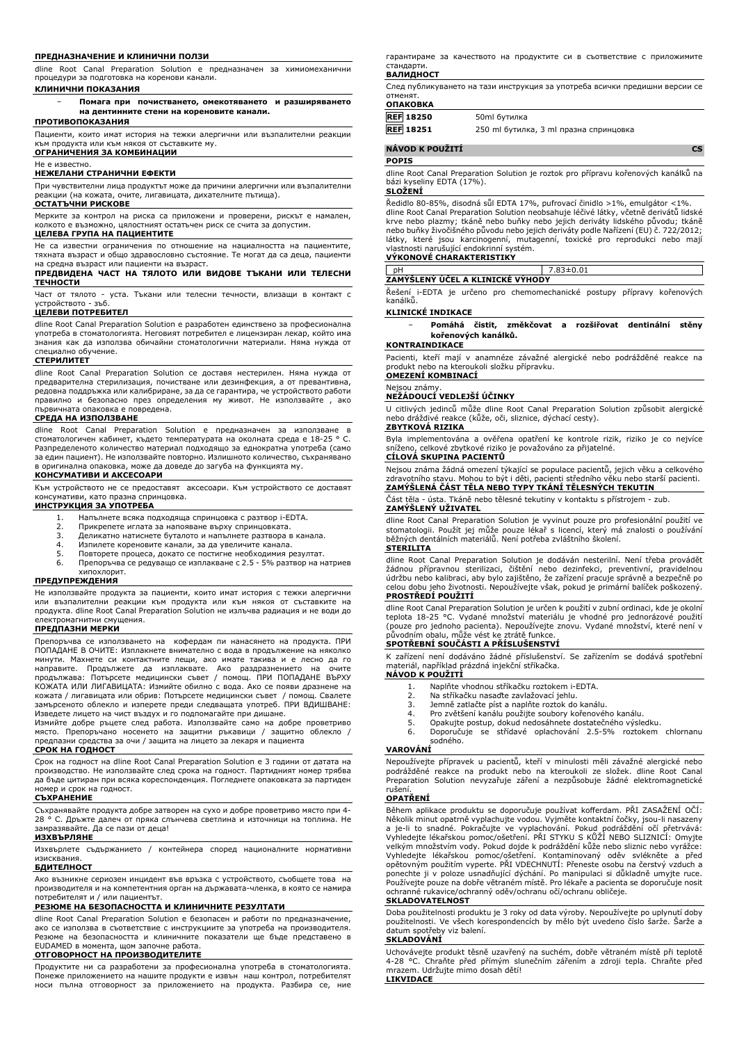### ПРЕДНАЗНАЧЕНИЕ И КЛИНИЧНИ ПОЛЗИ

dline Root Canal Preparation Solution е предназначен за химиомеханични процедури за подготовка на коренови канали.

### КЛИНИЧНИ ПОКАЗАНИЯ

- **Помага при почистването, омекотяването и разширяването на дентинните стени на кореновите канали.**

### ПРОТИВОПОКАЗАНИЯ

Пациенти, които имат история на тежки алергични или възпалителни реакции към продукта или към някоя от съставките му.

### ОГРАНИЧЕНИЯ ЗА КОМБИНАЦИИ

Не е известно.

### НЕЖЕЛАНИ СТРАНИЧНИ ЕФЕКТИ

При чувствителни лица продуктът може да причини алергични и възпалителни реакции (на кожата, очите, лигавицата, дихателните пътища).

### ОСТАТЪЧНИ РИСКОВЕ

Мерките за контрол на риска са приложени и проверени, рискът е намален, колкото е възможно, цялостният остатъчен риск се счита за допустим.

### ЦЕЛЕВА ГРУПА НА ПАЦИЕНТИТЕ

Не са известни ограничения по отношение на нациалността на пациентите, тяхната възраст и общо здравословно състояние. Те могат да са деца, пациенти на средна възраст или пациенти на възраст.

### ПРЕДВИДЕНА ЧАСТ НА ТЯЛОТО ИЛИ ВИДОВЕ ТЪКАНИ ИЛИ ТЕЛЕСНИ ТЕЧНОСТИ

Част от тялото - уста. Тъкани или телесни течности, влизащи в контакт с устройството - зъб.

### ЦЕЛЕВИ ПОТРЕБИТЕЛ

dline Root Canal Preparation Solution е разработен единствено за професионална употреба в стоматологията. Неговият потребител е лицензиран лекар, който има знания как да използва обичайни стоматологични материали. Няма нужда от специално обучение.

### СТЕРИЛИТЕТ

dline Root Canal Preparation Solution се доставя нестерилен. Няма нужда от предварителна стерилизация, почистване или дезинфекция, а от превантивна, редовна поддръжка или калибриране, за да се гарантира, че устройството работи правилно и безопасно през определения му живот. Не използвайте , ако първичната опаковка е повредена.

### СРЕДА НА ИЗПОЛЗВАНЕ

dline Root Canal Preparation Solution е предназначен за използване в стоматологичен кабинет, където температурата на околната среда е 18-25 ° C. Разпределеното количество материал подходящо за еднократна употреба (само за един пациент). Не използвайте повторно. Излишното количество, съхранявано в оригинална опаковка, може да доведе до загуба на функцията му.

### КОНСУМАТИВИ И АКСЕСОАРИ

Към устройството не се предоставят аксесоари. Към устройството се доставят консумативи, като празна спринцовка.

### ИНСТРУКЦИЯ ЗА УПОТРЕБА

1. Напълнете всяка подходяща спринцовка с разтвор i-EDTA.
2. Прикрепете иглата за напояване върху спринцовката.
3. Деликатно натиснете буталото и напълнете разтвора в канала.
4. Изпилете кореновите канали, за да увеличите канала.
5. Повторете процеса, докато се постигне необходимия резултат.
6. Препоръчва се редуващо се изплакване с 2.5 - 5% разтвор на натриев хипохлорит.

### ПРЕДУПРЕЖДЕНИЯ

Не използвайте продукта за пациенти, които имат история с тежки алергични или възпалителни реакции към продукта или към някоя от съставките на продукта. dline Root Canal Preparation Solution не излъчва радиация и не води до електромагнитни смущения.

### ПРЕДПАЗНИ МЕРКИ

Препоръчва се използването на кофердам пи нанасянето на продукта. ПРИ ПОПАДАНЕ В ОЧИТЕ: Изплакнете внимателно с вода в продължение на няколко минути. Махнете си контактните лещи, ако имате такива и е лесно да го направите. Продължете да изплаквате. Ако раздразнението на очите продължава: Потърсете медицински съвет / помощ. ПРИ ПОПАДАНЕ ВЪРХУ КОЖАТА ИЛИ ЛИГАВИЦАТА: Измийте обилно с вода. Ако се появи дразнене на кожата / лигавицата или обрив: Потърсете медицински съвет / помощ. Свалете замърсеното облекло и изперете преди следващата употреб. ПРИ ВДИШВАНЕ: Изведете лицето на чист въздух и го подпомагайте при дишане.
Измийте добре ръцете след работа. Използвайте само на добре проветриво място. Препоръчано носенето на защитни ръкавици / защитно облекло / предпазни средства за очи / защита на лицето за лекаря и пациента

### СРОК НА ГОДНОСТ

Срок на годност на dline Root Canal Preparation Solution е 3 години от датата на производство. Не използвайте след срока на годност. Партидният номер трябва да бъде цитиран при всяка кореспонденция. Погледнете опаковката за партиден номер и срок на годност.

### СЪХРАНЕНИЕ

Съхранявайте продукта добре затворен на сухо и добре проветриво място при 4-28 ° C. Дръжте далеч от пряка слънчева светлина и източници на топлина. Не замразявайте. Да се пази от деца!

### ИЗХВЪРЛЯНЕ

Изхвърлете съдържанието / контейнера според националните нормативни изисквания.

### БДИТЕЛНОСТ

Ако възникне сериозен инцидент във връзка с устройството, съобщете това на производителя и на компетентния орган на държавата-членка, в която се намира потребителят и / или пациентът.

### РЕЗЮМЕ НА БЕЗОПАСНОСТТА И КЛИНИЧНИТЕ РЕЗУЛТАТИ

dline Root Canal Preparation Solution е безопасен и работи по предназначение, ако се използва в съответствие с инструкциите за употреба на производителя. Резюме на безопасността и клиничните показатели ще бъде представено в EUDAMED в момента, щом започне работа.

### ОТГОВОРНОСТ НА ПРОИЗВОДИТЕЛИТЕ

Продуктите ни са разработени за професионална употреба в стоматологията. Понеже приложението на нашите продукти е извън наш контрол, потребителят носи пълна отговорност за приложението на продукта. Разбира се, ние гарантираме за качеството на продуктите си в съответствие с приложимите стандарти.

### ВАЛИДНОСТ

След публикуването на тази инструкция за употреба всички предишни версии се отменят.

### ОПАКОВКА

| | |
|---|---|
| REF 18250 | 50ml бутилка |
| REF 18251 | 250 ml бутилка, 3 ml празна спринцовка |

## NÁVOD K POUŽITÍ — CS

### POPIS

dline Root Canal Preparation Solution je roztok pro přípravu kořenových kanálků na bázi kyseliny EDTA (17%).

### SLOŽENÍ

Ředidlo 80-85%, disodná sůl EDTA 17%, pufrovací činidlo >1%, emulgátor <1%.
dline Root Canal Preparation Solution neobsahuje léčivé látky, včetně derivátů lidské krve nebo plazmy; tkáně nebo buňky nebo jejich deriváty lidského původu; tkáně nebo buňky živočišného původu nebo jejich deriváty podle Nařízení (EU) č. 722/2012; látky, které jsou karcinogenní, mutagenní, toxické pro reprodukci nebo mají vlastnosti narušující endokrinní systém.

### VÝKONOVÉ CHARAKTERISTIKY

| | |
|---|---|
| pH | 7.83±0.01 |

### ZAMÝŠLENÝ ÚČEL A KLINICKÉ VÝHODY

Řešení i-EDTA je určeno pro chemomechanické postupy přípravy kořenových kanálků.

### KLINICKÉ INDIKACE

- **Pomáhá čistit, změkčovat a rozšiřovat dentinální stěny kořenových kanálků.**

### KONTRAINDIKACE

Pacienti, kteří mají v anamnéze závažné alergické nebo podrážděné reakce na produkt nebo na kteroukoli složku přípravku.

### OMEZENÍ KOMBINACÍ

Nejsou známy.

### NEŽÁDOUCÍ VEDLEJŠÍ ÚČINKY

U citlivých jedinců může dline Root Canal Preparation Solution způsobit alergické nebo dráždivé reakce (kůže, oči, sliznice, dýchací cesty).

### ZBYTKOVÁ RIZIKA

Byla implementována a ověřena opatření ke kontrole rizik, riziko je co nejvíce sníženo, celkové zbytkové riziko je považováno za přijatelné.

### CÍLOVÁ SKUPINA PACIENTŮ

Nejsou známa žádná omezení týkající se populace pacientů, jejich věku a celkového zdravotního stavu. Mohou to být i děti, pacienti středního věku nebo starší pacienti.

### ZAMÝŠLENÁ ČÁST TĚLA NEBO TYPY TKÁNÍ TĚLESNÝCH TEKUTIN

Část těla - ústa. Tkáně nebo tělesné tekutiny v kontaktu s přístrojem - zub.

### ZAMÝŠLENÝ UŽIVATEL

dline Root Canal Preparation Solution je vyvinut pouze pro profesionální použití ve stomatologii. Použít jej může pouze lékař s licencí, který má znalosti o používání běžných dentálních materiálů. Není potřeba zvláštního školení.

### STERILITA

dline Root Canal Preparation Solution je dodáván nesterilní. Není třeba provádět žádnou přípravnou sterilizaci, čištění nebo dezinfekci, preventivní, pravidelnou údržbu nebo kalibraci, aby bylo zajištěno, že zařízení pracuje správně a bezpečně po celou dobu jeho životnosti. Nepoužívejte však, pokud je primární balíček poškozený.

### PROSTŘEDÍ POUŽITÍ

dline Root Canal Preparation Solution je určen k použití v zubní ordinaci, kde je okolní teplota 18-25 °C. Vydané množství materiálu je vhodné pro jednorázové použití (pouze pro jednoho pacienta). Nepoužívejte znovu. Vydané množství, které není v původním obalu, může vést ke ztrátě funkce.

### SPOTŘEBNÍ SOUČÁSTI A PŘÍSLUŠENSTVÍ

K zařízení není dodáváno žádné příslušenství. Se zařízením se dodává spotřební materiál, například prázdná injekční stříkačka.

### NÁVOD K POUŽITÍ

1. Naplňte vhodnou stříkačku roztokem i-EDTA.
2. Na stříkačku nasaďte zavlažovací jehlu.
3. Jemně zatlačte píst a naplňte roztok do kanálu.
4. Pro zvětšení kanálu použijte soubory kořenového kanálu.
5. Opakujte postup, dokud nedosáhnete dostatečného výsledku.
6. Doporučuje se střídavé oplachování 2.5-5% roztokem chlornanu sodného.

### VAROVÁNÍ

Nepoužívejte přípravek u pacientů, kteří v minulosti měli závažné alergické nebo podrážděné reakce na produkt nebo na kteroukoli ze složek. dline Root Canal Preparation Solution nevyzařuje záření a nezpůsobuje žádné elektromagnetické rušení.

### OPATŘENÍ

Během aplikace produktu se doporučuje používat kofferdam. PŘI ZASAŽENÍ OČÍ: Několik minut opatrně vyplachujte vodou. Vyjměte kontaktní čočky, jsou-li nasazeny a je-li to snadné. Pokračujte ve vyplachování. Pokud podráždění očí přetrvává: Vyhledejte lékařskou pomoc/ošetření. PŘI STYKU S KŮŽÍ NEBO SLIZNICÍ: Omyjte velkým množstvím vody. Pokud dojde k podráždění kůže nebo sliznic nebo vyrážce: Vyhledejte lékařskou pomoc/ošetření. Kontaminovaný oděv svlékněte a před opětovným použitím vyperte. PŘI VDECHNUTÍ: Přeneste osobu na čerstvý vzduch a ponechte ji v poloze usnadňující dýchání. Po manipulaci si důkladně umyjte ruce. Používejte pouze na dobře větraném místě. Pro lékaře a pacienta se doporučuje nosit ochranné rukavice/ochranný oděv/ochranu očí/ochranu obličeje.

### SKLADOVATELNOST

Doba použitelnosti produktu je 3 roky od data výroby. Nepoužívejte po uplynutí doby použitelnosti. Ve všech korespondencích by mělo být uvedeno číslo šarže. Šarže a datum spotřeby viz balení.

### SKLADOVÁNÍ

Uchovávejte produkt těsně uzavřený na suchém, dobře větraném místě při teplotě 4-28 °C. Chraňte před přímým slunečním zářením a zdroji tepla. Chraňte před mrazem. Udržujte mimo dosah dětí!

### LIKVIDACE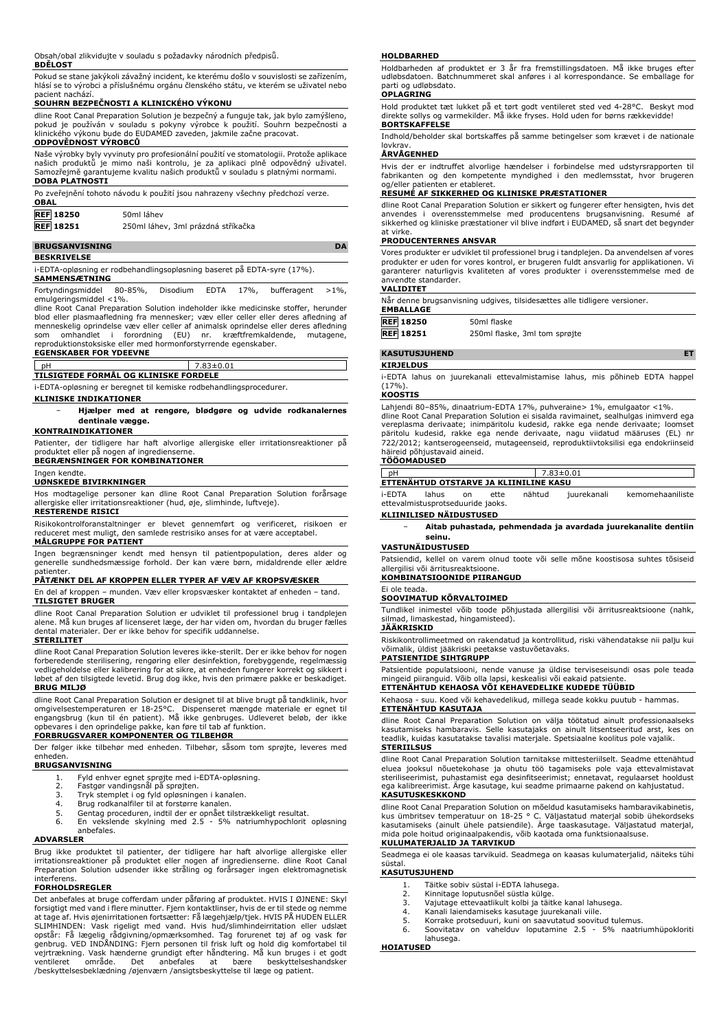Obsah/obal zlikvidujte v souladu s požadavky národních předpisů.

**BDĚLOST**

Pokud se stane jakýkoli závažný incident, ke kterému došlo v souvislosti se zařízením, hlásí se to výrobci a příslušnému orgánu členského státu, ve kterém se uživatel nebo pacient nachází.

**SOUHRN BEZPEČNOSTI A KLINICKÉHO VÝKONU**

dline Root Canal Preparation Solution je bezpečný a funguje tak, jak bylo zamýšleno, pokud je používán v souladu s pokyny výrobce k použití. Souhrn bezpečnosti a klinického výkonu bude do EUDAMED zaveden, jakmile začne pracovat.

**ODPOVĚDNOST VÝROBCŮ**

Naše výrobky byly vyvinuty pro profesionální použití ve stomatologii. Protože aplikace našich produktů je mimo naši kontrolu, je za aplikaci plně odpovědný uživatel. Samozřejmě garantujeme kvalitu našich produktů v souladu s platnými normami.

**DOBA PLATNOSTI**

Po zveřejnění tohoto návodu k použití jsou nahrazeny všechny předchozí verze.

**OBAL**

| | |
|---|---|
| REF 18250 | 50ml láhev |
| REF 18251 | 250ml láhev, 3ml prázdná stříkačka |

## BRUGSANVISNING DA

**BESKRIVELSE**

i-EDTA-opløsning er rodbehandlingsopløsning baseret på EDTA-syre (17%).

**SAMMENSÆTNING**

Fortyndingsmiddel 80-85%, Disodium EDTA 17%, bufferagent >1%, emulgeringsmiddel <1%.

dline Root Canal Preparation Solution indeholder ikke medicinske stoffer, herunder blod eller plasmaafledning fra mennesker; væv eller celler eller deres afledning af menneskelig oprindelse væv eller celler af animalsk oprindelse eller deres afledning som omhandlet i forordning (EU) nr. kræftfremkaldende, mutagene, reproduktionstoksiske eller med hormonforstyrrende egenskaber.

**EGENSKABER FOR YDEEVNE**

| pH | 7.83±0.01 |
|---|---|

**TILSIGTEDE FORMÅL OG KLINISKE FORDELE**

i-EDTA-opløsning er beregnet til kemiske rodbehandlingsprocedurer.

**KLINISKE INDIKATIONER**

- **Hjælper med at rengøre, blødgøre og udvide rodkanalernes dentinale vægge.**

**KONTRAINDIKATIONER**

Patienter, der tidligere har haft alvorlige allergiske eller irritationsreaktioner på produktet eller på nogen af ingredienserne.

**BEGRÆNSNINGER FOR KOMBINATIONER**

Ingen kendte.

**UØNSKEDE BIVIRKNINGER**

Hos modtagelige personer kan dline Root Canal Preparation Solution forårsage allergiske eller irritationsreaktioner (hud, øje, slimhinde, luftveje).

**RESTERENDE RISICI**

Risikokontrolforanstaltninger er blevet gennemført og verificeret, risikoen er reduceret mest muligt, den samlede restrisiko anses for at være acceptabel.

**MÅLGRUPPE FOR PATIENT**

Ingen begrænsninger kendt med hensyn til patientpopulation, deres alder og generelle sundhedsmæssige forhold. Der kan være børn, midaldrende eller ældre patienter.

**PÅTÆNKT DEL AF KROPPEN ELLER TYPER AF VÆV AF KROPSVÆSKER**

En del af kroppen – munden. Væv eller kropsvæsker kontaktet af enheden – tand.

**TILSIGTET BRUGER**

dline Root Canal Preparation Solution er udviklet til professionel brug i tandplejen alene. Må kun bruges af licenseret læge, der har viden om, hvordan du bruger fælles dental materialer. Der er ikke behov for specifik uddannelse.

**STERILITET**

dline Root Canal Preparation Solution leveres ikke-sterilt. Der er ikke behov for nogen forberedende sterilisering, rengøring eller desinfektion, forebyggende, regelmæssig vedligeholdelse eller kalibrering for at sikre, at enheden fungerer korrekt og sikkert i løbet af den tilsigtede levetid. Brug dog ikke, hvis den primære pakke er beskadiget.

**BRUG MILJØ**

dline Root Canal Preparation Solution er designet til at blive brugt på tandklinik, hvor omgivelsestemperaturen er 18-25°C. Dispenseret mængde materiale er egnet til engangsbrug (kun til én patient). Må ikke genbruges. Udleveret beløb, der ikke opbevares i den oprindelige pakke, kan føre til tab af funktion.

**FORBRUGSVARER KOMPONENTER OG TILBEHØR**

Der følger ikke tilbehør med enheden. Tilbehør, såsom tom sprøjte, leveres med enheden.

**BRUGSANVISNING**

1. Fyld enhver egnet sprøjte med i-EDTA-opløsning.
2. Fastgør vandingsnål på sprøjten.
3. Tryk stemplet i og fyld opløsningen i kanalen.
4. Brug rodkanalfiler til at forstørre kanalen.
5. Gentag proceduren, indtil der er opnået tilstrækkeligt resultat.
6. En vekslende skylning med 2.5 - 5% natriumhypochlorit opløsning anbefales.

**ADVARSLER**

Brug ikke produktet til patienter, der tidligere har haft alvorlige allergiske eller irritationsreaktioner på produktet eller nogen af ingredienserne. dline Root Canal Preparation Solution udsender ikke stråling og forårsager ingen elektromagnetisk interferens.

**FORHOLDSREGLER**

Det anbefales at bruge cofferdam under påføring af produktet. HVIS I ØJNENE: Skyl forsigtigt med vand i flere minutter. Fjern kontaktlinser, hvis de er til stede og nemme at tage af. Hvis øjenirritationen fortsætter: Få lægehjælp/tjek. HVIS PÅ HUDEN ELLER SLIMHINDEN: Vask rigeligt med vand. Hvis hud/slimhindeirritation eller udslæt opstår: Få lægelig rådgivning/opmærksomhed. Tag forurenet tøj af og vask før genbrug. VED INDÅNDING: Fjern personen til frisk luft og hold dig komfortabel til vejrtrækning. Vask hænderne grundigt efter håndtering. Må kun bruges i et godt ventileret område. Det anbefales at bære beskyttelseshandsker /beskyttelsesbeklædning /øjenværn /ansigtsbeskyttelse til læge og patient.

**HOLDBARHED**

Holdbarheden af produktet er 3 år fra fremstillingsdatoen. Må ikke bruges efter udløbsdatoen. Batchnummeret skal anføres i al korrespondance. Se emballage for parti og udløbsdato.

**OPLAGRING**

Hold produktet tæt lukket på et tørt godt ventileret sted ved 4-28°C. Beskyt mod direkte sollys og varmekilder. Må ikke fryses. Hold uden for børns rækkevidde!

**BORTSKAFFELSE**

Indhold/beholder skal bortskaffes på samme betingelser som krævet i de nationale lovkrav.

**ÅRVÅGENHED**

Hvis der er indtruffet alvorlige hændelser i forbindelse med udstyrsrapporten til fabrikanten og den kompetente myndighed i den medlemsstat, hvor brugeren og/eller patienten er etableret.

**RESUMÉ AF SIKKERHED OG KLINISKE PRÆSTATIONER**

dline Root Canal Preparation Solution er sikkert og fungerer efter hensigten, hvis det anvendes i overensstemmelse med producentens brugsanvisning. Resumé af sikkerhed og kliniske præstationer vil blive indført i EUDAMED, så snart det begynder at virke.

**PRODUCENTERNES ANSVAR**

Vores produkter er udviklet til professionel brug i tandplejen. Da anvendelsen af vores produkter er uden for vores kontrol, er brugeren fuldt ansvarlig for applikationen. Vi garanterer naturligvis kvaliteten af vores produkter i overensstemmelse med de anvendte standarder.

**VALIDITET**

Når denne brugsanvisning udgives, tilsidesættes alle tidligere versioner.

**EMBALLAGE**

| | |
|---|---|
| REF 18250 | 50ml flaske |
| REF 18251 | 250ml flaske, 3ml tom sprøjte |

## KASUTUSJUHEND ET

**KIRJELDUS**

i-EDTA lahus on juurekanali ettevalmistamise lahus, mis põhineb EDTA happel (17%).

**KOOSTIS**

Lahjendi 80–85%, dinaatrium-EDTA 17%, puhveraine> 1%, emulgaator <1%.

dline Root Canal Preparation Solution ei sisalda ravimainet, sealhulgas inimverd ega vereplasma derivaate; inimpäritolu kudesid, rakke ega nende derivaate; loomset päritolu kudesid, rakke ega nende derivaate, nagu viidatud määruses (EL) nr 722/2012; kantserogeenseid, mutageenseid, reproduktiivtoksilisi ega endokriinseid häireid põhjustavaid aineid.

**TÖÖOMADUSED**

| pH | 7.83±0.01 |
|---|---|

**ETTENÄHTUD OTSTARVE JA KLIINILINE KASU**

i-EDTA lahus on ette nähtud juurekanali kemomehaaniliste ettevalmistusprotseduuride jaoks.

**KLIINILISED NÄIDUSTUSED**

- **Aitab puhastada, pehmendada ja avardada juurekanalite dentiin seinu.**

**VASTUNÄIDUSTUSED**

Patsiendid, kellel on varem olnud toote või selle mõne koostisosa suhtes tõsiseid allergilisi või ärritusreaktsioone.

**KOMBINATSIOONIDE PIIRANGUD**

Ei ole teada.

**SOOVIMATUD KÕRVALTOIMED**

Tundlikel inimestel võib toode põhjustada allergilisi või ärritusreaktsioone (nahk, silmad, limaskestad, hingamisteed).

**JÄÄKRISKID**

Riskikontrollimeetmed on rakendatud ja kontrollitud, riski vähendatakse nii palju kui võimalik, üldist jääkriski peetakse vastuvõetavaks.

**PATSIENTIDE SIHTGRUPP**

Patsientide populatsiooni, nende vanuse ja üldise terviseseisundi osas pole teada mingeid piiranguid. Võib olla lapsi, keskealisi või eakaid patsiente.

**ETTENÄHTUD KEHAOSA VÕI KEHAVEDELIKE KUDEDE TÜÜBID**

Kehaosa - suu. Koed või kehavedelikud, millega seade kokku puutub - hammas.

**ETTENÄHTUD KASUTAJA**

dline Root Canal Preparation Solution on välja töötatud ainult professionaalseks kasutamiseks hambaravis. Selle kasutajaks on ainult litsentseeritud arst, kes on teadlik, kuidas kasutatakse tavalisi materjale. Spetsiaalne koolitus pole vajalik.

**STERIILSUS**

dline Root Canal Preparation Solution tarnitakse mittesteriilselt. Seadme ettenähtud eluea jooksul nõuetekohase ja ohutu töö tagamiseks pole vaja ettevalmistavat steriliseerimist, puhastamist ega desinfitseerimist; ennetavat, regulaarset hooldust ega kalibreerimist. Ärge kasutage, kui seadme primaarne pakend on kahjustatud.

**KASUTUSKESKKOND**

dline Root Canal Preparation Solution on mõeldud kasutamiseks hambaravikabinetis, kus ümbritsev temperatuur on 18-25 ° C. Väljastatud materjal sobib ühekordseks kasutamiseks (ainult ühele patsiendile). Ärge taaskasutage. Väljastatud materjal, mida pole hoitud originaalpakendis, võib kaotada oma funktsionaalsuse.

**KULUMATERJALID JA TARVIKUD**

Seadmega ei ole kaasas tarvikuid. Seadmega on kaasas kulumaterjalid, näiteks tühi süstal.

**KASUTUSJUHEND**

1. Täitke sobiv süstal i-EDTA lahusega.
2. Kinnitage loputusnõel süstla külge.
3. Vajutage ettevaatlikult kolbi ja täitke kanal lahusega.
4. Kanali laiendamiseks kasutage juurekanali viile.
5. Korrake protseduuri, kuni on saavutatud soovitud tulemus.
6. Soovitav on vahelduv loputamine 2.5 - 5% naatriumhüpokloriti lahusega.

**HOIATUSED**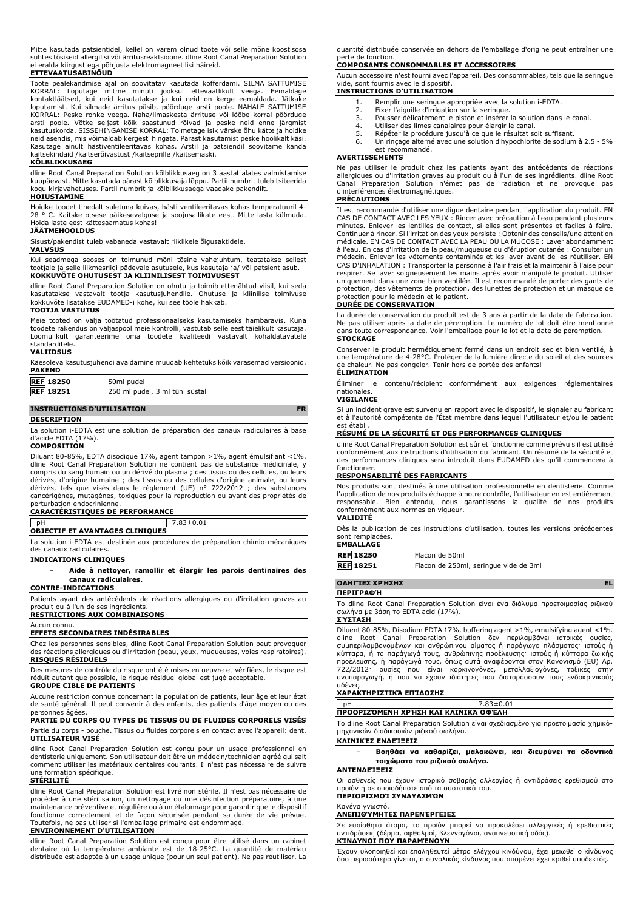Mitte kasutada patsientidel, kellel on varem olnud toote või selle mõne koostisosa suhtes tõsiseid allergilisi või ärritusreaktsioone. dline Root Canal Preparation Solution ei eralda kiirgust ega põhjusta elektromagneetilisi häireid.

**ETTEVAATUSABINÕUD**

Toote pealekandmise ajal on soovitatav kasutada kofferdami. SILMA SATTUMISE KORRAL: Loputage mitme minuti jooksul ettevaatlikult veega. Eemaldage kontaktläätsed, kui neid kasutatakse ja kui neid on kerge eemaldada. Jätkake loputamist. Kui silmade ärritus püsib, pöörduge arsti poole. NAHALE SATTUMISE KORRAL: Peske rohke veega. Naha/limaskesta ärrituse või lööbe korral pöörduge arsti poole. Võtke seljast kõik saastunud rõivad ja peske neid enne järgmist kasutuskorda. SISSEHINGAMISE KORRAL: Toimetage isik värske õhu kätte ja hoidke neid asendis, mis võimaldab kergesti hingata. Pärast kasutamist peske hoolikalt käsi. Kasutage ainult hästiventileeritavas kohas. Arstil ja patsiendil soovitame kanda kaitsekindaid /kaitserõivastust /kaitseprille /kaitsemaski.

**KÕLBLIKKUSAEG**

dline Root Canal Preparation Solution kõlblikkusaeg on 3 aastat alates valmistamise kuupäevast. Mitte kasutada pärast kõlblikkusaja lõppu. Partii numbrit tuleb tsiteerida kogu kirjavahetuses. Partii numbrit ja kõlblikkusaega vaadake pakendilt.

**HOIUSTAMINE**

Hoidke toodet tihedalt suletuna kuivas, hästi ventileeritavas kohas temperatuuril 4-28 ° C. Kaitske otsese päikesevalguse ja soojusallikate eest. Mitte lasta külmuda. Hoida laste eest kättesaamatus kohas!

**JÄÄTMEHOOLDUS**

Sisust/pakendist tuleb vabaneda vastavalt riiklikele õigusaktidele.

**VALVSUS**

Kui seadmega seoses on toimunud mõni tõsine vahejuhtum, teatatakse sellest tootjale ja selle liikmesriigi pädevale asutusele, kus kasutaja ja/ või patsient asub.

**KOKKUVÕTE OHUTUSEST JA KLIINILISEST TOIMIVUSEST**

dline Root Canal Preparation Solution on ohutu ja toimib ettenähtud viisil, kui seda kasutatakse vastavalt tootja kasutusjuhendile. Ohutuse ja kliinilise toimivuse kokkuvõte lisatakse EUDAMED-i kohe, kui see tööle hakkab.

**TOOTJA VASTUTUS**

Meie tooted on välja töötatud professionaalseks kasutamiseks hambaravis. Kuna toodete rakendus on väljaspool meie kontrolli, vastutab selle eest täielikult kasutaja. Loomulikult garanteerime oma toodete kvaliteedi vastavalt kohaldatavatele standarditele.

**VALIIDSUS**

Käesoleva kasutusjuhendi avaldamine muudab kehtetuks kõik varasemad versioonid.

**PAKEND**

| | |
|---|---|
| REF 18250 | 50ml pudel |
| REF 18251 | 250 ml pudel, 3 ml tühi süstal |

## INSTRUCTIONS D'UTILISATION — FR

**DESCRIPTION**

La solution i-EDTA est une solution de préparation des canaux radiculaires à base d'acide EDTA (17%).

**COMPOSITION**

Diluant 80-85%, EDTA disodique 17%, agent tampon >1%, agent émulsifiant <1%. dline Root Canal Preparation Solution ne contient pas de substance médicinale, y compris du sang humain ou un dérivé du plasma ; des tissus ou des cellules, ou leurs dérivés, d'origine humaine ; des tissus ou des cellules d'origine animale, ou leurs dérivés, tels que visés dans le règlement (UE) n° 722/2012 ; des substances cancérigènes, mutagènes, toxiques pour la reproduction ou ayant des propriétés de perturbation endocrinienne.

**CARACTÉRISTIQUES DE PERFORMANCE**

| | |
|---|---|
| pH | 7.83±0.01 |

**OBJECTIF ET AVANTAGES CLINIQUES**

La solution i-EDTA est destinée aux procédures de préparation chimio-mécaniques des canaux radiculaires.

**INDICATIONS CLINIQUES**

- **Aide à nettoyer, ramollir et élargir les parois dentinaires des canaux radiculaires.**

**CONTRE-INDICATIONS**

Patients ayant des antécédents de réactions allergiques ou d'irritation graves au produit ou à l'un de ses ingrédients.

**RESTRICTIONS AUX COMBINAISONS**

Aucun connu.

**EFFETS SECONDAIRES INDÉSIRABLES**

Chez les personnes sensibles, dline Root Canal Preparation Solution peut provoquer des réactions allergiques ou d'irritation (peau, yeux, muqueuses, voies respiratoires).

**RISQUES RÉSIDUELS**

Des mesures de contrôle du risque ont été mises en oeuvre et vérifiées, le risque est réduit autant que possible, le risque résiduel global est jugé acceptable.

**GROUPE CIBLE DE PATIENTS**

Aucune restriction connue concernant la population de patients, leur âge et leur état de santé général. Il peut convenir à des enfants, des patients d'âge moyen ou des personnes âgées.

**PARTIE DU CORPS OU TYPES DE TISSUS OU DE FLUIDES CORPORELS VISÉS**

Partie du corps - bouche. Tissus ou fluides corporels en contact avec l'appareil: dent.

**UTILISATEUR VISÉ**

dline Root Canal Preparation Solution est conçu pour un usage professionnel en dentisterie uniquement. Son utilisateur doit être un médecin/technicien agréé qui sait comment utiliser les matériaux dentaires courants. Il n'est pas nécessaire de suivre une formation spécifique.

**STÉRILITÉ**

dline Root Canal Preparation Solution est livré non stérile. Il n'est pas nécessaire de procéder à une stérilisation, un nettoyage ou une désinfection préparatoire, à une maintenance préventive et régulière ou à un étalonnage pour garantir que le dispositif fonctionne correctement et de façon sécurisée pendant sa durée de vie prévue. Toutefois, ne pas utiliser si l'emballage primaire est endommagé.

**ENVIRONNEMENT D'UTILISATION**

dline Root Canal Preparation Solution est conçu pour être utilisé dans un cabinet dentaire où la température ambiante est de 18-25°C. La quantité de matériau distribuée est adaptée à un usage unique (pour un seul patient). Ne pas réutiliser. La quantité distribuée conservée en dehors de l'emballage d'origine peut entraîner une perte de fonction.

**COMPOSANTS CONSOMMABLES ET ACCESSOIRES**

Aucun accessoire n'est fourni avec l'appareil. Des consommables, tels que la seringue vide, sont fournis avec le dispositif.

**INSTRUCTIONS D'UTILISATION**

1. Remplir une seringue appropriée avec la solution i-EDTA.
2. Fixer l'aiguille d'irrigation sur la seringue.
3. Pousser délicatement le piston et insérer la solution dans le canal.
4. Utiliser des limes canalaires pour élargir le canal.
5. Répéter la procédure jusqu'à ce que le résultat soit suffisant.
6. Un rinçage alterné avec une solution d'hypochlorite de sodium à 2.5 - 5% est recommandé.

**AVERTISSEMENTS**

Ne pas utiliser le produit chez les patients ayant des antécédents de réactions allergiques ou d'irritation graves au produit ou à l'un de ses ingrédients. dline Root Canal Preparation Solution n'émet pas de radiation et ne provoque pas d'interférences électromagnétiques.

**PRÉCAUTIONS**

Il est recommandé d'utiliser une digue dentaire pendant l'application du produit. EN CAS DE CONTACT AVEC LES YEUX : Rincer avec précaution à l'eau pendant plusieurs minutes. Enlever les lentilles de contact, si elles sont présentes et faciles à faire. Continuer à rincer. Si l'irritation des yeux persiste : Obtenir des conseils/une attention médicale. EN CAS DE CONTACT AVEC LA PEAU OU LA MUCOSE : Laver abondamment à l'eau. En cas d'irritation de la peau/muqueuse ou d'éruption cutanée : Consulter un médecin. Enlever les vêtements contaminés et les laver avant de les réutiliser. EN CAS D'INHALATION : Transporter la personne à l'air frais et la maintenir à l'aise pour respirer. Se laver soigneusement les mains après avoir manipulé le produit. Utiliser uniquement dans une zone bien ventilée. Il est recommandé de porter des gants de protection, des vêtements de protection, des lunettes de protection et un masque de protection pour le médecin et le patient.

**DURÉE DE CONSERVATION**

La durée de conservation du produit est de 3 ans à partir de la date de fabrication. Ne pas utiliser après la date de péremption. Le numéro de lot doit être mentionné dans toute correspondance. Voir l'emballage pour le lot et la date de péremption.

**STOCKAGE**

Conserver le produit hermétiquement fermé dans un endroit sec et bien ventilé, à une température de 4-28°C. Protéger de la lumière directe du soleil et des sources de chaleur. Ne pas congeler. Tenir hors de portée des enfants!

**ÉLIMINATION**

Éliminer le contenu/récipient conformément aux exigences réglementaires nationales.

**VIGILANCE**

Si un incident grave est survenu en rapport avec le dispositif, le signaler au fabricant et à l'autorité compétente de l'État membre dans lequel l'utilisateur et/ou le patient est établi.

**RÉSUMÉ DE LA SÉCURITÉ ET DES PERFORMANCES CLINIQUES**

dline Root Canal Preparation Solution est sûr et fonctionne comme prévu s'il est utilisé conformément aux instructions d'utilisation du fabricant. Un résumé de la sécurité et des performances cliniques sera introduit dans EUDAMED dès qu'il commencera à fonctionner.

**RESPONSABILITÉ DES FABRICANTS**

Nos produits sont destinés à une utilisation professionnelle en dentisterie. Comme l'application de nos produits échappe à notre contrôle, l'utilisateur en est entièrement responsable. Bien entendu, nous garantissons la qualité de nos produits conformément aux normes en vigueur.

**VALIDITÉ**

Dès la publication de ces instructions d'utilisation, toutes les versions précédentes sont remplacées.

**EMBALLAGE**

| | |
|---|---|
| REF 18250 | Flacon de 50ml |
| REF 18251 | Flacon de 250ml, seringue vide de 3ml |

## ΟΔΗΓΊΕΣ ΧΡΉΣΗΣ — EL

**ΠΕΡΙΓΡΑΦΉ**

Το dline Root Canal Preparation Solution είναι ένα διάλυμα προετοιμασίας ριζικού σωλήνα με βάση το EDTA acid (17%).

**ΣΎΣΤΑΣΗ**

Diluent 80-85%, Disodium EDTA 17%, buffering agent >1%, emulsifying agent <1%. dline Root Canal Preparation Solution δεν περιλαμβάνει ιατρικές ουσίες, συμπεριλαμβανομένων και ανθρώπινου αίματος ή παράγωγο πλάσματος· ιστούς ή κύτταρα, ή τα παράγωγά τους, ανθρώπινης προέλευσης· ιστούς ή κύτταρα ζωικής προέλευσης, ή παράγωγά τους, όπως αυτά αναφέρονται στον Κανονισμό (ΕΕ) Αρ. 722/2012· ουσίες που είναι καρκινογόνες, μεταλλαξιογόνες, τοξικές στην αναπαραγωγή, ή που να έχουν ιδιότητες που διαταράσσουν τους ενδοκρινικούς αδένες.

**ΧΑΡΑΚΤΗΡΙΣΤΙΚΆ ΕΠΊΔΟΣΗΣ**

| | |
|---|---|
| pH | 7.83±0.01 |

**ΠΡΟΟΡΙΖΌΜΕΝΗ ΧΡΉΣΗ ΚΑΙ ΚΛΙΝΙΚΆ ΟΦΈΛΗ**

Το dline Root Canal Preparation Solution είναι σχεδιασμένο για προετοιμασία χημικό-μηχανικών διαδικασιών ριζικού σωλήνα.

**ΚΛΙΝΙΚΈΣ ΕΝΔΕΊΞΕΙΣ**

- **Βοηθάει να καθαρίζει, μαλακώνει, και διευρύνει τα οδοντικά τοιχώματα του ριζικού σωλήνα.**

**ΑΝΤΕΝΔΕΊΞΕΙΣ**

Οι ασθενείς που έχουν ιστορικό σοβαρής αλλεργίας ή αντιδράσεις ερεθισμού στο προϊόν ή σε οποιοδήποτε από τα συστατικά του.

**ΠΕΡΙΟΡΙΣΜΟΊ ΣΥΝΔΥΑΣΜΏΝ**

Κανένα γνωστό.

**ΑΝΕΠΙΘΎΜΗΤΕΣ ΠΑΡΕΝΈΡΓΕΙΕΣ**

Σε ευαίσθητα άτομα, το προϊόν μπορεί να προκαλέσει αλλεργικές ή ερεθιστικές αντιδράσεις (δέρμα, οφθαλμοί, βλεννογόνοι, αναπνευστική οδός).

**ΚΊΝΔΥΝΟΙ ΠΟΥ ΠΑΡΑΜΈΝΟΥΝ**

Έχουν υλοποιηθεί και επαληθευτεί μέτρα ελέγχου κινδύνου, έχει μειωθεί ο κίνδυνος όσο περισσότερο γίνεται, ο συνολικός κίνδυνος που απομένει έχει κριθεί αποδεκτός.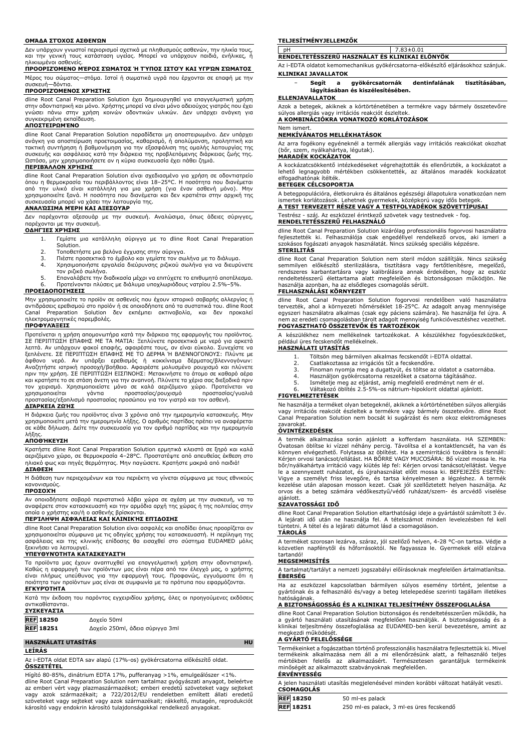**ΟΜΆΔΑ ΣΤΌΧΟΣ ΑΣΘΕΝΏΝ**

Δεν υπάρχουν γνωστοί περιορισμοί σχετικά με πληθυσμούς ασθενών, την ηλικία τους, και την γενική τους κατάσταση υγείας. Μπορεί να υπάρχουν παιδιά, ενήλικες, ή ηλικιωμένοι ασθενείς.

**ΠΡΟΟΡΙΖΌΜΕΝΟ ΜΈΡΟΣ ΣΏΜΑΤΟΣ Ή ΤΎΠΟΣ ΙΣΤΟΎ ΚΑΙ ΥΓΡΏΝ ΣΏΜΑΤΟΣ**

Μέρος του σώματος—στόμα. Ιστοί ή σωματικά υγρά που έρχονται σε επαφή με την συσκευή—δόντια.

**ΠΡΟΟΡΙΖΌΜΕΝΟΣ ΧΡΉΣΤΗΣ**

dline Root Canal Preparation Solution έχει δημιουργηθεί για επαγγελματική χρήση στην οδοντιατρική και μόνο. Χρήστης μπορεί να είναι μόνο αδειούχος γιατρός που έχει γνώσει πάνω στην χρήση κοινών οδοντικών υλικών. Δεν υπάρχει ανάγκη για συγκεκριμένη εκπαίδευση.

**ΑΠΟΣΤΕΙΡΩΜΈΝΟ**

dline Root Canal Preparation Solution παραδίδεται μη αποστειρωμένο. Δεν υπάρχει ανάγκη για αποστείρωση προετοιμασίας, καθαρισμό, ή απολύμανση, προληπτική και τακτική συντήρηση ή βαθμονόμηση για την εξασφάλιση της ομαλής λειτουργίας της συσκευής και ασφάλειας κατά την διάρκεια της προβλεπόμενης διάρκειας ζωής της. Ωστόσο, μην χρησιμοποιήσετε αν η κύρια συσκευασία έχει πάθει ζημιά.

**ΠΕΡΙΒΆΛΛΟΝ ΧΡΉΣΗΣ**

dline Root Canal Preparation Solution είναι σχεδιασμένο για χρήση σε οδοντιατρείο όπου η θερμοκρασία του περιβάλλοντος είναι 18–25°C. Η ποσότητα που διανέμεται από την υλικό είναι κατάλληλη για μια χρήση (για έναν ασθενή μόνο). Μην χρησιμοποιείτε ξανά. Η ποσότητα που διανέμεται και δεν κρατιέται στην αρχική της συσκευασία μπορεί να χάσει την λειτουργία της.

**ΑΝΑΛΏΣΙΜΑ ΜΈΡΗ ΚΑΙ ΑΞΕΣΟΥΆΡ**

Δεν παρέχονται αξεσουάρ με την συσκευή. Αναλώσιμα, όπως άδειες σύριγγες, παρέχονται με την συσκευή.

**ΟΔΗΓΊΕΣ ΧΡΉΣΗΣ**

1. Γεμίστε μια κατάλληλη σύριγγα με το dline Root Canal Preparation Solution.
2. Τοποθετήστε μια βελόνα έγχυσης στην σύριγγα.
3. Πιέστε προσεκτικά το έμβολο και γεμίστε τον σωλήνα με το διάλυμα.
4. Χρησιμοποιήστε εργαλεία διεύρυνσης ριζικού σωλήνα για να διευρύνετε τον ριζικό σωλήνα.
5. Επαναλάβετε την διαδικασία μέχρι να επιτύχετε το επιθυμητό αποτέλεσμα.
6. Προτείνονται πλύσεις με διάλυμα υποχλωριδόους νατρίου 2.5%–5%.

**ΠΡΟΕΙΔΟΠΟΙΉΣΕΙΣ**

Μην χρησιμοποιείτε το προϊόν σε ασθενείς που έχουν ιστορικό σοβαρής αλλεργίας ή αντιδράσεις ερεθισμού στο προϊόν ή σε οποιοδήποτε από τα συστατικά του. dline Root Canal Preparation Solution δεν εκπέμπει ακτινοβολία, και δεν προκαλεί ηλεκτρομαγνητικές παρεμβολές.

**ΠΡΟΦΥΛΆΞΕΙΣ**

Προτείνεται η χρήση απομονωτήρα κατά την διάρκεια της εφαρμογής του προϊόντος. ΣΕ ΠΕΡΙΠΤΩΣΗ ΕΠΑΦΗΣ ΜΕ ΤΑ ΜΑΤΙΑ: Ξεπλύνετε προσεκτικά με νερό για αρκετά λεπτά. Αν υπάρχουν φακοί επαφής, αφαιρέστε τους, αν είναι εύκολο. Συνεχίστε να ξεπλένετε. ΣΕ ΠΕΡΙΠΤΩΣΗ ΕΠΑΦΗΣ ΜΕ ΤΟ ΔΕΡΜΑ Ή ΒΛΕΝΝΟΓΟΝΟΥΣ: Πλύντε με άφθονο νερό. Αν υπάρξει ερεθισμός ή κοκκίνισμα δέρματος/βλεννογόνων: Αναζητήστε ιατρική προσοχή/βοήθεια. Αφαιρέστε μολυσμένο ρουχισμό και πλύντε πριν την χρήση. ΣΕ ΠΕΡΙΠΤΩΣΗ ΕΙΣΠΝΟΗΣ: Μετακινήστε το άτομο σε καθαρό αέρα και κρατήστε το σε στάση άνετη για την αναπνοή. Πλύντε τα χέρια σας διεξοδικά πριν τον χειρισμό. Χρησιμοποιείστε μόνο σε καλά αεριζόμενο χώρο. Προτείνεται να χρησιμοποιείται γάντια προστασίας/ρουχισμό προστασίας/γυαλιά προστασίας/εξοπλισμό προστασίας προσώπου για τον γιατρό και τον ασθενή.

**ΔΙΆΡΚΕΙΑ ΖΩΉΣ**

Η διάρκεια ζωής του προϊόντος είναι 3 χρόνια από την ημερομηνία κατασκευής. Μην χρησιμοποιείτε μετά την ημερομηνία λήξης. Ο αριθμός παρτίδας πρέπει να αναφέρεται σε κάθε δήλωση. Δείτε την συσκευασία για τον αριθμό παρτίδας και την ημερομηνία λήξης.

**ΑΠΟΘΉΚΕΥΣΗ**

Κρατήστε dline Root Canal Preparation Solution ερμητικά κλειστό σε ξηρό και καλά αεριζόμενο χώρο, σε θερμοκρασία 4–28°C. Προστατέψτε από απευθείας έκθεση στο ηλιακό φως και πηγές θερμότητας. Μην παγώσετε. Κρατήστε μακριά από παιδιά!

**ΔΙΆΘΕΣΗ**

Η διάθεση των περιεχομένων και του περιέκτη να γίνεται σύμφωνα με τους εθνικούς κανονισμούς.

**ΠΡΟΣΟΧΉ**

Αν οποιοδήποτε σοβαρό περιστατικό λάβει χώρα σε σχέση με την συσκευή, να το αναφέρετε στον κατασκευαστή και την αρμόδια αρχή της χώρας ή της πολιτείας στην οποία ο χρήστης και/ή ο ασθενής βρίσκονται.

**ΠΕΡΊΛΗΨΗ ΑΣΦΆΛΕΙΑΣ ΚΑΙ ΚΛΙΝΙΚΉΣ ΕΠΊΔΟΣΗΣ**

dline Root Canal Preparation Solution είναι ασφαλές και αποδίδει όπως προορίζεται αν χρησιμοποιείται σύμφωνα με τις οδηγίες χρήσης του κατασκευαστή. Η περίληψη της ασφάλειας και της κλινικής επίδοσης θα εισαχθεί στο σύστημα EUDAMED μόλις ξεκινήσει να λειτουργεί.

**ΥΠΕΥΘΥΝΌΤΗΤΑ ΚΑΤΑΣΚΕΥΑΣΤΉ**

Τα προϊόντα μας έχουν αναπτυχθεί για επαγγελματική χρήση στην οδοντιατρική. Καθώς η εφαρμογή των προϊόντων μας είναι πέρα από τον έλεγχό μας, ο χρήστης είναι πλήρως υπεύθυνος για την εφαρμογή τους. Προφανώς, εγγυόμαστε ότι η ποιότητα των προϊόντων μας είναι σε συμφωνία με τα πρότυπα που εφαρμόζονται.

**ΕΓΚΥΡΌΤΗΤΑ**

Κατά την έκδοση του παρόντος εγχειριδίου χρήσης, όλες οι προηγούμενες εκδόσεις αντικαθίστανται.

**ΣΥΣΚΕΥΑΣΊΑ**

| | |
|---|---|
| **REF 18250** | Δοχείο 50ml |
| **REF 18251** | Δοχείο 250ml, άδεια σύριγγα 3ml |

## HASZNÁLATI UTASÍTÁS HU

**LEÍRÁS**

Az i-EDTA oldat EDTA sav alapú (17%-os) gyökércsatorna előkészítő oldat.

**ÖSSZETÉTEL**

Hígító 80-85%, dinátrium EDTA 17%, pufferanyag >1%, emulgeálószer <1%.
dline Root Canal Preparation Solution nem tartalmaz gyógyászati anyagot, beleértve az emberi vért vagy plazmaszármazékot; emberi eredetű szöveteket vagy sejteket vagy azok származékait; a 722/2012/EU rendeletben említett állati eredetű szöveteket vagy sejteket vagy azok származékait; rákkeltő, mutagén, reprodukciót károsító vagy endokrin károsító tulajdonságokkal rendelkező anyagokat.

**TELJESÍTMÉNYJELLEMZŐK**

| | |
|---|---|
| pH | 7.83±0.01 |

**RENDELTETÉSSZERŰ HASZNÁLAT ÉS KLINIKAI ELŐNYÖK**

Az i-EDTA oldatot kemomechanikus gyökércsatorna-előkészítő eljárásokhoz szánjuk.

**KLINIKAI JAVALLATOK**

- **Segít a gyökércsatornák dentinfalának tisztításában, lágyításában és kiszélesítésében.**

**ELLENJAVALLATOK**

Azok a betegek, akiknek a kórtörténetében a termékre vagy bármely összetevőre súlyos allergiás vagy irritációs reakciót észleltek.

**A KOMBINÁCIÓKRA VONATKOZÓ KORLÁTOZÁSOK**

Nem ismert.

**NEMKÍVÁNATOS MELLÉKHATÁSOK**

Az arra fogékony egyéneknél a termék allergiás vagy irritációs reakciókat okozhat (bőr, szem, nyálkahártya, légutak).

**MARADÉK KOCKÁZATOK**

A kockázatcsökkentő intézkedéseket végrehajtották és ellenőrizték, a kockázatot a lehető legnagyobb mértékben csökkentették, az általános maradék kockázatot elfogadhatónak ítélték.

**BETEGEK CÉLCSOPORTJA**

A betegpopulációra, életkorukra és általános egészségi állapotukra vonatkozóan nem ismertek korlátozások. Lehetnek gyermekek, középkorú vagy idős betegek.

**A TEST TERVEZETT RÉSZE VAGY A TESTFOLYADÉKOK SZÖVETTÍPUSAI**

Testrész - száj. Az eszközzel érintkező szövetek vagy testnedvek - fog.

**RENDELTETÉSSZERŰ FELHASZNÁLÓ**

dline Root Canal Preparation Solution kizárólag professzionális fogorvosi használatra fejlesztették ki. Felhasználója csak engedéllyel rendelkező orvos, aki ismeri a szokásos fogászati anyagok használatát. Nincs szükség speciális képzésre.

**STERILITÁS**

dline Root Canal Preparation Solution nem steril módon szállítják. Nincs szükség semmilyen előkészítő sterilizálásra, tisztításra vagy fertőtlenítésre, megelőző, rendszeres karbantartásra vagy kalibrálásra annak érdekében, hogy az eszköz rendeltetésszerű élettartama alatt megfelelően és biztonságosan működjön. Ne használja azonban, ha az elsődleges csomagolás sérült.

**FELHASZNÁLÁSI KÖRNYEZET**

dline Root Canal Preparation Solution fogorvosi rendelőben való használatra tervezték, ahol a környezeti hőmérséklet 18-25°C. Az adagolt anyag mennyisége egyszeri használatra alkalmas (csak egy páciens számára). Ne használja fel újra. A nem az eredeti csomagolásban tárolt adagolt mennyiség funkcióvesztéshez vezethet.

**FOGYASZTHATÓ ÖSSZETEVŐK ÉS TARTOZÉKOK**

A készülékhez nem mellékelnek tartozékokat. A készülékhez fogyóeszközöket, például üres fecskendőt mellékelnek.

**HASZNÁLATI UTASÍTÁS**

1. Töltsön meg bármilyen alkalmas fecskendőt i-EDTA oldattal.
2. Csatlakoztassa az irrigációs tűt a fecskendőre.
3. Finoman nyomja meg a dugattyút, és töltse az oldatot a csatornába.
4. Használjon gyökércsatorna reszelőket a csatorna tágításához.
5. Ismételje meg az eljárást, amíg megfelelő eredményt nem ér el.
6. Váltakozó öblítés 2.5-5%-os nátrium-hipoklorit oldattal ajánlott.

**FIGYELMEZTETÉSEK**

Ne használja a terméket olyan betegeknél, akiknek a kórtörténetében súlyos allergiás vagy irritációs reakciót észleltek a termékre vagy bármely összetevőre. dline Root Canal Preparation Solution nem bocsát ki sugárzást és nem okoz elektromágneses zavarokat.

**ÓVINTÉZKEDÉSEK**

A termék alkalmazása során ajánlott a kofferdam használata. HA SZEMBEN: Óvatosan öblítse ki vízzel néhány percig. Távolítsa el a kontaktlencsét, ha van és könnyen elvégezhető. Folytassa az öblítést. Ha a szemirritáció továbbra is fennáll: Kérjen orvosi tanácsot/ellátást. HA BŐRRE VAGY MUCOSÁRA: Bő vízzel mossa le. Ha bőr/nyálkahártya irritáció vagy kiütés lép fel: Kérjen orvosi tanácsot/ellátást. Vegye le a szennyezett ruházatot, és újrahasználat előtt mossa ki. BEFEJEZÉS ESETÉN: Vigye a személyt friss levegőre, és tartsa kényelmesen a légzéshez. A termék kezelése után alaposan mosson kezet. Csak jól szellőztetett helyen használja. Az orvos és a beteg számára védőkesztyű/védő ruházat/szem- és arcvédő viselése ajánlott.

**SZAVATOSSÁGI IDŐ**

dline Root Canal Preparation Solution eltarthatósági ideje a gyártástól számított 3 év. A lejárati idő után ne használja fel. A tételszámot minden levelezésben fel kell tüntetni. A tétel és a lejárati dátumot lásd a csomagoláson.

**TÁROLÁS**

A terméket szorosan lezárva, száraz, jól szellőző helyen, 4-28 °C-on tartsa. Védje a közvetlen napfénytől és hőforrásoktól. Ne fagyassza le. Gyermekek elől elzárva tartandó!

**MEGSEMMISÍTÉS**

A tartalmat/tartályt a nemzeti jogszabályi előírásoknak megfelelően ártalmatlanítsa.

**ÉBERSÉG**

Ha az eszközzel kapcsolatban bármilyen súlyos esemény történt, jelentse a gyártónak és a felhasználó és/vagy a beteg letelepedése szerinti tagállam illetékes hatóságának.

**A BIZTONSÁGOSSÁG ÉS A KLINIKAI TELJESÍTMÉNY ÖSSZEFOGLALÁSA**

dline Root Canal Preparation Solution biztonságos és rendeltetésszerűen működik, ha a gyártó használati utasításának megfelelően használják. A biztonságosság és a klinikai teljesítmény összefoglalása az EUDAMED-ben kerül bevezetésre, amint az megkezdi működését.

**A GYÁRTÓ FELELŐSSÉGE**

Termékeinket a fogászatban történő professzionális használatra fejlesztettük ki. Mivel termékeink alkalmazása nem áll a mi ellenőrzésünk alatt, a felhasználó teljes mértékben felelős az alkalmazásért. Természetesen garantáljuk termékeink minőségét az alkalmazott szabványoknak megfelelően.

**ÉRVÉNYESSÉG**

A jelen használati utasítás megjelenésével minden korábbi változat hatályát veszti.

**CSOMAGOLÁS**

| | |
|---|---|
| **REF 18250** | 50 ml-es palack |
| **REF 18251** | 250 ml-es palack, 3 ml-es üres fecskendő |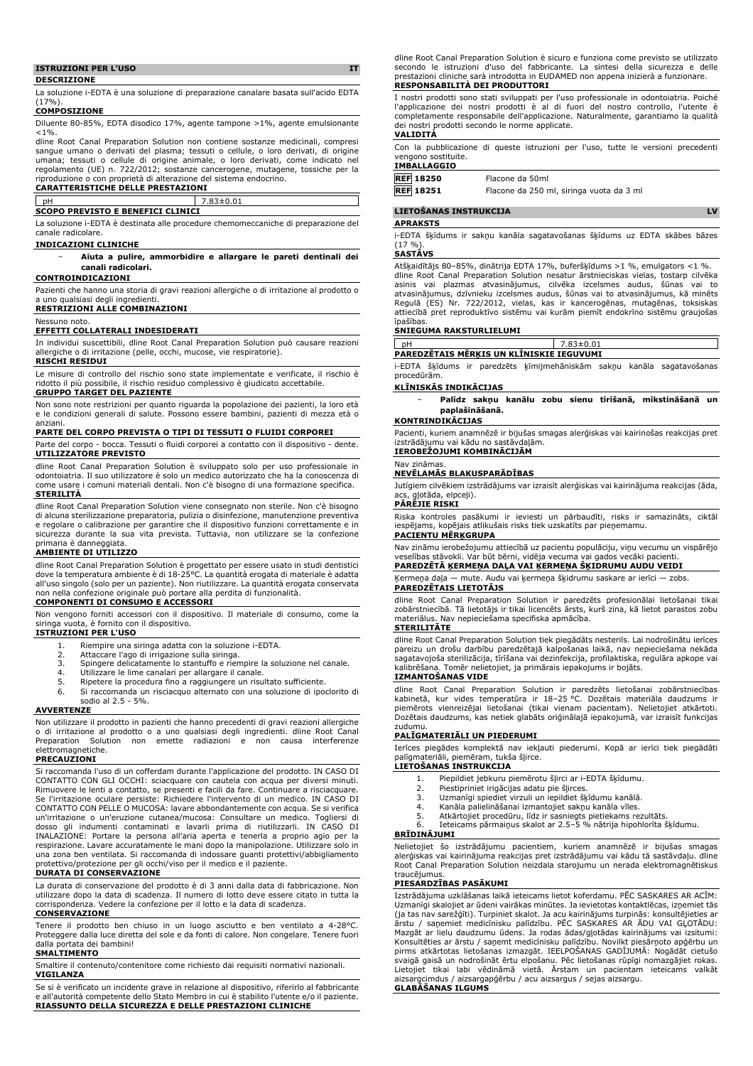## ISTRUZIONI PER L'USO — IT

### DESCRIZIONE

La soluzione i-EDTA è una soluzione di preparazione canalare basata sull'acido EDTA (17%).

### COMPOSIZIONE

Diluente 80-85%, EDTA disodico 17%, agente tampone >1%, agente emulsionante <1%.

dline Root Canal Preparation Solution non contiene sostanze medicinali, compresi sangue umano o derivati del plasma; tessuti o cellule, o loro derivati, di origine umana; tessuti o cellule di origine animale, o loro derivati, come indicato nel regolamento (UE) n. 722/2012; sostanze cancerogene, mutagene, tossiche per la riproduzione o con proprietà di alterazione del sistema endocrino.

### CARATTERISTICHE DELLE PRESTAZIONI

| pH | 7.83±0.01 |
|---|---|

### SCOPO PREVISTO E BENEFICI CLINICI

La soluzione i-EDTA è destinata alle procedure chemomeccaniche di preparazione del canale radicolare.

### INDICAZIONI CLINICHE

- **Aiuta a pulire, ammorbidire e allargare le pareti dentinali dei canali radicolari.**

### CONTROINDICAZIONI

Pazienti che hanno una storia di gravi reazioni allergiche o di irritazione al prodotto o a uno qualsiasi degli ingredienti.

### RESTRIZIONI ALLE COMBINAZIONI

Nessuno noto.

### EFFETTI COLLATERALI INDESIDERATI

In individui suscettibili, dline Root Canal Preparation Solution può causare reazioni allergiche o di irritazione (pelle, occhi, mucose, vie respiratorie).

### RISCHI RESIDUI

Le misure di controllo del rischio sono state implementate e verificate, il rischio è ridotto il più possibile, il rischio residuo complessivo è giudicato accettabile.

### GRUPPO TARGET DEL PAZIENTE

Non sono note restrizioni per quanto riguarda la popolazione dei pazienti, la loro età e le condizioni generali di salute. Possono essere bambini, pazienti di mezza età o anziani.

### PARTE DEL CORPO PREVISTA O TIPI DI TESSUTI O FLUIDI CORPOREI

Parte del corpo - bocca. Tessuti o fluidi corporei a contatto con il dispositivo - dente.

### UTILIZZATORE PREVISTO

dline Root Canal Preparation Solution è sviluppato solo per uso professionale in odontoiatria. Il suo utilizzatore è solo un medico autorizzato che ha la conoscenza di come usare i comuni materiali dentali. Non c'è bisogno di una formazione specifica.

### STERILITÀ

dline Root Canal Preparation Solution viene consegnato non sterile. Non c'è bisogno di alcuna sterilizzazione preparatoria, pulizia o disinfezione, manutenzione preventiva e regolare o calibrazione per garantire che il dispositivo funzioni correttamente e in sicurezza durante la sua vita prevista. Tuttavia, non utilizzare se la confezione primaria è danneggiata.

### AMBIENTE DI UTILIZZO

dline Root Canal Preparation Solution è progettato per essere usato in studi dentistici dove la temperatura ambiente è di 18-25°C. La quantità erogata di materiale è adatta all'uso singolo (solo per un paziente). Non riutilizzare. La quantità erogata conservata non nella confezione originale può portare alla perdita di funzionalità.

### COMPONENTI DI CONSUMO E ACCESSORI

Non vengono forniti accessori con il dispositivo. Il materiale di consumo, come la siringa vuota, è fornito con il dispositivo.

### ISTRUZIONI PER L'USO

1. Riempire una siringa adatta con la soluzione i-EDTA.
2. Attaccare l'ago di irrigazione sulla siringa.
3. Spingere delicatamente lo stantuffo e riempire la soluzione nel canale.
4. Utilizzare le lime canalari per allargare il canale.
5. Ripetere la procedura fino a raggiungere un risultato sufficiente.
6. Si raccomanda un risciacquo alternato con una soluzione di ipoclorito di sodio al 2.5 - 5%.

### AVVERTENZE

Non utilizzare il prodotto in pazienti che hanno precedenti di gravi reazioni allergiche o di irritazione al prodotto o a uno qualsiasi degli ingredienti. dline Root Canal Preparation Solution non emette radiazioni e non causa interferenze elettromagnetiche.

### PRECAUZIONI

Si raccomanda l'uso di un cofferdam durante l'applicazione del prodotto. IN CASO DI CONTATTO CON GLI OCCHI: sciacquare con cautela con acqua per diversi minuti. Rimuovere le lenti a contatto, se presenti e facili da fare. Continuare a risciacquare. Se l'irritazione oculare persiste: Richiedere l'intervento di un medico. IN CASO DI CONTATTO CON PELLE O MUCOSA: lavare abbondantemente con acqua. Se si verifica un'irritazione o un'eruzione cutanea/mucosa: Consultare un medico. Togliersi di dosso gli indumenti contaminati e lavarli prima di riutilizzarli. IN CASO DI INALAZIONE: Portare la persona all'aria aperta e tenerla a proprio agio per la respirazione. Lavare accuratamente le mani dopo la manipolazione. Utilizzare solo in una zona ben ventilata. Si raccomanda di indossare guanti protettivi/abbigliamento protettivo/protezione per gli occhi/viso per il medico e il paziente.

### DURATA DI CONSERVAZIONE

La durata di conservazione del prodotto è di 3 anni dalla data di fabbricazione. Non utilizzare dopo la data di scadenza. Il numero di lotto deve essere citato in tutta la corrispondenza. Vedere la confezione per il lotto e la data di scadenza.

### CONSERVAZIONE

Tenere il prodotto ben chiuso in un luogo asciutto e ben ventilato a 4-28°C. Proteggere dalla luce diretta del sole e da fonti di calore. Non congelare. Tenere fuori dalla portata dei bambini!

### SMALTIMENTO

Smaltire il contenuto/contenitore come richiesto dai requisiti normativi nazionali.

### VIGILANZA

Se si è verificato un incidente grave in relazione al dispositivo, riferirlo al fabbricante e all'autorità competente dello Stato Membro in cui è stabilito l'utente e/o il paziente.

### RIASSUNTO DELLA SICUREZZA E DELLE PRESTAZIONI CLINICHE

dline Root Canal Preparation Solution è sicuro e funziona come previsto se utilizzato secondo le istruzioni d'uso del fabbricante. La sintesi della sicurezza e delle prestazioni cliniche sarà introdotta in EUDAMED non appena inizierà a funzionare.

### RESPONSABILITÀ DEI PRODUTTORI

I nostri prodotti sono stati sviluppati per l'uso professionale in odontoiatria. Poiché l'applicazione dei nostri prodotti è al di fuori del nostro controllo, l'utente è completamente responsabile dell'applicazione. Naturalmente, garantiamo la qualità dei nostri prodotti secondo le norme applicate.

### VALIDITÀ

Con la pubblicazione di queste istruzioni per l'uso, tutte le versioni precedenti vengono sostituite.

### IMBALLAGGIO

| REF 18250 | Flacone da 50ml |
|---|---|
| REF 18251 | Flacone da 250 ml, siringa vuota da 3 ml |

## LIETOŠANAS INSTRUKCIJA — LV

### APRAKSTS

i-EDTA šķīdums ir sakņu kanāla sagatavošanas šķīdums uz EDTA skābes bāzes (17 %).

### SASTĀVS

Atšķaidītājs 80–85%, dinātrija EDTA 17%, buferšķīdums >1 %, emulgators <1 %.
dline Root Canal Preparation Solution nesatur ārstnieciskas vielas, tostarp cilvēka asinis vai plazmas atvasinājumus, cilvēka izcelsmes audus, šūnas vai to atvasinājumus, dzīvnieku izcelsmes audus, šūnas vai to atvasinājumus, kā minēts Regulā (ES) Nr. 722/2012, vielas, kas ir kancerogēnas, mutagēnas, toksiskas attiecībā pret reproduktīvo sistēmu vai kurām piemīt endokrīno sistēmu graujošas īpašības.

### SNIEGUMA RAKSTURLIELUMI

| pH | 7.83±0.01 |
|---|---|

### PAREDZĒTAIS MĒRĶIS UN KLĪNISKIE IEGUVUMI

i-EDTA šķīdums ir paredzēts ķīmijmehāniskām sakņu kanāla sagatavošanas procedūrām.

### KLĪNISKĀS INDIKĀCIJAS

- **Palīdz sakņu kanālu zobu sienu tīrīšanā, mīkstināšanā un paplašināšanā.**

### KONTRINDIKĀCIJAS

Pacienti, kuriem anamnēzē ir bijušas smagas alerģiskas vai kairinošas reakcijas pret izstrādājumu vai kādu no sastāvdaļām.

### IEROBEŽOJUMI KOMBINĀCIJĀM

Nav zināmas.

### NEVĒLAMĀS BLAKUSPARĀDĪBAS

Jutīgiem cilvēkiem izstrādājums var izraisīt alerģiskas vai kairinājuma reakcijas (āda, acs, gļotāda, elpceļi).

### PĀRĒJIE RISKI

Riska kontroles pasākumi ir ieviesti un pārbaudīti, risks ir samazināts, ciktāl iespējams, kopējais atlikušais risks tiek uzskatīts par pieņemamu.

### PACIENTU MĒRĶGRUPA

Nav zināmu ierobežojumu attiecībā uz pacientu populāciju, viņu vecumu un vispārējo veselības stāvokli. Var būt bērni, vidēja vecuma vai gados vecāki pacienti.

### PAREDZĒTĀ ĶERMEŅA DAĻA VAI ĶERMEŅA ŠĶIDRUMU AUDU VEIDI

Ķermeņa daļa — mute. Audu vai ķermeņa šķidrumu saskare ar ierīci — zobs.

### PAREDZĒTAIS LIETOTĀJS

dline Root Canal Preparation Solution ir paredzēts profesionālai lietošanai tikai zobārstniecībā. Tā lietotājs ir tikai licencēts ārsts, kurš zina, kā lietot parastos zobu materiālus. Nav nepieciešama specifiska apmācība.

### STERILITĀTE

dline Root Canal Preparation Solution tiek piegādāts nesterils. Lai nodrošinātu ierīces pareizu un drošu darbību paredzētajā kalpošanas laikā, nav nepieciešama nekāda sagatavojoša sterilizācija, tīrīšana vai dezinfekcija, profilaktiska, regulāra apkope vai kalibrēšana. Tomēr nelietojiet, ja primārais iepakojums ir bojāts.

### IZMANTOŠANAS VIDE

dline Root Canal Preparation Solution ir paredzēts lietošanai zobārstniecības kabinetā, kur vides temperatūra ir 18–25 °C. Dozētais materiāla daudzums ir piemērots vienreizējai lietošanai (tikai vienam pacientam). Nelietojiet atkārtoti. Dozētais daudzums, kas netiek glabāts oriģinālajā iepakojumā, var izraisīt funkcijas zudumu.

### PALĪGMATERIĀLI UN PIEDERUMI

Ierīces piegādes komplektā nav iekļauti piederumi. Kopā ar ierīci tiek piegādāti palīgmateriāli, piemēram, tukša šļirce.

### LIETOŠANAS INSTRUKCIJA

1. Piepildiet jebkuru piemērotu šļirci ar i-EDTA šķīdumu.
2. Piestipriniet irigācijas adatu pie šļirces.
3. Uzmanīgi spiediet virzuli un iepildiet šķīdumu kanālā.
4. Kanāla palielināšanai izmantojiet sakņu kanāla vīles.
5. Atkārtojiet procedūru, līdz ir sasniegts pietiekams rezultāts.
6. Ieteicams pārmaiņus skalot ar 2.5–5 % nātrija hipohlorīta šķīdumu.

### BRĪDINĀJUMI

Nelietojiet šo izstrādājumu pacientiem, kuriem anamnēzē ir bijušas smagas alerģiskas vai kairinājuma reakcijas pret izstrādājumu vai kādu tā sastāvdaļu. dline Root Canal Preparation Solution neizdala starojumu un nerada elektromagnētiskus traucējumus.

### PIESARDZĪBAS PASĀKUMI

Izstrādājuma uzklāšanas laikā ieteicams lietot koferdamu. PĒC SASKARES AR ACĪM: Uzmanīgi skalojiet ar ūdeni vairākas minūtes. Ja ievietotas kontaktlēcas, izņemiet tās (ja tas nav sarežģīti). Turpiniet skalot. Ja acu kairinājums turpinās: konsultējieties ar ārstu / saņemiet medicīnisku palīdzību. PĒC SASKARES AR ĀDU VAI GĻOTĀDU: Mazgāt ar lielu daudzumu ūdens. Ja rodas ādas/gļotādas kairinājums vai izsitumi: Konsultēties ar ārstu / saņemt medicīnisku palīdzību. Novilkt piesārņoto apģērbu un pirms atkārtotas lietošanas izmazgāt. IEELPOŠANAS GADĪJUMĀ: Nogādāt cietušo svaigā gaisā un nodrošināt ērtu elpošanu. Pēc lietošanas rūpīgi nomazgājiet rokas. Lietojiet tikai labi vēdināmā vietā. Ārstam un pacientam ieteicams valkāt aizsargcimdus / aizsargapģērbu / acu aizsargus / sejas aizsargu.

### GLABĀŠANAS ILGUMS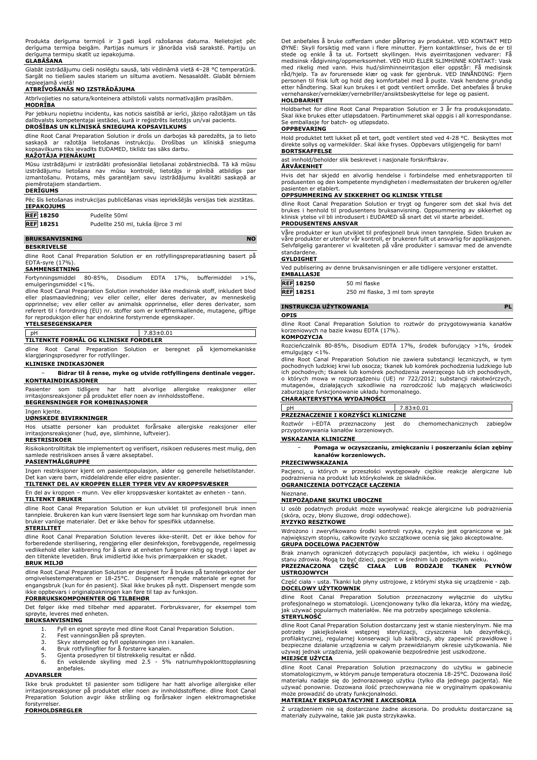Produkta derīguma termiņš ir 3 gadi kopš ražošanas datuma. Nelietojiet pēc derīguma termiņa beigām. Partijas numurs ir jānorāda visā sarakstē. Partiju un derīguma termiņu skatīt uz iepakojuma.

**GLABĀŠANA**

Glabāt izstrādājumu cieši noslēgtu sausā, labi vēdināmā vietā 4–28 °C temperatūrā. Sargāt no tiešiem saules stariem un siltuma avotiem. Nesasaldēt. Glabāt bērniem nepieejamā vietā!

**ATBRĪVOŠANĀS NO IZSTRĀDĀJUMA**

Atbrīvojieties no satura/konteinera atbilstoši valsts normatīvajām prasībām.

**MODRĪBA**

Par jebkuru nopietnu incidentu, kas noticis saistībā ar ierīci, jāziņo ražotājam un tās dalībvalsts kompetentajai iestādei, kurā ir reģistrēts lietotājs un/vai pacients.

**DROŠĪBAS UN KLĪNISKĀ SNIEGUMA KOPSAVILKUMS**

dline Root Canal Preparation Solution ir drošs un darbojas kā paredzēts, ja to lieto saskaņā ar ražotāja lietošanas instrukciju. Drošības un klīniskā snieguma kopsavilkums tiks ievadīts EUDAMED, tiklīdz tas sāks darbu.

**RAŽOTĀJA PIENĀKUMI**

Mūsu izstrādājumi ir izstrādāti profesionālai lietošanai zobārstniecībā. Tā kā mūsu izstrādājumu lietošana nav mūsu kontrolē, lietotājs ir pilnībā atbildīgs par izmantošanu. Protams, mēs garantējam savu izstrādājumu kvalitāti saskaņā ar piemērotajiem standartiem.

**DERĪGUMS**

Pēc šīs lietošanas instrukcijas publicēšanas visas iepriekšējās versijas tiek aizstātas.

**IEPAKOJUMS**

| | |
|---|---|
| REF 18250 | Pudelīte 50ml |
| REF 18251 | Pudelīte 250 ml, tukša šļirce 3 ml |

## BRUKSANVISNING — NO

**BESKRIVELSE**

dline Root Canal Preparation Solution er en rotfyllingspreparatløsning basert på EDTA-syre (17%).

**SAMMENSETNING**

Fortynningsmiddel 80-85%, Disodium EDTA 17%, buffermiddel >1%, emulgeringsmiddel <1%.

dline Root Canal Preparation Solution inneholder ikke medisinsk stoff, inkludert blod eller plasmaavledning; vev eller celler, eller deres derivater, av menneskelig opprinnelse; vev eller celler av animalsk opprinnelse, eller deres derivater, som referert til i forordning (EU) nr. stoffer som er kreftfremkallende, mutagene, giftige for reproduksjon eller har endokrine forstyrrende egenskaper.

**YTELSESEGENSKAPER**

| pH | 7.83±0.01 |
|---|---|

**TILTENKTE FORMÅL OG KLINISKE FORDELER**

dline Root Canal Preparation Solution er beregnet på kjemomekaniske klargjøringsprosedyrer for rotfyllinger.

**KLINISKE INDIKASJONER**

- **Bidrar til å rense, myke og utvide rotfyllingens dentinale vegger.**

**KONTRAINDIKASJONER**

Pasienter som tidligere har hatt alvorlige allergiske reaksjoner eller irritasjonsreaksjoner på produktet eller noen av innholdsstoffene.

**BEGRENSNINGER FOR KOMBINASJONER**

Ingen kjente.

**UØNSKEDE BIVIRKNINGER**

Hos utsatte personer kan produktet forårsake allergiske reaksjoner eller irritasjonsreaksjoner (hud, øye, slimhinne, luftveier).

**RESTRISIKOER**

Risikokontrolltiltak ble implementert og verifisert, risikoen reduseres mest mulig, den samlede restrisikoen anses å være akseptabel.

**PASIENTMÅLGRUPPE**

Ingen restriksjoner kjent om pasientpopulasjon, alder og generelle helsetilstander. Det kan være barn, middelaldrende eller eldre pasienter.

**TILTENKT DEL AV KROPPEN ELLER TYPER VEV AV KROPPSVÆSKER**

En del av kroppen – munn. Vev eller kroppsvæsker kontaktet av enheten - tann.

**TILTENKT BRUKER**

dline Root Canal Preparation Solution er kun utviklet til profesjonell bruk innen tannpleie. Brukeren kan kun være lisensiert lege som har kunnskap om hvordan man bruker vanlige materialer. Det er ikke behov for spesifikk utdannelse.

**STERILITET**

dline Root Canal Preparation Solution leveres ikke-sterilt. Det er ikke behov for forberedende sterilisering, rengjøring eller desinfeksjon, forebyggende, regelmessig vedlikehold eller kalibrering for å sikre at enheten fungerer riktig og trygt i løpet av den tiltenkte levetiden. Bruk imidlertid ikke hvis primærpakken er skadet.

**BRUK MILJØ**

dline Root Canal Preparation Solution er designet for å brukes på tannlegekontor der omgivelsestemperaturen er 18-25°C. Dispensert mengde materiale er egnet for engangsbruk (kun for én pasient). Skal ikke brukes på nytt. Dispensert mengde som ikke oppbevars i originalpakningen kan føre til tap av funksjon.

**FORBRUKSKOMPONENTER OG TILBEHØR**

Det følger ikke med tilbehør med apparatet. Forbruksvarer, for eksempel tom sprøyte, leveres med enheten.

**BRUKSANVISNING**

1. Fyll en egnet sprøyte med dline Root Canal Preparation Solution.
2. Fest vanningsnålen på sprøyten.
3. Skyv stempelet og fyll oppløsningen inn i kanalen.
4. Bruk rotfyllingfiler for å forstørre kanalen.
5. Gjenta prosedyren til tilstrekkelig resultat er nådd.
6. En vekslende skylling med 2.5 - 5% natriumhypoklorittoppløsning anbefales.

**ADVARSLER**

Ikke bruk produktet til pasienter som tidligere har hatt alvorlige allergiske eller irritasjonsreaksjoner på produktet eller noen av innholdsstoffene. dline Root Canal Preparation Solution avgir ikke stråling og forårsaker ingen elektromagnetiske forstyrrelser.

**FORHOLDSREGLER**

Det anbefales å bruke cofferdam under påføring av produktet. VED KONTAKT MED ØYNE: Skyll forsiktig med vann i flere minutter. Fjern kontaktlinser, hvis de er til stede og enkle å ta ut. Fortsett skyllingen. Hvis øyeirritasjonen vedvarer: Få medisinsk rådgivning/oppmerksomhet. VED HUD ELLER SLIMHINNE KONTAKT: Vask med rikelig med vann. Hvis hud/slimhinneirritasjon oppstår: Få medisinsk råd/hjelp. Ta av forurensede klær og vask før gjenbruk. VED INNÅNDING: Fjern personen til frisk luft og hold deg komfortabel med å puste. Vask hendene grundig etter håndtering. Skal kun brukes i et godt ventilert område. Det anbefales å bruke vernehansker/verneklær/vernebriller/ansiktsbeskyttelse for lege og pasient.

**HOLDBARHET**

Holdbarhet for dline Root Canal Preparation Solution er 3 år fra produksjonsdato. Skal ikke brukes etter utløpsdatoen. Partinummeret skal oppgis i all korrespondanse. Se emballasje for batch- og utløpsdato.

**OPPBEVARING**

Hold produktet tett lukket på et tørt, godt ventilert sted ved 4-28 °C. Beskyttes mot direkte sollys og varmekilder. Skal ikke fryses. Oppbevars utilgjengelig for barn!

**BORTSKAFFELSE**

ast innhold/beholder slik beskrevet i nasjonale forskriftskrav.

**ÅRVÅKENHET**

Hvis det har skjedd en alvorlig hendelse i forbindelse med enhetsrapporten til produsenten og den kompetente myndigheten i medlemsstaten der brukeren og/eller pasienten er etablert.

**OPPSUMMERING AV SIKKERHET OG KLINISK YTELSE**

dline Root Canal Preparation Solution er trygt og fungerer som det skal hvis det brukes i henhold til produsentens bruksanvisning. Oppsummering av sikkerhet og klinisk ytelse vil bli introdusert i EUDAMED så snart det vil starte arbeidet.

**PRODUSENTENS ANSVAR**

Våre produkter er kun utviklet til profesjonell bruk innen tannpleie. Siden bruken av våre produkter er utenfor vår kontroll, er brukeren fullt ut ansvarlig for applikasjonen. Selvfølgelig garanterer vi kvaliteten på våre produkter i samsvar med de anvendte standardene.

**GYLDIGHET**

Ved publisering av denne bruksanvisningen er alle tidligere versjoner erstattet.

**EMBALLASJE**

| | |
|---|---|
| REF 18250 | 50 ml flaske |
| REF 18251 | 250 ml flaske, 3 ml tom sprøyte |

## INSTRUKCJA UŻYTKOWANIA — PL

**OPIS**

dline Root Canal Preparation Solution to roztwór do przygotowywania kanałów korzeniowych na bazie kwasu EDTA (17%).

**KOMPOZYCJA**

Rozcieńczalnik 80-85%, Disodium EDTA 17%, środek buforujący >1%, środek emulgujący <1%.

dline Root Canal Preparation Solution nie zawiera substancji leczniczych, w tym pochodnych ludzkiej krwi lub osocza; tkanek lub komórek pochodzenia ludzkiego lub ich pochodnych; tkanek lub komórek pochodzenia zwierzęcego lub ich pochodnych, o których mowa w rozporządzeniu (UE) nr 722/2012; substancji rakotwórczych, mutagennych, działających szkodliwie na rozrodczość lub mających właściwości zaburzające funkcjonowanie układu hormonalnego.

**CHARAKTERYSTYKA WYDAJNOŚCI**

| pH | 7.83±0.01 |
|---|---|

**PRZEZNACZENIE I KORZYŚCI KLINICZNE**

Roztwór i-EDTA przeznaczony jest do chemomechanicznych zabiegów przygotowywania kanałów korzeniowych.

**WSKAZANIA KLINICZNE**

- **Pomaga w oczyszczaniu, zmiękczaniu i poszerzaniu ścian zębiny kanałów korzeniowych.**

**PRZECIWWSKAZANIA**

Pacjenci, u których w przeszłości występowały ciężkie reakcje alergiczne lub podrażnienia na produkt lub którykolwiek ze składników.

**OGRANICZENIA DOTYCZĄCE ŁĄCZENIA**

Nieznane.

**NIEPOŻĄDANE SKUTKI UBOCZNE**

U osób podatnych produkt może wywoływać reakcje alergiczne lub podrażnienia (skóra, oczy, błony śluzowe, drogi oddechowe).

**RYZYKO RESZTKOWE**

Wdrożono i zweryfikowano środki kontroli ryzyka, ryzyko jest ograniczone w jak największym stopniu, całkowite ryzyko szczątkowe ocenia się jako akceptowalne.

**GRUPA DOCELOWA PACJENTÓW**

Brak znanych ograniczeń dotyczących populacji pacjentów, ich wieku i ogólnego stanu zdrowia. Mogą to być dzieci, pacjent w średnim lub podeszłym wieku.

**PRZEZNACZONA CZĘŚĆ CIAŁA LUB RODZAJE TKANEK PŁYNÓW USTROJOWYCH**

Część ciała - usta. Tkanki lub płyny ustrojowe, z którymi styka się urządzenie - ząb.

**DOCELOWY UŻYTKOWNIK**

dline Root Canal Preparation Solution przeznaczony wyłącznie do użytku profesjonalnego w stomatologii. Licencjonowany tylko dla lekarza, który ma wiedzę, jak używać popularnych materiałów. Nie ma potrzeby specjalnego szkolenia.

**STERYLNOŚĆ**

dline Root Canal Preparation Solution dostarczany jest w stanie niesterylnym. Nie ma potrzeby jakiejkolwiek wstępnej sterylizacji, czyszczenia lub dezynfekcji, profilaktycznej, regularnej konserwacji lub kalibracji, aby zapewnić prawidłowe i bezpieczne działanie urządzenia w całym przewidzianym okresie użytkowania. Nie używaj jednak urządzenia, jeśli opakowanie bezpośrednie jest uszkodzone.

**MIEJSCE UŻYCIA**

dline Root Canal Preparation Solution przeznaczony do użytku w gabinecie stomatologicznym, w którym panuje temperatura otoczenia 18-25°C. Dozowana ilość materiału nadaje się do jednorazowego użytku (tylko dla jednego pacjenta). Nie używać ponownie. Dozowana ilość przechowywana nie w oryginalnym opakowaniu może prowadzić do utraty funkcjonalności.

**MATERIAŁY EKSPLOATACYJNE I AKCESORIA**

Z urządzeniem nie są dostarczane żadne akcesoria. Do produktu dostarczane są materiały zużywalne, takie jak pusta strzykawka.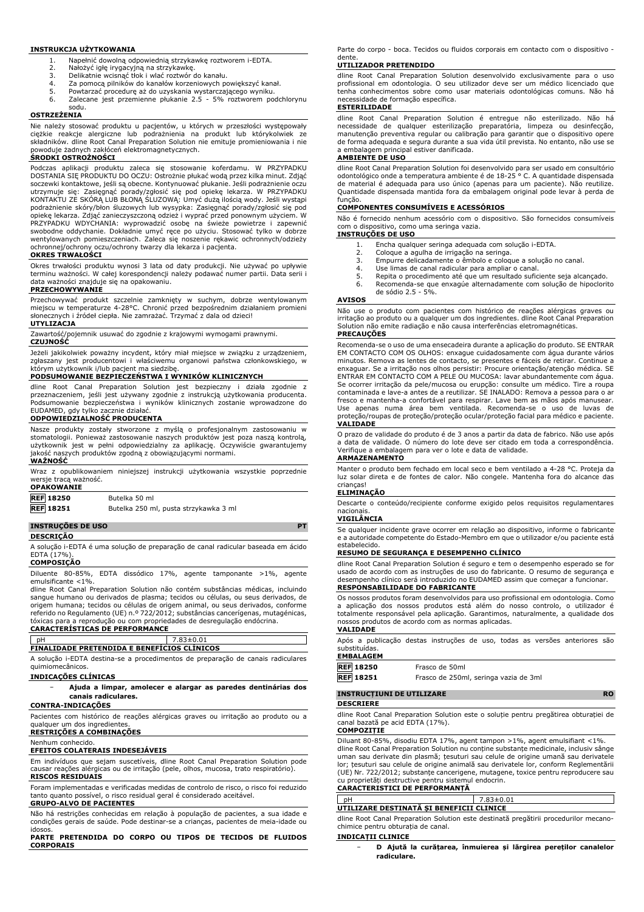#### INSTRUKCJA UŻYTKOWANIA

1. Napełnić dowolną odpowiednią strzykawkę roztworem i-EDTA.
2. Nałożyć igłę irygacyjną na strzykawkę.
3. Delikatnie wcisnąć tłok i wlać roztwór do kanału.
4. Za pomocą pilników do kanałów korzeniowych powiększyć kanał.
5. Powtarzać procedurę aż do uzyskania wystarczającego wyniku.
6. Zalecane jest przemienne płukanie 2.5 - 5% roztworem podchlorynu sodu.

#### OSTRZEŻENIA

Nie należy stosować produktu u pacjentów, u których w przeszłości występowały ciężkie reakcje alergiczne lub podrażnienia na produkt lub którykolwiek ze składników. dline Root Canal Preparation Solution nie emituje promieniowania i nie powoduje żadnych zakłóceń elektromagnetycznych.

#### ŚRODKI OSTROŻNOŚCI

Podczas aplikacji produktu zaleca się stosowanie koferdamu. W PRZYPADKU DOSTANIA SIĘ PRODUKTU DO OCZU: Ostrożnie płukać wodą przez kilka minut. Zdjąć soczewki kontaktowe, jeśli są obecne. Kontynuować płukanie. Jeśli podrażnienie oczu utrzymuje się: Zasięgnąć porady/zgłosić się pod opiekę lekarza. W PRZYPADKU KONTAKTU ZE SKÓRĄ LUB BŁONĄ ŚLUZOWĄ: Umyć dużą ilością wody. Jeśli wystąpi podrażnienie skóry/błon śluzowych lub wysypka: Zasięgnąć porady/zgłosić się pod opiekę lekarza. Zdjąć zanieczyszczoną odzież i wyprać przed ponownym użyciem. W PRZYPADKU WDYCHANIA: wyprowadzić osobę na świeże powietrze i zapewnić swobodne oddychanie. Dokładnie umyć ręce po użyciu. Stosować tylko w dobrze wentylowanych pomieszczeniach. Zaleca się noszenie rękawic ochronnych/odzieży ochronnej/ochrony oczu/ochrony twarzy dla lekarza i pacjenta.

#### OKRES TRWAŁOŚCI

Okres trwałości produktu wynosi 3 lata od daty produkcji. Nie używać po upływie terminu ważności. W całej korespondencji należy podawać numer partii. Data serii i data ważności znajduje się na opakowaniu.

#### PRZECHOWYWANIE

Przechowywać produkt szczelnie zamknięty w suchym, dobrze wentylowanym miejscu w temperaturze 4-28°C. Chronić przed bezpośrednim działaniem promieni słonecznych i źródeł ciepła. Nie zamrażać. Trzymać z dala od dzieci!

#### UTYLIZACJA

Zawartość/pojemnik usuwać do zgodnie z krajowymi wymogami prawnymi.

#### CZUJNOŚĆ

Jeżeli jakikolwiek poważny incydent, który miał miejsce w związku z urządzeniem, zgłaszany jest producentowi i właściwemu organowi państwa członkowskiego, w którym użytkownik i/lub pacjent ma siedzibę.

#### PODSUMOWANIE BEZPIECZEŃSTWA I WYNIKÓW KLINICZNYCH

dline Root Canal Preparation Solution jest bezpieczny i działa zgodnie z przeznaczeniem, jeśli jest używany zgodnie z instrukcją użytkowania producenta. Podsumowanie bezpieczeństwa i wyników klinicznych zostanie wprowadzone do EUDAMED, gdy tylko zacznie działać.

#### ODPOWIEDZIALNOŚĆ PRODUCENTA

Nasze produkty zostały stworzone z myślą o profesjonalnym zastosowaniu w stomatologii. Ponieważ zastosowanie naszych produktów jest poza naszą kontrolą, użytkownik jest w pełni odpowiedzialny za aplikację. Oczywiście gwarantujemy jakość naszych produktów zgodną z obowiązującymi normami.

#### WAŻNOŚĆ

Wraz z opublikowaniem niniejszej instrukcji użytkowania wszystkie poprzednie wersje tracą ważność.

#### OPAKOWANIE

| | |
|---|---|
| REF 18250 | Butelka 50 ml |
| REF 18251 | Butelka 250 ml, pusta strzykawka 3 ml |

## INSTRUÇÕES DE USO — PT

#### DESCRIÇÃO

A solução i-EDTA é uma solução de preparação de canal radicular baseada em ácido EDTA (17%).

#### COMPOSIÇÃO

Diluente 80-85%, EDTA dissódico 17%, agente tamponante >1%, agente emulsificante <1%.
dline Root Canal Preparation Solution não contém substâncias médicas, incluindo sangue humano ou derivados de plasma; tecidos ou células, ou seus derivados, de origem humana; tecidos ou células de origem animal, ou seus derivados, conforme referido no Regulamento (UE) n.º 722/2012; substâncias cancerígenas, mutagénicas, tóxicas para a reprodução ou com propriedades de desregulação endócrina.

#### CARACTERÍSTICAS DE PERFORMANCE

| pH | 7.83±0.01 |
|---|---|

#### FINALIDADE PRETENDIDA E BENEFÍCIOS CLÍNICOS

A solução i-EDTA destina-se a procedimentos de preparação de canais radiculares quimiomecânicos.

#### INDICAÇÕES CLÍNICAS

- **Ajuda a limpar, amolecer e alargar as paredes dentinárias dos canais radiculares.**

#### CONTRA-INDICAÇÕES

Pacientes com histórico de reações alérgicas graves ou irritação ao produto ou a qualquer um dos ingredientes.

#### RESTRIÇÕES A COMBINAÇÕES

Nenhum conhecido.

#### EFEITOS COLATERAIS INDESEJÁVEIS

Em indivíduos que sejam suscetíveis, dline Root Canal Preparation Solution pode causar reações alérgicas ou de irritação (pele, olhos, mucosa, trato respiratório).

#### RISCOS RESIDUAIS

Foram implementadas e verificadas medidas de controlo de risco, o risco foi reduzido tanto quanto possível, o risco residual geral é considerado aceitável.

#### GRUPO-ALVO DE PACIENTES

Não há restrições conhecidas em relação à população de pacientes, a sua idade e condições gerais de saúde. Pode destinar-se a crianças, pacientes de meia-idade ou idosos.

#### PARTE PRETENDIDA DO CORPO OU TIPOS DE TECIDOS DE FLUIDOS CORPORAIS

Parte do corpo - boca. Tecidos ou fluidos corporais em contacto com o dispositivo - dente.

#### UTILIZADOR PRETENDIDO

dline Root Canal Preparation Solution desenvolvido exclusivamente para o uso profissional em odontologia. O seu utilizador deve ser um médico licenciado que tenha conhecimentos sobre como usar materiais odontológicas comuns. Não há necessidade de formação específica.

#### ESTERILIDADE

dline Root Canal Preparation Solution é entregue não esterilizado. Não há necessidade de qualquer esterilização preparatória, limpeza ou desinfecção, manutenção preventiva regular ou calibração para garantir que o dispositivo opere de forma adequada e segura durante a sua vida útil prevista. No entanto, não use se a embalagem principal estiver danificada.

#### AMBIENTE DE USO

dline Root Canal Preparation Solution foi desenvolvido para ser usado em consultório odontológico onde a temperatura ambiente é de 18-25 ° C. A quantidade dispensada de material é adequada para uso único (apenas para um paciente). Não reutilize. Quantidade dispensada mantida fora da embalagem original pode levar à perda de função.

#### COMPONENTES CONSUMÍVEIS E ACESSÓRIOS

Não é fornecido nenhum acessório com o dispositivo. São fornecidos consumíveis com o dispositivo, como uma seringa vazia.

#### INSTRUÇÕES DE USO

1. Encha qualquer seringa adequada com solução i-EDTA.
2. Coloque a agulha de irrigação na seringa.
3. Empurre delicadamente o êmbolo e coloque a solução no canal.
4. Use limas de canal radicular para ampliar o canal.
5. Repita o procedimento até que um resultado suficiente seja alcançado.
6. Recomenda-se que enxágüe alternadamente com solução de hipoclorito de sódio 2.5 - 5%.

#### AVISOS

Não use o produto com pacientes com histórico de reações alérgicas graves ou irritação ao produto ou a qualquer um dos ingredientes. dline Root Canal Preparation Solution não emite radiação e não causa interferências eletromagnéticas.

#### PRECAUÇÕES

Recomenda-se o uso de uma ensecadeira durante a aplicação do produto. SE ENTRAR EM CONTACTO COM OS OLHOS: enxague cuidadosamente com água durante vários minutos. Remova as lentes de contacto, se presentes e fáceis de retirar. Continue a enxaguar. Se a irritação nos olhos persistir: Procure orientação/atenção médica. SE ENTRAR EM CONTACTO COM A PELE OU MUCOSA: lavar abundantemente com água. Se ocorrer irritação da pele/mucosa ou erupção: consulte um médico. Tire a roupa contaminada e lave-a antes de a reutilizar. SE INALADO: Remova a pessoa para o ar fresco e mantenha-a confortável para respirar. Lave bem as mãos após manusear. Use apenas numa área bem ventilada. Recomenda-se o uso de luvas de proteção/roupas de proteção/proteção ocular/proteção facial para médico e paciente.

#### VALIDADE

O prazo de validade do produto é de 3 anos a partir da data de fabrico. Não use após a data de validade. O número do lote deve ser citado em toda a correspondência. Verifique a embalagem para ver o lote e data de validade.

#### ARMAZENAMENTO

Manter o produto bem fechado em local seco e bem ventilado a 4-28 °C. Proteja da luz solar direta e de fontes de calor. Não congele. Mantenha fora do alcance das crianças!

#### ELIMINAÇÃO

Descarte o conteúdo/recipiente conforme exigido pelos requisitos regulamentares nacionais.

#### VIGILÂNCIA

Se qualquer incidente grave ocorrer em relação ao dispositivo, informe o fabricante e a autoridade competente do Estado-Membro em que o utilizador e/ou paciente está estabelecido.

#### RESUMO DE SEGURANÇA E DESEMPENHO CLÍNICO

dline Root Canal Preparation Solution é seguro e tem o desempenho esperado se for usado de acordo com as instruções de uso do fabricante. O resumo de segurança e desempenho clínico será introduzido no EUDAMED assim que começar a funcionar.

#### RESPONSABILIDADE DO FABRICANTE

Os nossos produtos foram desenvolvidos para uso profissional em odontologia. Como a aplicação dos nossos produtos está além do nosso controlo, o utilizador é totalmente responsável pela aplicação. Garantimos, naturalmente, a qualidade dos nossos produtos de acordo com as normas aplicadas.

#### VALIDADE

Após a publicação destas instruções de uso, todas as versões anteriores são substituídas.

#### EMBALAGEM

| | |
|---|---|
| REF 18250 | Frasco de 50ml |
| REF 18251 | Frasco de 250ml, seringa vazia de 3ml |

## INSTRUCȚIUNI DE UTILIZARE — RO

#### DESCRIERE

dline Root Canal Preparation Solution este o soluție pentru pregătirea obturației de canal bazată pe acid EDTA (17%).

#### COMPOZIȚIE

Diluant 80-85%, disodiu EDTA 17%, agent tampon >1%, agent emulsifiant <1%.
dline Root Canal Preparation Solution nu conține substanțe medicinale, inclusiv sânge uman sau derivate din plasmă; țesuturi sau celule de origine umană sau derivatele lor; țesuturi sau celule de origine animală sau derivatele lor, conform Reglementării (UE) Nr. 722/2012; substanțe cancerigene, mutagene, toxice pentru reproducere sau cu proprietăți destructive pentru sistemul endocrin.

#### CARACTERISTICI DE PERFORMANȚĂ

| pH | 7.83±0.01 |
|---|---|

#### UTILIZARE DESTINATĂ ȘI BENEFICII CLINICE

dline Root Canal Preparation Solution este destinată pregătirii procedurilor mecano-chimice pentru obturația de canal.

#### INDICAȚII CLINICE

- **D Ajută la curățarea, înmuierea și lărgirea pereților canalelor radiculare.**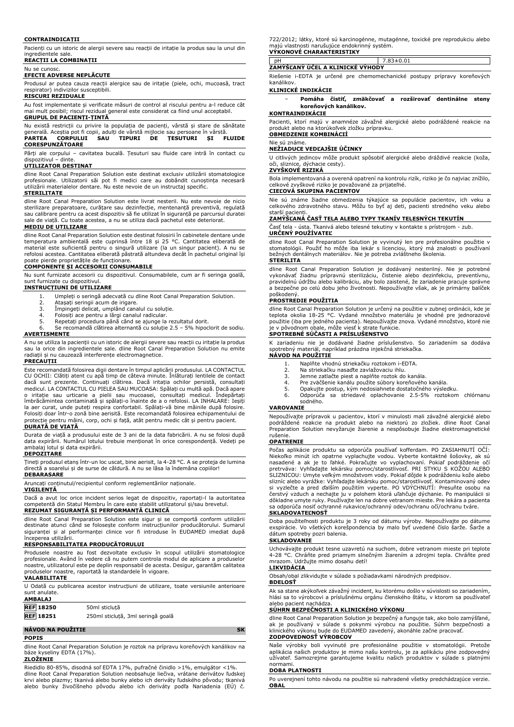**CONTRAINDICAȚII**

Pacienți cu un istoric de alergii severe sau reacții de iritație la produs sau la unul din ingredientele sale.

**REACȚII LA COMBINAȚII**

Nu se cunosc.

**EFECTE ADVERSE NEPLĂCUTE**

Produsul ar putea cauza reacții alergice sau de iritație (piele, ochi, mucoasă, tract respirator) indivizilor susceptibili.

**RISCURI REZIDUALE**

Au fost implementate și verificate măsuri de control al riscului pentru a-l reduce cât mai mult posibil; riscul rezidual general este considerat ca fiind unul acceptabil.

**GRUPUL DE PACIENȚI-ȚINTĂ**

Nu există restricții cu privire la populația de pacienți, vârstă și stare de sănătate generală. Aceștia pot fi copii, adulți de vârstă mijlocie sau persoane în vârstă.

**PARTEA CORPULUI SAU TIPURI DE ȚESUTURI ȘI FLUIDE CORESPUNZĂTOARE**

Părți ale corpului – cavitatea bucală. Țesuturi sau fluide care intră în contact cu dispozitivul – dinte.

**UTILIZATOR DESTINAT**

dline Root Canal Preparation Solution este destinat exclusiv utilizării stomatologice profesionale. Utilizatorii săi pot fi medici care au dobândit cunoștința necesară utilizării materialelor dentare. Nu este nevoie de un instructaj specific.

**STERILITATE**

dline Root Canal Preparation Solution este livrat nesteril. Nu este nevoie de nicio sterilizare preparatoare, curățare sau dezinfecție, mentenanță preventivă, regulată sau calibrare pentru ca acest dispozitiv să fie utilizat în siguranță pe parcursul duratei sale de viață. Cu toate acestea, a nu se utiliza dacă pachetul este deteriorat.

**MEDIU DE UTILIZARE**

dline Root Canal Preparation Solution este destinat folosirii în cabinetele dentare unde temperatura ambientală este cuprinsă între 18 și 25 °C. Cantitatea eliberată de material este suficientă pentru o singură utilizare (la un singur pacient). A nu se refolosi acestea. Cantitatea eliberată păstrată altundeva decât în pachetul original își poate pierde proprietățile de funcționare.

**COMPONENTE ȘI ACCESORII CONSUMABILE**

Nu sunt furnizate accesorii cu dispozitivul. Consumabilele, cum ar fi seringa goală, sunt furnizate cu dispozitivul.

**INSTRUCȚIUNI DE UTILIZARE**

1. Umpleți o seringă adecvată cu dline Root Canal Preparation Solution.
2. Atașați seringii acum de irigare.
3. Împingeți delicat, umplând canalul cu soluție.
4. Folosiți ace pentru a lărgi canalul radicular.
5. Repetați procedura până când se ajunge la rezultatul dorit.
6. Se recomandă clătirea alternantă cu soluție 2.5 – 5% hipoclorit de sodiu.

**AVERTISMENTE**

A nu se utiliza la pacienții cu un istoric de alergii severe sau reacții de iritație la produs sau la orice din ingredientele sale. dline Root Canal Preparation Solution nu emite radiații și nu cauzează interferențe electromagnetice.

**PRECAUȚII**

Este recomandată folosirea digii dentare în timpul aplicării produsului. LA CONTACTUL CU OCHII: Clătiți atent cu apă timp de câteva minute. Înlăturați lentilele de contact dacă sunt prezente. Continuați clătirea. Dacă iritația ochilor persistă, consultați medicul. LA CONTACTUL CU PIELEA SAU MUCOASA: Spălați cu multă apă. Dacă apare o iritație sau urticarie a pielii sau mucoasei, consultați medicul. Îndepărtați îmbrăcămintea contaminată și spălați-o înainte de a o refolosi. LA INHALARE: Ieșiți la aer curat, unde puteți respira confortabil. Spălați-vă bine mâinile după folosire. Folosiți doar într-o zonă bine aerisită. Este recomandată folosirea echipamentului de protecție pentru mâini, corp, ochi și față, atât pentru medic cât și pentru pacient.

**DURATĂ DE VIAȚĂ**

Durata de viață a produsului este de 3 ani de la data fabricării. A nu se folosi după data expirării. Numărul lotului trebuie menționat în orice corespondență. Vedeți pe ambalaj lotul și data expirării.

**DEPOZITARE**

Țineți produsul etanș într-un loc uscat, bine aerisit, la 4-28 °C. A se proteja de lumina directă a soarelui și de surse de căldură. A nu se lăsa la îndemâna copiilor!

**DEBARASARE**

Aruncați conținutul/recipientul conform reglementărilor naționale.

**VIGILENȚĂ**

Dacă a avut loc orice incident serios legat de dispozitiv, raportați-l la autoritatea competentă din Statul Membru în care este stabilit utilizatorul și/sau brevetul.

**REZUMAT SIGURANȚĂ ȘI PERFORMANȚĂ CLINICĂ**

dline Root Canal Preparation Solution este sigur și se comportă conform utilizării destinate atunci când se folosește conform instrucțiunilor producătorului. Sumarul siguranței și al performanței clinice vor fi introduse în EUDAMED imediat după începerea utilizării.

**RESPONSABILITATEA PRODUCĂTORULUI**

Produsele noastre au fost dezvoltate exclusiv în scopul utilizării stomatologice profesionale. Având în vedere că nu putem controla modul de aplicare a produselor noastre, utilizatorul este pe deplin responsabil de acesta. Desigur, garantăm calitatea produselor noastre, raportată la standardele în vigoare.

**VALABILITATE**

U Odată cu publicarea acestor instrucțiuni de utilizare, toate versiunile anterioare sunt anulate.

**AMBALAJ**

| | |
|---|---|
| **REF 18250** | 50ml sticluță |
| **REF 18251** | 250ml sticluță, 3ml seringă goală |

## NÁVOD NA POUŽITIE SK

**POPIS**

dline Root Canal Preparation Solution je roztok na prípravu koreňových kanálikov na báze kyseliny EDTA (17%).

**ZLOŽENIE**

Riedidlo 80-85%, disodná soľ EDTA 17%, pufračné činidlo >1%, emulgátor <1%. dline Root Canal Preparation Solution neobsahuje liečivá, vrátane derivátov ľudskej krvi alebo plazmy; tkanivá alebo bunky alebo ich deriváty ľudského pôvodu; tkanivá alebo bunky živočíšneho pôvodu alebo ich deriváty podľa Nariadenia (EÚ) č. 722/2012; látky, ktoré sú karcinogénne, mutagénne, toxické pre reprodukciu alebo majú vlastnosti narušujúce endokrinný systém.

**VÝKONOVÉ CHARAKTERISTIKY**

| | |
|---|---|
| pH | 7.83±0.01 |

**ZAMÝŠĽANÝ ÚČEL A KLINICKÉ VÝHODY**

Riešenie i-EDTA je určené pre chemomechanické postupy prípravy koreňových kanálikov.

**KLINICKÉ INDIKÁCIE**

– **Pomáha čistiť, zmäkčovať a rozširovať dentinálne steny koreňových kanálikov.**

**KONTRAINDIKÁCIE**

Pacienti, ktorí majú v anamnéze závažné alergické alebo podráždené reakcie na produkt alebo na ktorúkoľvek zložku prípravku.

**OBMEDZENIE KOMBINÁCIÍ**

Nie sú známe.

**NEŽIADUCE VEDĽAJŠIE ÚČINKY**

U citlivých jedincov môže produkt spôsobiť alergické alebo dráždivé reakcie (koža, oči, sliznice, dýchacie cesty).

**ZVYŠKOVÉ RIZIKÁ**

Bola implementovaná a overená opatrení na kontrolu rizík, riziko je čo najviac znížilo, celkové zvyškové riziko je považované za prijateľné.

**CIEĽOVÁ SKUPINA PACIENTOV**

Nie sú známe žiadne obmedzenia týkajúce sa populácie pacientov, ich veku a celkového zdravotného stavu. Môžu to byť aj deti, pacienti stredného veku alebo starší pacienti.

**ZAMÝŠĽANÁ ČASŤ TELA ALEBO TYPY TKANÍV TELESNÝCH TEKUTÍN**

Časť tela - ústa. Tkanivá alebo telesné tekutiny v kontakte s prístrojom - zub.

**URČENÝ POUŽÍVATEĽ**

dline Root Canal Preparation Solution je vyvinutý len pre profesionálne použitie v stomatológii. Použiť ho môže iba lekár s licenciou, ktorý má znalosti o používaní bežných dentálnych materiálov. Nie je potreba zvláštneho školenia.

**STERILITA**

dline Root Canal Preparation Solution je dodávaný nesterilný. Nie je potrebné vykonávať žiadnu prípravnú sterilizáciu, čistenie alebo dezinfekciu, preventívnu, pravidelnú údržbu alebo kalibráciu, aby bolo zaistené, že zariadenie pracuje správne a bezpečne po celú dobu jeho životnosti. Nepoužívajte však, ak je primárny balíček poškodený.

**PROSTREDIE POUŽITIA**

dline Root Canal Preparation Solution je určený na použitie v zubnej ordinácii, kde je teplota okolia 18-25 °C. Vydané množstvo materiálu je vhodné pre jednorazové použitie (iba pre jedného pacienta). Nepoužívajte znova. Vydané množstvo, ktoré nie je v pôvodnom obale, môže viesť k strate funkcie.

**SPOTREBNÉ SÚČASTI A PRÍSLUŠENSTVO**

K zariadeniu nie je dodávané žiadne príslušenstvo. So zariadením sa dodáva spotrebný materiál, napríklad prázdna injekčná striekačka.

**NÁVOD NA POUŽITIE**

1. Naplňte vhodnú striekačku roztokom i-EDTA.
2. Na striekačku nasaďte zavlažovaciu ihlu.
3. Jemne zatlačte piest a naplňte roztok do kanála.
4. Pre zväčšenie kanálu použite súbory koreňového kanála.
5. Opakujte postup, kým nedosiahnete dostatočného výsledku.
6. Odporúča sa striedavé oplachovanie 2.5-5% roztokom chlórnanu sodného.

**VAROVANIE**

Nepoužívajte prípravok u pacientov, ktorí v minulosti mali závažné alergické alebo podráždené reakcie na produkt alebo na niektorú zo zložiek. dline Root Canal Preparation Solution nevyžaruje žiarenie a nespôsobuje žiadne elektromagnetické rušenie.

**OPATRENIE**

Počas aplikácie produktu sa odporúča používať kofferdam. PO ZASIAHNUTÍ OČÍ: Niekoľko minút ich opatrne vyplachujte vodou. Vyberte kontaktné šošovky, ak sú nasadené a ak je to ľahké. Pokračujte vo vyplachovaní. Pokiaľ podráždenie očí pretrváva: Vyhľadajte lekársku pomoc/starostlivosť. PRI STYKU S KOŽOU ALEBO SLIZNICOU: Umyte veľkým množstvom vody. Pokiaľ dôjde k podráždeniu kože alebo slizníc alebo vyrážke: Vyhľadajte lekársku pomoc/starostlivosť. Kontaminovaný odev si vyzlečte a pred ďalším použitím vyperte. PO VDÝCHNUTÍ: Presuňte osobu na čerstvý vzduch a nechajte ju v polohem ktorá uľahčuje dýchanie. Po manipulácii si dôkladne umyte ruky. Používajte len na dobre vetranom mieste. Pre lekára a pacienta sa odporúča nosiť ochranné rukavice/ochranný odev/ochranu očí/ochranu tváre.

**SKLADOVATEĽNOSŤ**

Doba použiteľnosti produktu je 3 roky od dátumu výroby. Nepoužívajte po dátume exspirácie. Vo všetkých korešpondencia by malo byť uvedené číslo šarže. Šarže a dátum spotreby pozri balenia.

**SKLADOVANIE**

Uchovávajte produkt tesne uzavretú na suchom, dobre vetranom mieste pri teplote 4-28 °C. Chráňte pred priamym slnečným žiarením a zdrojmi tepla. Chráňte pred mrazom. Udržujte mimo dosahu detí!

**LIKVIDÁCIA**

Obsah/obal zlikvidujte v súlade s požiadavkami národných predpisov.

**BDELOSŤ**

Ak sa stane akýkoľvek závažný incident, ku ktorému došlo v súvislosti so zariadením, hlási sa to výrobcovi a príslušnému orgánu členského štátu, v ktorom sa používateľ alebo pacient nachádza.

**SÚHRN BEZPEČNOSTI A KLINICKÉHO VÝKONU**

dline Root Canal Preparation Solution je bezpečný a funguje tak, ako bolo zamýšľané, ak je používaný v súlade s pokynmi výrobcu na použitie. Súhrn bezpečnosti a klinického výkonu bude do EUDAMED zavedený, akonáhle začne pracovať.

**ZODPOVEDNOSŤ VÝROBCOV**

Naše výrobky boli vyvinuté pre profesionálne použitie v stomatológii. Pretože aplikácia našich produktov je mimo našu kontrolu, je za aplikáciu plne zodpovedný užívateľ. Samozrejme garantujeme kvalitu našich produktov v súlade s platnými normami.

**DOBA PLATNOSTI**

Po uverejnení tohto návodu na použitie sú nahradené všetky predchádzajúce verzie.

**OBAL**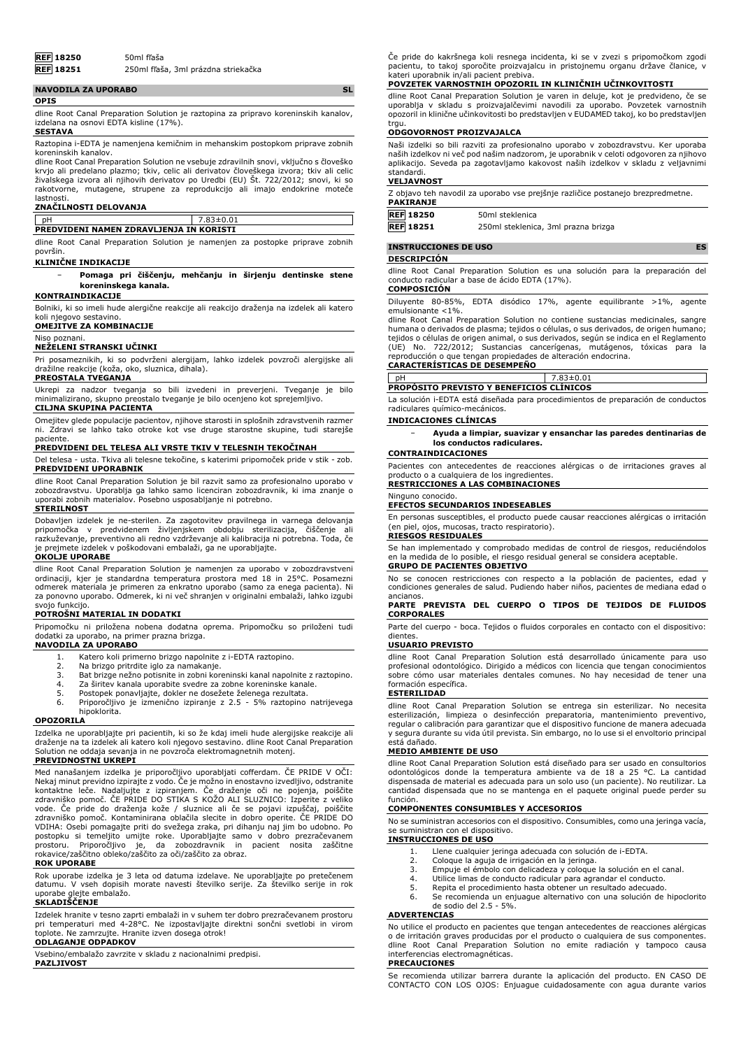| REF 18250 | 50ml fľaša |
|---|---|
| REF 18251 | 250ml fľaša, 3ml prázdna striekačka |

## NAVODILA ZA UPORABO — SL

### OPIS

dline Root Canal Preparation Solution je raztopina za pripravo koreninskih kanalov, izdelana na osnovi EDTA kisline (17%).

### SESTAVA

Raztopina i-EDTA je namenjena kemičnim in mehanskim postopkom priprave zobnih koreninskih kanalov.

dline Root Canal Preparation Solution ne vsebuje zdravilnih snovi, vključno s človeško krvjo ali predelano plazmo; tkiv, celic ali derivatov človeškega izvora; tkiv ali celic živalskega izvora ali njihovih derivatov po Uredbi (EU) Št. 722/2012; snovi, ki so rakotvorne, mutagene, strupene za reprodukcijo ali imajo endokrine moteče lastnosti.

### ZNAČILNOSTI DELOVANJA

| pH | 7.83±0.01 |
|---|---|

### PREDVIDENI NAMEN ZDRAVLJENJA IN KORISTI

dline Root Canal Preparation Solution je namenjen za postopke priprave zobnih površin.

### KLINIČNE INDIKACIJE

- **Pomaga pri čiščenju, mehčanju in širjenju dentinske stene koreninskega kanala.**

### KONTRAINDIKACIJE

Bolniki, ki so imeli hude alergične reakcije ali reakcijo draženja na izdelek ali katero koli njegovo sestavino.

### OMEJITVE ZA KOMBINACIJE

Niso poznani.

### NEŽELENI STRANSKI UČINKI

Pri posameznikih, ki so podvrženi alergijam, lahko izdelek povzroči alergijske ali dražilne reakcije (koža, oko, sluznica, dihala).

### PREOSTALA TVEGANJA

Ukrepi za nadzor tveganja so bili izvedeni in preverjeni. Tveganje je bilo minimalizirano, skupno preostalo tveganje je bilo ocenjeno kot sprejemljivo.

### CILJNA SKUPINA PACIENTA

Omejitev glede populacije pacientov, njihove starosti in splošnih zdravstvenih razmer ni. Zdravi se lahko tako otroke kot vse druge starostne skupine, tudi starejše paciente.

### PREDVIDENI DEL TELESA ALI VRSTE TKIV V TELESNIH TEKOČINAH

Del telesa - usta. Tkiva ali telesne tekočine, s katerimi pripomoček pride v stik - zob.

### PREDVIDENI UPORABNIK

dline Root Canal Preparation Solution je bil razvit samo za profesionalno uporabo v zobozdravstvu. Uporablja ga lahko samo licenciran zobozdravnik, ki ima znanje o uporabi zobnih materialov. Posebno usposabljanje ni potrebno.

### STERILNOST

Dobavljen izdelek je ne-sterilen. Za zagotovitev pravilnega in varnega delovanja pripomočka v predvidenem življenjskem obdobju sterilizacija, čiščenje ali razkuževanje, preventivno ali redno vzdrževanje ali kalibracija ni potrebna. Toda, če je prejmete izdelek v poškodovani embalaži, ga ne uporabljajte.

### OKOLJE UPORABE

dline Root Canal Preparation Solution je namenjen za uporabo v zobozdravstveni ordinaciji, kjer je standardna temperatura prostora med 18 in 25°C. Posamezni odmerek materiala je primeren za enkratno uporabo (samo za enega pacienta). Ni za ponovno uporabo. Odmerek, ki ni več shranjen v originalni embalaži, lahko izgubi svojo funkcijo.

### POTROŠNI MATERIAL IN DODATKI

Pripomočku ni priložena nobena dodatna oprema. Pripomočku so priloženi tudi dodatki za uporabo, na primer prazna brizga.

### NAVODILA ZA UPORABO

1. Katero koli primerno brizgo napolnite z i-EDTA raztopino.
2. Na brizgo pritrdite iglo za namakanje.
3. Bat brizge nežno potisnite in zobni koreninski kanal napolnite z raztopino.
4. Za širitev kanala uporabite svedre za zobne koreninske kanale.
5. Postopek ponavljajte, dokler ne dosežete želenega rezultata.
6. Priporočljivo je izmenično izpiranje z 2.5 - 5% raztopino natrijevega hipoklorita.

### OPOZORILA

Izdelka ne uporabljajte pri pacientih, ki so že kdaj imeli hude alergijske reakcije ali draženje na ta izdelek ali katero koli njegovo sestavino. dline Root Canal Preparation Solution ne oddaja sevanja in ne povzroča elektromagnetnih motenj.

### PREVIDNOSTNI UKREPI

Med nanašanjem izdelka je priporočljivo uporabljati cofferdam. ČE PRIDE V OČI: Nekaj minut previdno izpirajte z vodo. Če je možno in enostavno izvedljivo, odstranite kontaktne leče. Nadaljujte z izpiranjem. Če draženje oči ne pojenja, poiščite zdravniško pomoč. ČE PRIDE DO STIKA S KOŽO ALI SLUZNICO: Izperite z veliko vode. Če pride do draženja kože / sluznice ali če se pojavi izpuščaj, poiščite zdravniško pomoč. Kontaminirana oblačila slecite in dobro operite. ČE PRIDE DO VDIHA: Osebi pomagajte priti do svežega zraka, pri dihanju naj jim bo udobno. Po postopku si temeljito umijte roke. Uporabljajte samo v dobro prezračevanem prostoru. Priporočljivo je, da zobozdravnik in pacient nosita zaščitne rokavice/zaščitno obleko/zaščito za oči/zaščito za obraz.

### ROK UPORABE

Rok uporabe izdelka je 3 leta od datuma izdelave. Ne uporabljajte po pretečenem datumu. V vseh dopisih morate navesti številko serije. Za številko serije in rok uporabe glejte embalažo.

### SKLADIŠČENJE

Izdelek hranite v tesno zaprti embalaži in v suhem ter dobro prezračevanem prostoru pri temperaturi med 4-28°C. Ne izpostavljajte direktni sončni svetlobi in virom toplote. Ne zamrzujte. Hranite izven dosega otrok!

### ODLAGANJE ODPADKOV

Vsebino/embalažo zavrzite v skladu z nacionalnimi predpisi.

### PAZLJIVOST

Če pride do kakršnega koli resnega incidenta, ki se v zvezi s pripomočkom zgodi pacientu, to takoj sporočite proizvajalcu in pristojnemu organu države članice, v kateri uporabnik in/ali pacient prebiva.

### POVZETEK VARNOSTNIH OPOZORIL IN KLINIČNIH UČINKOVITOSTI

dline Root Canal Preparation Solution je varen in deluje, kot je predvideno, če se uporablja v skladu s proizvajalčevimi navodili za uporabo. Povzetek varnostnih opozoril in klinične učinkovitosti bo predstavljen v EUDAMED takoj, ko bo predstavljen trgu.

### ODGOVORNOST PROIZVAJALCA

Naši izdelki so bili razviti za profesionalno uporabo v zobozdravstvu. Ker uporaba naših izdelkov ni več pod našim nadzorom, je uporabnik v celoti odgovoren za njihovo aplikacijo. Seveda pa zagotavljamo kakovost naših izdelkov v skladu z veljavnimi standardi.

### VELJAVNOST

Z objavo teh navodil za uporabo vse prejšnje različice postanejo brezpredmetne.

### PAKIRANJE

| REF 18250 | 50ml steklenica |
|---|---|
| REF 18251 | 250ml steklenica, 3ml prazna brizga |

## INSTRUCCIONES DE USO — ES

### DESCRIPCIÓN

dline Root Canal Preparation Solution es una solución para la preparación del conducto radicular a base de ácido EDTA (17%).

### COMPOSICIÓN

Diluyente 80-85%, EDTA disódico 17%, agente equilibrante >1%, agente emulsionante <1%.

dline Root Canal Preparation Solution no contiene sustancias medicinales, sangre humana o derivados de plasma; tejidos o células, o sus derivados, de origen humano; tejidos o células de origen animal, o sus derivados, según se indica en el Reglamento (UE) No. 722/2012; Sustancias cancerígenas, mutágenos, tóxicas para la reproducción o que tengan propiedades de alteración endocrina.

### CARACTERÍSTICAS DE DESEMPEÑO

| pH | 7.83±0.01 |
|---|---|

### PROPÓSITO PREVISTO Y BENEFICIOS CLÍNICOS

La solución i-EDTA está diseñada para procedimientos de preparación de conductos radiculares químico-mecánicos.

### INDICACIONES CLÍNICAS

- **Ayuda a limpiar, suavizar y ensanchar las paredes dentinarias de los conductos radiculares.**

### CONTRAINDICACIONES

Pacientes con antecedentes de reacciones alérgicas o de irritaciones graves al producto o a cualquiera de los ingredientes.

### RESTRICCIONES A LAS COMBINACIONES

Ninguno conocido.

### EFECTOS SECUNDARIOS INDESEABLES

En personas susceptibles, el producto puede causar reacciones alérgicas o irritación (en piel, ojos, mucosas, tracto respiratorio).

### RIESGOS RESIDUALES

Se han implementado y comprobado medidas de control de riesgos, reduciéndolos en la medida de lo posible, el riesgo residual general se considera aceptable.

### GRUPO DE PACIENTES OBJETIVO

No se conocen restricciones con respecto a la población de pacientes, edad y condiciones generales de salud. Pudiendo haber niños, pacientes de mediana edad o ancianos.

### PARTE PREVISTA DEL CUERPO O TIPOS DE TEJIDOS DE FLUIDOS CORPORALES

Parte del cuerpo - boca. Tejidos o fluidos corporales en contacto con el dispositivo: dientes.

### USUARIO PREVISTO

dline Root Canal Preparation Solution está desarrollado únicamente para uso profesional odontológico. Dirigido a médicos con licencia que tengan conocimientos sobre cómo usar materiales dentales comunes. No hay necesidad de tener una formación específica.

### ESTERILIDAD

dline Root Canal Preparation Solution se entrega sin esterilizar. No necesita esterilización, limpieza o desinfección preparatoria, mantenimiento preventivo, regular o calibración para garantizar que el dispositivo funcione de manera adecuada y segura durante su vida útil prevista. Sin embargo, no lo use si el envoltorio principal está dañado.

### MEDIO AMBIENTE DE USO

dline Root Canal Preparation Solution está diseñado para ser usado en consultorios odontológicos donde la temperatura ambiente va de 18 a 25 °C. La cantidad dispensada de material es adecuada para un solo uso (un paciente). No reutilizar. La cantidad dispensada que no se mantenga en el paquete original puede perder su función.

### COMPONENTES CONSUMIBLES Y ACCESORIOS

No se suministran accesorios con el dispositivo. Consumibles, como una jeringa vacía, se suministran con el dispositivo.

### INSTRUCCIONES DE USO

1. Llene cualquier jeringa adecuada con solución de i-EDTA.
2. Coloque la aguja de irrigación en la jeringa.
3. Empuje el émbolo con delicadeza y coloque la solución en el canal.
4. Utilice limas de conducto radicular para agrandar el conducto.
5. Repita el procedimiento hasta obtener un resultado adecuado.
6. Se recomienda un enjuague alternativo con una solución de hipoclorito de sodio del 2.5 - 5%.

### ADVERTENCIAS

No utilice el producto en pacientes que tengan antecedentes de reacciones alérgicas o de irritación graves producidas por el producto o cualquiera de sus componentes. dline Root Canal Preparation Solution no emite radiación y tampoco causa interferencias electromagnéticas.

### PRECAUCIONES

Se recomienda utilizar barrera durante la aplicación del producto. EN CASO DE CONTACTO CON LOS OJOS: Enjuague cuidadosamente con agua durante varios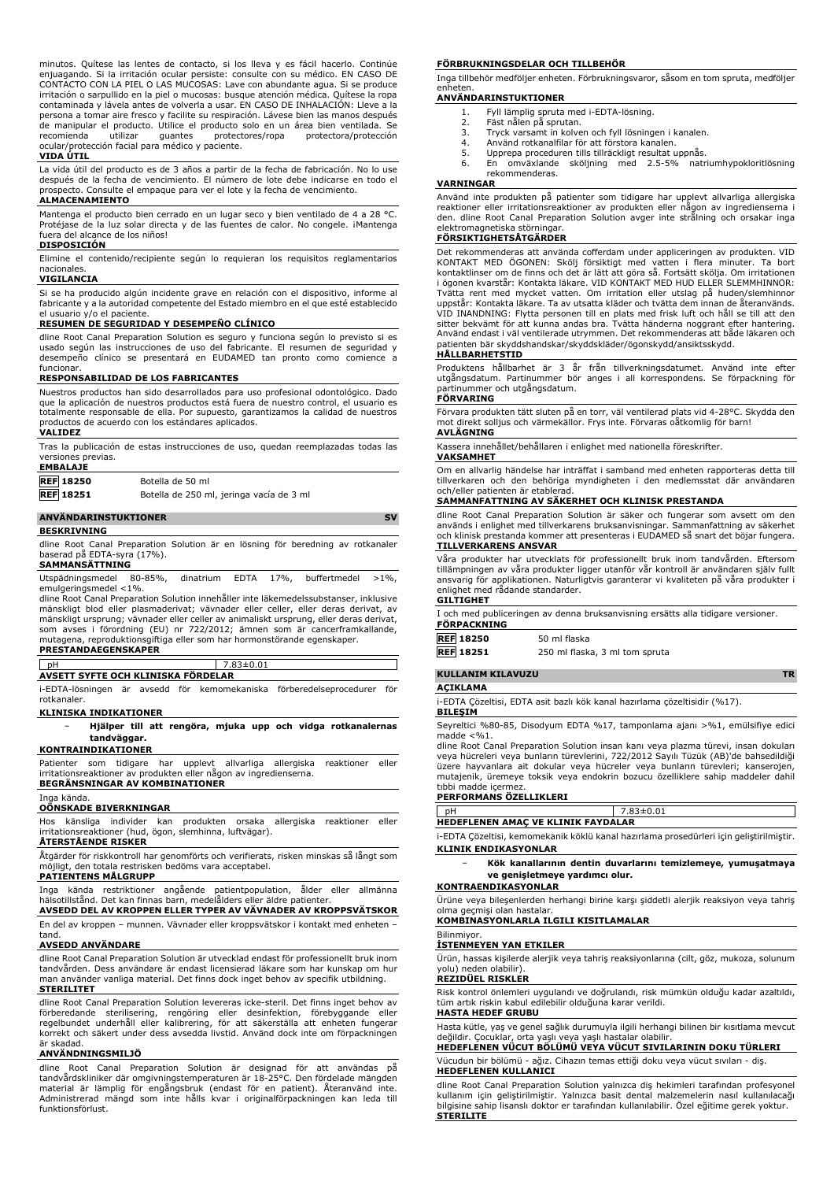minutos. Quítese las lentes de contacto, si los lleva y es fácil hacerlo. Continúe enjuagando. Si la irritación ocular persiste: consulte con su médico. EN CASO DE CONTACTO CON LA PIEL O LAS MUCOSAS: Lave con abundante agua. Si se produce irritación o sarpullido en la piel o mucosas: busque atención médica. Quítese la ropa contaminada y lávela antes de volverla a usar. EN CASO DE INHALACIÓN: Lleve a la persona a tomar aire fresco y facilite su respiración. Lávese bien las manos después de manipular el producto. Utilice el producto solo en un área bien ventilada. Se recomienda utilizar guantes protectores/ropa protectora/protección ocular/protección facial para médico y paciente.

**VIDA ÚTIL**

La vida útil del producto es de 3 años a partir de la fecha de fabricación. No lo use después de la fecha de vencimiento. El número de lote debe indicarse en todo el prospecto. Consulte el empaque para ver el lote y la fecha de vencimiento.

**ALMACENAMIENTO**

Mantenga el producto bien cerrado en un lugar seco y bien ventilado de 4 a 28 °C. Protéjase de la luz solar directa y de las fuentes de calor. No congele. ¡Mantenga fuera del alcance de los niños!

**DISPOSICIÓN**

Elimine el contenido/recipiente según lo requieran los requisitos reglamentarios nacionales.

**VIGILANCIA**

Si se ha producido algún incidente grave en relación con el dispositivo, informe al fabricante y a la autoridad competente del Estado miembro en el que esté establecido el usuario y/o el paciente.

**RESUMEN DE SEGURIDAD Y DESEMPEÑO CLÍNICO**

dline Root Canal Preparation Solution es seguro y funciona según lo previsto si es usado según las instrucciones de uso del fabricante. El resumen de seguridad y desempeño clínico se presentará en EUDAMED tan pronto como comience a funcionar.

**RESPONSABILIDAD DE LOS FABRICANTES**

Nuestros productos han sido desarrollados para uso profesional odontológico. Dado que la aplicación de nuestros productos está fuera de nuestro control, el usuario es totalmente responsable de ella. Por supuesto, garantizamos la calidad de nuestros productos de acuerdo con los estándares aplicados.

**VALIDEZ**

Tras la publicación de estas instrucciones de uso, quedan reemplazadas todas las versiones previas.

**EMBALAJE**

| | |
|---|---|
| **REF** 18250 | Botella de 50 ml |
| **REF** 18251 | Botella de 250 ml, jeringa vacía de 3 ml |

## ANVÄNDARINSTUKTIONER — SV

**BESKRIVNING**

dline Root Canal Preparation Solution är en lösning för beredning av rotkanaler baserad på EDTA-syra (17%).

**SAMMANSÄTTNING**

Utspädningsmedel 80-85%, dinatrium EDTA 17%, buffertmedel >1%, emulgeringsmedel <1%.

dline Root Canal Preparation Solution innehåller inte läkemedelssubstanser, inklusive mänskligt blod eller plasmaderivat; vävnader eller celler, eller deras derivat, av mänskligt ursprung; vävnader eller celler av animaliskt ursprung, eller deras derivat, som avses i förordning (EU) nr 722/2012; ämnen som är cancerframkallande, mutagena, reproduktionsgiftiga eller som har hormonstörande egenskaper.

**PRESTANDAEGENSKAPER**

| | |
|---|---|
| pH | 7.83±0.01 |

**AVSETT SYFTE OCH KLINISKA FÖRDELAR**

i-EDTA-lösningen är avsedd för kemomekaniska förberedelseprocedurer för rotkanaler.

**KLINISKA INDIKATIONER**

- **Hjälper till att rengöra, mjuka upp och vidga rotkanalernas tandväggar.**

**KONTRAINDIKATIONER**

Patienter som tidigare har upplevt allvarliga allergiska reaktioner eller irritationsreaktioner av produkten eller någon av ingredienserna.

**BEGRÄNSNINGAR AV KOMBINATIONER**

Inga kända.

**OÖNSKADE BIVERKNINGAR**

Hos känsliga individer kan produkten orsaka allergiska reaktioner eller irritationsreaktioner (hud, ögon, slemhinna, luftvägar).

**ÅTERSTÅENDE RISKER**

Åtgärder för riskkontroll har genomförts och verifierats, risken minskas så långt som möjligt, den totala restrisken bedöms vara acceptabel.

**PATIENTENS MÅLGRUPP**

Inga kända restriktioner angående patientpopulation, ålder eller allmänna hälsotillstånd. Det kan finnas barn, medelålders eller äldre patienter.

**AVSEDD DEL AV KROPPEN ELLER TYPER AV VÄVNADER AV KROPPSVÄTSKOR**

En del av kroppen – munnen. Vävnader eller kroppsvätskor i kontakt med enheten – tand.

**AVSEDD ANVÄNDARE**

dline Root Canal Preparation Solution är utvecklad endast för professionellt bruk inom tandvården. Dess användare är endast licensierad läkare som har kunskap om hur man använder vanliga material. Det finns dock inget behov av specifik utbildning.

**STERILITET**

dline Root Canal Preparation Solution levereras icke-steril. Det finns inget behov av förberedande sterilisering, rengöring eller desinfektion, förebyggande eller regelbundet underhåll eller kalibrering, för att säkerställa att enheten fungerar korrekt och säkert under dess avsedda livstid. Använd dock inte om förpackningen är skadad.

**ANVÄNDNINGSMILJÖ**

dline Root Canal Preparation Solution är designad för att användas på tandvårdskliniker där omgivningstemperaturen är 18-25°C. Den fördelade mängden material är lämplig för engångsbruk (endast för en patient). Återanvänd inte. Administrerad mängd som inte hålls kvar i originalförpackningen kan leda till funktionsförlust.

**FÖRBRUKNINGSDELAR OCH TILLBEHÖR**

Inga tillbehör medföljer enheten. Förbrukningsvaror, såsom en tom spruta, medföljer enheten.

**ANVÄNDARINSTUKTIONER**

1. Fyll lämplig spruta med i-EDTA-lösning.
2. Fäst nålen på sprutan.
3. Tryck varsamt in kolven och fyll lösningen i kanalen.
4. Använd rotkanalfilar för att förstora kanalen.
5. Upprepa proceduren tills tillräckligt resultat uppnås.
6. En omväxlande sköljning med 2.5-5% natriumhypokloritlösning rekommenderas.

**VARNINGAR**

Använd inte produkten på patienter som tidigare har upplevt allvarliga allergiska reaktioner eller irritationsreaktioner av produkten eller någon av ingredienserna i den. dline Root Canal Preparation Solution avger inte strålning och orsakar inga elektromagnetiska störningar.

**FÖRSIKTIGHETSÅTGÄRDER**

Det rekommenderas att använda cofferdam under appliceringen av produkten. VID KONTAKT MED ÖGONEN: Skölj försiktigt med vatten i flera minuter. Ta bort kontaktlinser om de finns och det är lätt att göra så. Fortsätt skölja. Om irritationen i ögonen kvarstår: Kontakta läkare. VID KONTAKT MED HUD ELLER SLEMHINNOR: Tvätta rent med mycket vatten. Om irritation eller utslag på huden/slemhinnor uppstår: Kontakta läkare. Ta av utsatta kläder och tvätta dem innan de återanvänds. VID INANDNING: Flytta personen till en plats med frisk luft och håll se till att den sitter bekvämt för att kunna andas bra. Tvätta händerna noggrant efter hantering. Använd endast i väl ventilerade utrymmen. Det rekommenderas att både läkaren och patienten bär skyddshandskar/skyddskläder/ögonskydd/ansiktsskydd.

**HÅLLBARHETSTID**

Produktens hållbarhet är 3 år från tillverkningsdatumet. Använd inte efter utgångsdatum. Partinummer bör anges i all korrespondens. Se förpackning för partinummer och utgångsdatum.

**FÖRVARING**

Förvara produkten tätt sluten på en torr, väl ventilerad plats vid 4-28°C. Skydda den mot direkt solljus och värmekällor. Frys inte. Förvaras oåtkomlig för barn!

**AVLÄGNING**

Kassera innehållet/behållaren i enlighet med nationella föreskrifter.

**VAKSAMHET**

Om en allvarlig händelse har inträffat i samband med enheten rapporteras detta till tillverkaren och den behöriga myndigheten i den medlemsstat där användaren och/eller patienten är etablerad.

**SAMMANFATTNING AV SÄKERHET OCH KLINISK PRESTANDA**

dline Root Canal Preparation Solution är säker och fungerar som avsett om den används i enlighet med tillverkarens bruksanvisningar. Sammanfattning av säkerhet och klinisk prestanda kommer att presenteras i EUDAMED så snart det börjar fungera.

**TILLVERKARENS ANSVAR**

Våra produkter har utvecklats för professionellt bruk inom tandvården. Eftersom tillämpningen av våra produkter ligger utanför vår kontroll är användaren själv fullt ansvarig för applikationen. Naturligtvis garanterar vi kvaliteten på våra produkter i enlighet med rådande standarder.

**GILTIGHET**

I och med publiceringen av denna bruksanvisning ersätts alla tidigare versioner.

**FÖRPACKNING**

| | |
|---|---|
| **REF** 18250 | 50 ml flaska |
| **REF** 18251 | 250 ml flaska, 3 ml tom spruta |

## KULLANIM KILAVUZU — TR

**AÇIKLAMA**

i-EDTA Çözeltisi, EDTA asit bazlı kök kanal hazırlama çözeltisidir (%17).

**BILEŞIM**

Seyreltici %80-85, Disodyum EDTA %17, tamponlama ajanı >%1, emülsifiye edici madde <%1.

dline Root Canal Preparation Solution insan kanı veya plazma türevi, insan dokuları veya hücreleri veya bunların türevlerini, 722/2012 Sayılı Tüzük (AB)'de bahsedildiği üzere hayvanlara ait dokular veya hücreler veya bunların türevleri; kanserojen, mutajenik, üremeye toksik veya endokrin bozucu özelliklere sahip maddeler dahil tıbbi madde içermez.

**PERFORMANS ÖZELLIKLERI**

| | |
|---|---|
| pH | 7.83±0.01 |

**HEDEFLENEN AMAÇ VE KLINIK FAYDALAR**

i-EDTA Çözeltisi, kemomekanik köklü kanal hazırlama prosedürleri için geliştirilmiştir.

**KLINIK ENDIKASYONLAR**

- **Kök kanallarının dentin duvarlarını temizlemeye, yumuşatmaya ve genişletmeye yardımcı olur.**

**KONTRAENDIKASYONLAR**

Ürüne veya bileşenlerden herhangi birine karşı şiddetli alerjik reaksiyon veya tahriş olma geçmişi olan hastalar.

**KOMBINASYONLARLA ILGILI KISITLAMALAR**

Bilinmiyor.

**İSTENMEYEN YAN ETKILER**

Ürün, hassas kişilerde alerjik veya tahriş reaksiyonlarına (cilt, göz, mukoza, solunum yolu) neden olabilir.

**REZIDÜEL RISKLER**

Risk kontrol önlemleri uygulandı ve doğrulandı, risk mümkün olduğu kadar azaltıldı, tüm artık riskin kabul edilebilir olduğuna karar verildi.

**HASTA HEDEF GRUBU**

Hasta kütle, yaş ve genel sağlık durumuyla ilgili herhangi bilinen bir kısıtlama mevcut değildir. Çocuklar, orta yaşlı veya yaşlı hastalar olabilir.

**HEDEFLENEN VÜCUT BÖLÜMÜ VEYA VÜCUT SIVILARININ DOKU TÜRLERI**

Vücudun bir bölümü - ağız. Cihazın temas ettiği doku veya vücut sıvıları - diş.

**HEDEFLENEN KULLANICI**

dline Root Canal Preparation Solution yalnızca diş hekimleri tarafından profesyonel kullanım için geliştirilmiştir. Yalnızca basit dental malzemelerin nasıl kullanılacağı bilgisine sahip lisanslı doktor er tarafından kullanılabilir. Özel eğitime gerek yoktur.

**STERILITE**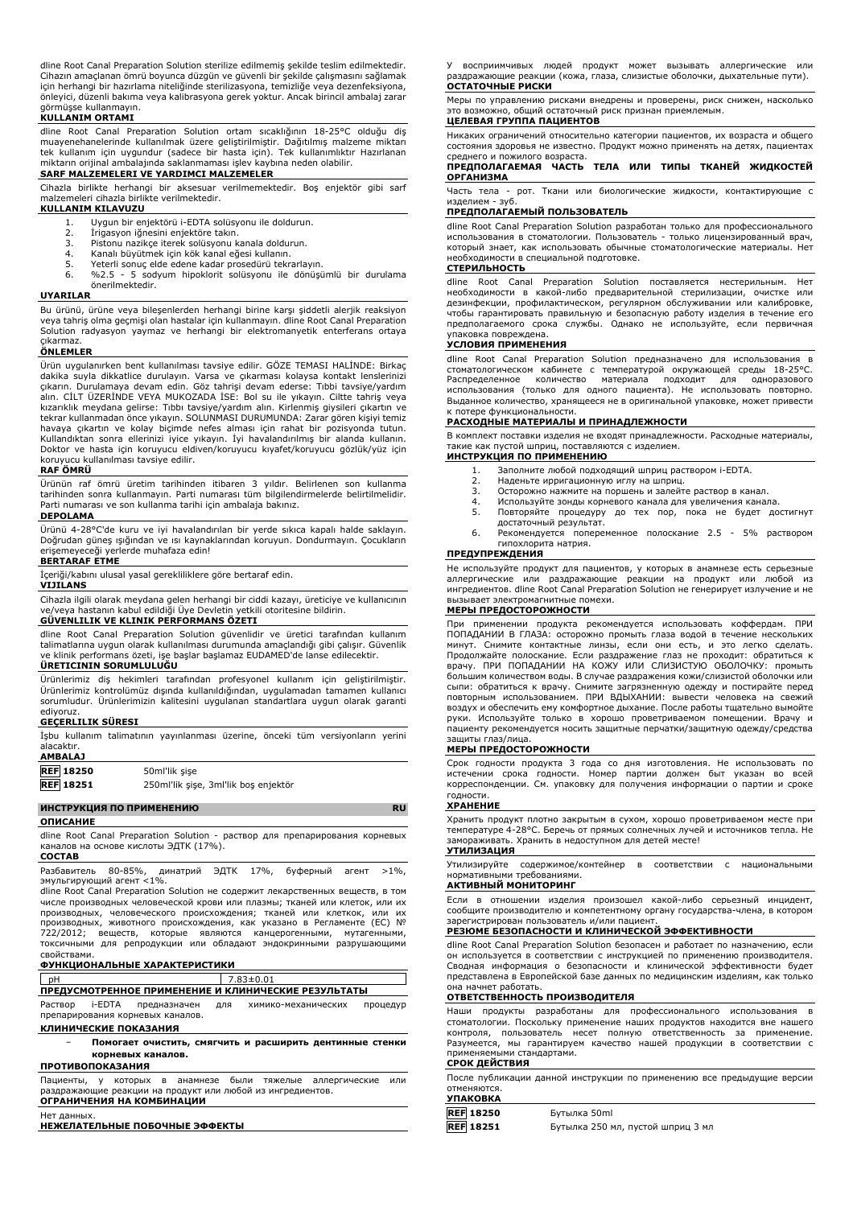dline Root Canal Preparation Solution sterilize edilmemiş şekilde teslim edilmektedir. Cihazın amaçlanan ömrü boyunca düzgün ve güvenli bir şekilde çalışmasını sağlamak için herhangi bir hazırlama niteliğinde sterilizasyona, temizliğe veya dezenfeksiyona, önleyici, düzenli bakıma veya kalibrasyona gerek yoktur. Ancak birincil ambalaj zarar görmüşse kullanmayın.

**KULLANIM ORTAMI**

dline Root Canal Preparation Solution ortam sıcaklığının 18-25°C olduğu diş muayenehanelerinde kullanılmak üzere geliştirilmiştir. Dağıtılmış malzeme miktarı tek kullanım için uygundur (sadece bir hasta için). Tek kullanımlıktır Hazırlanan miktarın orijinal ambalajında saklanmaması işlev kaybına neden olabilir.

**SARF MALZEMELERI VE YARDIMCI MALZEMELER**

Cihazla birlikte herhangi bir aksesuar verilmemektedir. Boş enjektör gibi sarf malzemeleri cihazla birlikte verilmektedir.

**KULLANIM KILAVUZU**

1. Uygun bir enjektörü i-EDTA solüsyonu ile doldurun.
2. İrigasyon iğnesini enjektöre takın.
3. Pistonu nazikçe iterek solüsyonu kanala doldurun.
4. Kanalı büyütmek için kök kanal eğesi kullanın.
5. Yeterli sonuç elde edene kadar prosedürü tekrarlayın.
6. %2.5 - 5 sodyum hipoklorit solüsyonu ile dönüşümlü bir durulama önerilmektedir.

**UYARILAR**

Bu ürünü, ürüne veya bileşenlerden herhangi birine karşı şiddetli alerjik reaksiyon veya tahriş olma geçmişi olan hastalar için kullanmayın. dline Root Canal Preparation Solution radyasyon yaymaz ve herhangi bir elektromanyetik enterferans ortaya çıkarmaz.

**ÖNLEMLER**

Ürün uygulanırken bent kullanılması tavsiye edilir. GÖZE TEMASI HALİNDE: Birkaç dakika suyla dikkatlice durulayın. Varsa ve çıkarması kolaysa kontakt lenslerinizi çıkarın. Durulamaya devam edin. Göz tahrişi devam ederse: Tıbbi tavsiye/yardım alın. CİLT ÜZERİNDE VEYA MUKOZADA İSE: Bol su ile yıkayın. Ciltte tahriş veya kızarıklık meydana gelirse: Tıbbi tavsiye/yardım alın. Kirlenmiş giysileri çıkartın ve tekrar kullanmadan önce yıkayın. SOLUNMASI DURUMUNDA: Zarar gören kişiyi temiz havaya çıkartın ve kolay biçimde nefes alması için rahat bir pozisyonda tutun. Kullandıktan sonra ellerinizi iyice yıkayın. İyi havalandırılmış bir alanda kullanın. Doktor ve hasta için koruyucu eldiven/koruyucu kıyafet/koruyucu gözlük/yüz için koruyucu kullanılması tavsiye edilir.

**RAF ÖMRÜ**

Ürünün raf ömrü üretim tarihinden itibaren 3 yıldır. Belirlenen son kullanma tarihinden sonra kullanmayın. Parti numarası tüm bilgilendirmelerde belirtilmelidir. Parti numarası ve son kullanma tarihi için ambalaja bakınız.

**DEPOLAMA**

Ürünü 4-28°C'de kuru ve iyi havalandırılan bir yerde sıkıca kapalı halde saklayın. Doğrudan güneş ışığından ve ısı kaynaklarından koruyun. Dondurmayın. Çocukların erişemeyeceği yerlerde muhafaza edin!

**BERTARAF ETME**

İçeriği/kabını ulusal yasal gerekliliklere göre bertaraf edin.

**VIJILANS**

Cihazla ilgili olarak meydana gelen herhangi bir ciddi kazayı, üreticiye ve kullanıcının ve/veya hastanın kabul edildiği Üye Devletin yetkili otoritesine bildirin.

**GÜVENLILIK VE KLINIK PERFORMANS ÖZETI**

dline Root Canal Preparation Solution güvenlidir ve üretici tarafından kullanım talimatlarına uygun olarak kullanılması durumunda amaçlandığı gibi çalışır. Güvenlik ve klinik performans özeti, işe başlar başlamaz EUDAMED'de lanse edilecektir.

**ÜRETICININ SORUMLULUĞU**

Ürünlerimiz diş hekimleri tarafından profesyonel kullanım için geliştirilmiştir. Ürünlerimiz kontrolümüz dışında kullanıldığından, uygulamadan tamamen kullanıcı sorumludur. Ürünlerimizin kalitesini uygulanan standartlara uygun olarak garanti ediyoruz.

**GEÇERLILIK SÜRESI**

İşbu kullanım talimatının yayınlanması üzerine, önceki tüm versiyonların yerini alacaktır.

**AMBALAJ**

| | |
|---|---|
| **REF 18250** | 50ml'lik şişe |
| **REF 18251** | 250ml'lik şişe, 3ml'lik boş enjektör |

## ИНСТРУКЦИЯ ПО ПРИМЕНЕНИЮ RU

**ОПИСАНИЕ**

dline Root Canal Preparation Solution - раствор для препарирования корневых каналов на основе кислоты ЭДТК (17%).

**СОСТАВ**

Разбавитель 80-85%, динатрий ЭДТК 17%, буферный агент >1%, эмульгирующий агент <1%.

dline Root Canal Preparation Solution не содержит лекарственных веществ, в том числе производных человеческой крови или плазмы; тканей или клеток, или их производных, человеческого происхождения; тканей или клеток, или их производных, животного происхождения, как указано в Регламенте (ЕС) № 722/2012; веществ, которые являются канцерогенными, мутагенными, токсичными для репродукции или обладают эндокринными разрушающими свойствами.

**ФУНКЦИОНАЛЬНЫЕ ХАРАКТЕРИСТИКИ**

| | |
|---|---|
| pH | 7.83±0.01 |

**ПРЕДУСМОТРЕННОЕ ПРИМЕНЕНИЕ И КЛИНИЧЕСКИЕ РЕЗУЛЬТАТЫ**

Раствор i-EDTA предназначен для химико-механических процедур препарирования корневых каналов.

**КЛИНИЧЕСКИЕ ПОКАЗАНИЯ**

- **Помогает очистить, смягчить и расширить дентинные стенки корневых каналов.**

**ПРОТИВОПОКАЗАНИЯ**

Пациенты, у которых в анамнезе были тяжелые аллергические или раздражающие реакции на продукт или любой из ингредиентов.

**ОГРАНИЧЕНИЯ НА КОМБИНАЦИИ**

Нет данных.

**НЕЖЕЛАТЕЛЬНЫЕ ПОБОЧНЫЕ ЭФФЕКТЫ**

У восприимчивых людей продукт может вызывать аллергические или раздражающие реакции (кожа, глаза, слизистые оболочки, дыхательные пути).

**ОСТАТОЧНЫЕ РИСКИ**

Меры по управлению рисками внедрены и проверены, риск снижен, насколько это возможно, общий остаточный риск признан приемлемым.

**ЦЕЛЕВАЯ ГРУППА ПАЦИЕНТОВ**

Никаких ограничений относительно категории пациентов, их возраста и общего состояния здоровья не известно. Продукт можно применять на детях, пациентах среднего и пожилого возраста.

**ПРЕДПОЛАГАЕМАЯ ЧАСТЬ ТЕЛА ИЛИ ТИПЫ ТКАНЕЙ ЖИДКОСТЕЙ ОРГАНИЗМА**

Часть тела - рот. Ткани или биологические жидкости, контактирующие с изделием - зуб.

**ПРЕДПОЛАГАЕМЫЙ ПОЛЬЗОВАТЕЛЬ**

dline Root Canal Preparation Solution разработан только для профессионального использования в стоматологии. Пользователь - только лицензированный врач, который знает, как использовать обычные стоматологические материалы. Нет необходимости в специальной подготовке.

**СТЕРИЛЬНОСТЬ**

dline Root Canal Preparation Solution поставляется нестерильным. Нет необходимости в какой-либо предварительной стерилизации, очистке или дезинфекции, профилактическом, регулярном обслуживании или калибровке, чтобы гарантировать правильную и безопасную работу изделия в течение его предполагаемого срока службы. Однако не используйте, если первичная упаковка повреждена.

**УСЛОВИЯ ПРИМЕНЕНИЯ**

dline Root Canal Preparation Solution предназначено для использования в стоматологическом кабинете с температурой окружающей среды 18-25°C. Распределенное количество материала подходит для одноразового использования (только для одного пациента). Не использовать повторно. Выданное количество, хранящееся не в оригинальной упаковке, может привести к потере функциональности.

**РАСХОДНЫЕ МАТЕРИАЛЫ И ПРИНАДЛЕЖНОСТИ**

В комплект поставки изделия не входят принадлежности. Расходные материалы, такие как пустой шприц, поставляются с изделием.

**ИНСТРУКЦИЯ ПО ПРИМЕНЕНИЮ**

1. Заполните любой подходящий шприц раствором i-EDTA.
2. Наденьте ирригационную иглу на шприц.
3. Осторожно нажмите на поршень и залейте раствор в канал.
4. Используйте зонды корневого канала для увеличения канала.
5. Повторяйте процедуру до тех пор, пока не будет достигнут достаточный результат.
6. Рекомендуется попеременное полоскание 2.5 - 5% раствором гипохлорита натрия.

**ПРЕДУПРЕЖДЕНИЯ**

Не используйте продукт для пациентов, у которых в анамнезе есть серьезные аллергические или раздражающие реакции на продукт или любой из ингредиентов. dline Root Canal Preparation Solution не генерирует излучение и не вызывает электромагнитные помехи.

**МЕРЫ ПРЕДОСТОРОЖНОСТИ**

При применении продукта рекомендуется использовать коффердам. ПРИ ПОПАДАНИИ В ГЛАЗА: осторожно промыть глаза водой в течение нескольких минут. Снимите контактные линзы, если они есть, и это легко сделать. Продолжайте полоскание. Если раздражение глаз не проходит: обратиться к врачу. ПРИ ПОПАДАНИИ НА КОЖУ ИЛИ СЛИЗИСТУЮ ОБОЛОЧКУ: промыть большим количеством воды. В случае раздражения кожи/слизистой оболочки или сыпи: обратиться к врачу. Снимите загрязненную одежду и постирайте перед повторным использованием. ПРИ ВДЫХАНИИ: вывести человека на свежий воздух и обеспечить ему комфортное дыхание. После работы тщательно вымойте руки. Используйте только в хорошо проветриваемом помещении. Врачу и пациенту рекомендуется носить защитные перчатки/защитную одежду/средства защиты глаз/лица.

**МЕРЫ ПРЕДОСТОРОЖНОСТИ**

Срок годности продукта 3 года со дня изготовления. Не использовать по истечении срока годности. Номер партии должен быт указан во всей корреспонденции. См. упаковку для получения информации о партии и сроке годности.

**ХРАНЕНИЕ**

Хранить продукт плотно закрытым в сухом, хорошо проветриваемом месте при температуре 4-28°C. Беречь от прямых солнечных лучей и источников тепла. Не замораживать. Хранить в недоступном для детей месте!

**УТИЛИЗАЦИЯ**

Утилизируйте содержимое/контейнер в соответствии с национальными нормативными требованиями.

**АКТИВНЫЙ МОНИТОРИНГ**

Если в отношении изделия произошел какой-либо серьезный инцидент, сообщите производителю и компетентному органу государства-члена, в котором зарегистрирован пользователь и/или пациент.

**РЕЗЮМЕ БЕЗОПАСНОСТИ И КЛИНИЧЕСКОЙ ЭФФЕКТИВНОСТИ**

dline Root Canal Preparation Solution безопасен и работает по назначению, если он используется в соответствии с инструкцией по применению производителя. Сводная информация о безопасности и клинической эффективности будет представлена в Европейской базе данных по медицинским изделиям, как только она начнет работать.

**ОТВЕТСТВЕННОСТЬ ПРОИЗВОДИТЕЛЯ**

Наши продукты разработаны для профессионального использования в стоматологии. Поскольку применение наших продуктов находится вне нашего контроля, пользователь несет полную ответственность за применение. Разумеется, мы гарантируем качество нашей продукции в соответствии с применяемыми стандартами.

**СРОК ДЕЙСТВИЯ**

После публикации данной инструкции по применению все предыдущие версии отменяются.

**УПАКОВКА**

| | |
|---|---|
| **REF 18250** | Бутылка 50ml |
| **REF 18251** | Бутылка 250 мл, пустой шприц 3 мл |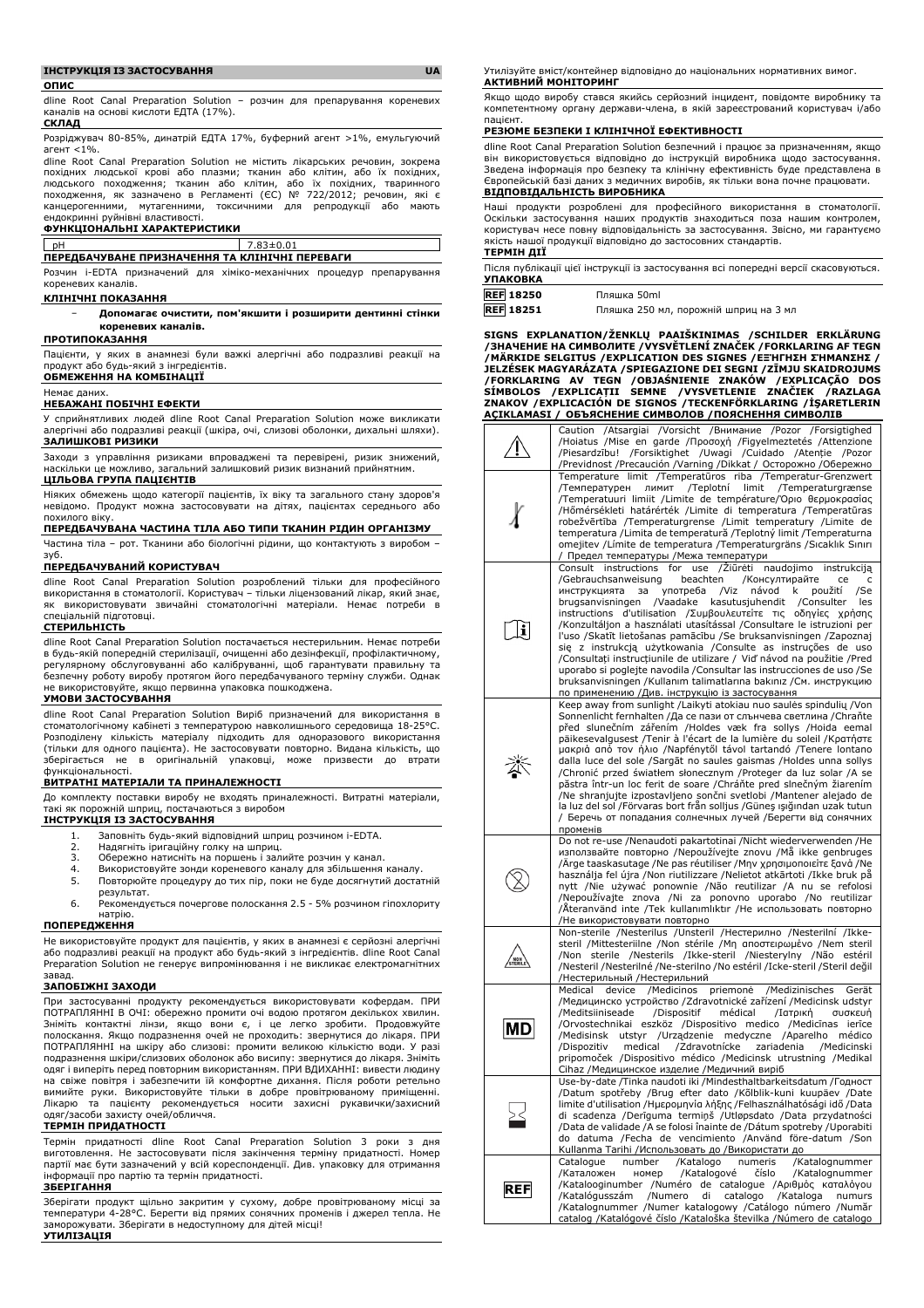## ІНСТРУКЦІЯ ІЗ ЗАСТОСУВАННЯ — UA

### ОПИС

dline Root Canal Preparation Solution – розчин для препарування кореневих каналів на основі кислоти ЕДТА (17%).

### СКЛАД

Розріджувач 80-85%, динатрій ЕДТА 17%, буферний агент >1%, емульгуючий агент <1%.

dline Root Canal Preparation Solution не містить лікарських речовин, зокрема похідних людської крові або плазми; тканин або клітин, або їх похідних, людського походження; тканин або клітин, або їх похідних, тваринного походження, як зазначено в Регламенті (ЄС) № 722/2012; речовин, які є канцерогенними, мутагенними, токсичними для репродукції або мають ендокринні руйнівні властивості.

### ФУНКЦІОНАЛЬНІ ХАРАКТЕРИСТИКИ

| pH | 7.83±0.01 |
|---|---|

### ПЕРЕДБАЧУВАНЕ ПРИЗНАЧЕННЯ ТА КЛІНІЧНІ ПЕРЕВАГИ

Розчин i-EDTA призначений для хіміко-механічних процедур препарування кореневих каналів.

### КЛІНІЧНІ ПОКАЗАННЯ

- **Допомагає очистити, пом'якшити і розширити дентинні стінки кореневих каналів.**

### ПРОТИПОКАЗАННЯ

Пацієнти, у яких в анамнезі були важкі алергічні або подразливі реакції на продукт або будь-який з інгредієнтів.

### ОБМЕЖЕННЯ НА КОМБІНАЦІЇ

Немає даних.

### НЕБАЖАНІ ПОБІЧНІ ЕФЕКТИ

У сприйнятливих людей dline Root Canal Preparation Solution може викликати алергічні або подразливі реакції (шкіра, очі, слизові оболонки, дихальні шляхи).

### ЗАЛИШКОВІ РИЗИКИ

Заходи з управління ризиками впроваджені та перевірені, ризик знижений, наскільки це можливо, загальний залишковий ризик визнаний прийнятним.

### ЦІЛЬОВА ГРУПА ПАЦІЄНТІВ

Ніяких обмежень щодо категорії пацієнтів, їх віку та загального стану здоров'я невідомо. Продукт можна застосовувати на дітях, пацієнтах середнього або похилого віку.

### ПЕРЕДБАЧУВАНА ЧАСТИНА ТІЛА АБО ТИПИ ТКАНИН РІДИН ОРГАНІЗМУ

Частина тіла – рот. Тканини або біологічні рідини, що контактують з виробом – зуб.

### ПЕРЕДБАЧУВАНИЙ КОРИСТУВАЧ

dline Root Canal Preparation Solution розроблений тільки для професійного використання в стоматології. Користувач – тільки ліцензований лікар, який знає, як використовувати звичайні стоматологічні матеріали. Немає потреби в спеціальній підготовці.

### СТЕРИЛЬНІСТЬ

dline Root Canal Preparation Solution постачається нестерильним. Немає потреби в будь-якій попередній стерилізації, очищенні або дезінфекції, профілактичному, регулярному обслуговуванні або калібруванні, щоб гарантувати правильну та безпечну роботу виробу протягом його передбачуваного терміну служби. Однак не використовуйте, якщо первинна упаковка пошкоджена.

### УМОВИ ЗАСТОСУВАННЯ

dline Root Canal Preparation Solution Виріб призначений для використання в стоматологічному кабінеті з температурою навколишнього середовища 18-25°C. Розподілену кількість матеріалу підходить для одноразового використання (тільки для одного пацієнта). Не застосовувати повторно. Видана кількість, що зберігається не в оригінальній упаковці, може призвести до втрати функціональності.

### ВИТРАТНІ МАТЕРІАЛИ ТА ПРИНАЛЕЖНОСТІ

До комплекту поставки виробу не входять приналежності. Витратні матеріали, такі як порожній шприц, постачаються з виробом

### ІНСТРУКЦІЯ ІЗ ЗАСТОСУВАННЯ

1. Заповніть будь-який відповідний шприц розчином i-EDTA.
2. Надягніть іригаційну голку на шприц.
3. Обережно натисніть на поршень і залийте розчин у канал.
4. Використовуйте зонди кореневого каналу для збільшення каналу.
5. Повторюйте процедуру до тих пір, поки не буде досягнутий достатній результат.
6. Рекомендується почергове полоскання 2.5 - 5% розчином гіпохлориту натрію.

### ПОПЕРЕДЖЕННЯ

Не використовуйте продукт для пацієнтів, у яких в анамнезі є серйозні алергічні або подразливі реакції на продукт або будь-який з інгредієнтів. dline Root Canal Preparation Solution не генерує випромінювання і не викликає електромагнітних завад.

### ЗАПОБІЖНІ ЗАХОДИ

При застосуванні продукту рекомендується використовувати кофердам. ПРИ ПОТРАПЛЯННІ В ОЧІ: обережно промити очі водою протягом декількох хвилин. Зніміть контактні лінзи, якщо вони є, і це легко зробити. Продовжуйте полоскання. Якщо подразнення очей не проходить: зверніться до лікаря. ПРИ ПОТРАПЛЯННІ на шкіру або слизові: промити великою кількістю води. У разі подразнення шкіри/слизових оболонок або висипу: зверніться до лікаря. Зніміть одяг і виперіть перед повторним використанням. ПРИ ВДИХАННІ: вивести людину на свіже повітря і забезпечити їй комфортне дихання. Після роботи ретельно вимийте руки. Використовуйте тільки в добре провітрюваному приміщенні. Лікарю та пацієнту рекомендується носити захисні рукавички/захисний одяг/засоби захисту очей/обличчя.

### ТЕРМІН ПРИДАТНОСТІ

Термін придатності dline Root Canal Preparation Solution 3 роки з дня виготовлення. Не застосовувати після закінчення терміну придатності. Номер партії має бути зазначений у всій кореспонденції. Див. упаковку для отримання інформації про партію та термін придатності.

### ЗБЕРІГАННЯ

Зберігати продукт щільно закритим у сухому, добре провітрюваному місці за температури 4-28°C. Берегти від прямих сонячних променів і джерел тепла. Не заморожувати. Зберігати в недоступному для дітей місці!

### УТИЛІЗАЦІЯ

Утилізуйте вміст/контейнер відповідно до національних нормативних вимог.

### АКТИВНИЙ МОНІТОРИНГ

Якщо щодо виробу стався якийсь серйозний інцидент, повідомте виробнику та компетентному органу держави-члена, в якій зареєстрований користувач і/або пацієнт.

### РЕЗЮМЕ БЕЗПЕКИ І КЛІНІЧНОЇ ЕФЕКТИВНОСТІ

dline Root Canal Preparation Solution безпечний і працює за призначенням, якщо він використовується відповідно до інструкцій виробника щодо застосування. Зведена інформація про безпеку та клінічну ефективність буде представлена в Європейській базі даних з медичних виробів, як тільки вона почне працювати.

### ВІДПОВІДАЛЬНІСТЬ ВИРОБНИКА

Наші продукти розроблені для професійного використання в стоматології. Оскільки застосування наших продуктів знаходиться поза нашим контролем, користувач несе повну відповідальність за застосування. Звісно, ми гарантуємо якість нашої продукції відповідно до застосовних стандартів.

### ТЕРМІН ДІЇ

Після публікації цієї інструкції із застосування всі попередні версії скасовуються.

### УПАКОВКА

| REF 18250 | Пляшка 50ml |
|---|---|
| REF 18251 | Пляшка 250 мл, порожній шприц на 3 мл |

### SIGNS EXPLANATION/ŽENKLŲ PAAIŠKINIMAS /SCHILDER ERKLÄRUNG /ЗНАЧЕНИЕ НА СИМВОЛИТЕ /VYSVĚTLENÍ ZNAČEK /FORKLARING AF TEGN /MÄRKIDE SELGITUS /EXPLICATION DES SIGNES /ΕΞΉΓΗΣΗ ΣΉΜΑΝΣΗΣ /JELZÉSEK MAGYARÁZATA /SPIEGAZIONE DEI SEGNI /ZĪMJU SKAIDROJUMS /FORKLARING AV TEGN /OBJAŚNIENIE ZNAKÓW /EXPLICAÇÃO DOS SÍMBOLOS /EXPLICAȚII SEMNE /VYSVETLENIE ZNAČIEK /RAZLAGA ZNAKOV /EXPLICACIÓN DE SIGNOS /TECKENFÖRKLARING /İŞARETLERIN AÇIKLAMASI / ОБЪЯСНЕНИЕ СИМВОЛОВ /ПОЯСНЕННЯ СИМВОЛІВ

| Symbol | Explanation |
|---|---|
| ⚠ | Caution /Atsargiai /Vorsicht /Внимание /Pozor /Forsigtighed /Hoiatus /Mise en garde /Προσοχή /Figyelmeztetés /Attenzione /Piesardzību! /Forsiktighet /Uwagi /Cuidado /Atenție /Pozor /Previdnost /Precaución /Varning /Dikkat / Осторожно /Обережно |
| 🌡 | Temperature limit /Temperatūros riba /Temperatur-Grenzwert /Температурен лимит /Teplotní limit /Temperaturgrænse /Temperatuuri limiit /Limite de température/Όριο θερμοκρασίας /Hőmérsékleti határérték /Limite di temperatura /Temperatūras robežvērtība /Temperaturgrense /Limit temperatury /Limite de temperatura /Limita de temperatură /Teplotný limit /Temperaturna omejitev /Límite de temperatura /Temperaturgräns /Sıcaklık Sınırı / Предел температуры /Межа температури |
| 🕮 | Consult instructions for use /Žiūrėti naudojimo instrukciją /Gebrauchsanweisung beachten /Консултирайте се с инструкцията за употреба /Viz návod k použití /Se brugsanvisningen /Vaadake kasutusjuhendit /Consulter les instructions d'utilisation /Συμβουλευτείτε τις οδηγίες χρήσης /Konzultáljon a használati utasítással /Consultare le istruzioni per l'uso /Skatīt lietošanas pamācību /Se bruksanvisningen /Zapoznaj się z instrukcją użytkowania /Consulte as instruções de uso /Consultați instrucțiunile de utilizare / Viď návod na použitie /Pred uporabo si poglejte navodila /Consultar las instrucciones de uso /Se bruksanvisningen /Kullanım talimatlarına bakınız /См. инструкцию по применению /Див. інструкцію із застосування |
| ☀ | Keep away from sunlight /Laikyti atokiau nuo saulės spindulių /Von Sonnenlicht fernhalten /Да се пази от слънчева светлина /Chraňte před slunečním zářením /Holdes væk fra sollys /Hoida eemal päikesevalgusest /Tenir à l'écart de la lumière du soleil /Κρατήστε μακριά από τον ήλιο /Napfénytől távol tartandó /Tenere lontano dalla luce del sole /Sargāt no saules gaismas /Holdes unna sollys /Chronić przed światłem słonecznym /Proteger da luz solar /A se păstra într-un loc ferit de soare /Chráňte pred slnečným žiarením /Ne shranjujte izpostavljeno sončni svetlobi /Mantener alejado de la luz del sol /Förvaras bort från solljus /Güneş ışığından uzak tutun / Беречь от попадания солнечных лучей /Берегти від сонячних променів |
| ⊗ | Do not re-use /Nenaudoti pakartotinai /Nicht wiederverwenden /Не използвайте повторно /Nepoužívejte znovu /Må ikke genbruges /Ärge taaskasutage /Ne pas réutiliser /Μην χρησιμοποιείτε ξανά /Ne használja fel újra /Non riutilizzare /Nelietot atkārtoti /Ikke bruk på nytt /Nie używać ponownie /Não reutilizar /A nu se refolosi /Nepoužívajte znova /Ni za ponovno uporabo /No reutilizar /Återanvänd inte /Tek kullanımlıktır /Не использовать повторно /Не використовувати повторно |
| NON STERILE | Non-sterile /Nesterilus /Unsteril /Нестерилно /Nesterilní /Ikke-steril /Mittesteriilne /Non stérile /Μη αποστειρωμένο /Nem steril /Non sterile /Nesterils /Ikke-steril /Niesterylny /Não estéril /Nesteril /Nesterilné /Ne-sterilno /No estéril /Icke-steril /Steril değil /Нестерильный /Нестерильний |
| MD | Medical device /Medicinos priemonė /Medizinisches Gerät /Медицинско устройство /Zdravotnické zařízení /Medicinsk udstyr /Meditsiiniseade /Dispositif médical /Ιατρική συσκευή /Orvostechnikai eszköz /Dispositivo medico /Medicīnas ierīce /Medisinsk utstyr /Urządzenie medyczne /Aparelho médico /Dispozitiv medical /Zdravotnícke zariadenia /Medicinski pripomoček /Dispositivo médico /Medicinsk utrustning /Medikal Cihaz /Медицинское изделие /Медичний виріб |
| ⌛ | Use-by-date /Tinka naudoti iki /Mindesthaltbarkeitsdatum /Годност /Datum spotřeby /Brug efter dato /Kõlblik-kuni kuupäev /Date limite d'utilisation /Ημερομηνία λήξης /Felhasználhatósági idő /Data di scadenza /Derīguma termiņš /Utløpsdato /Data przydatności /Data de validade /A se folosi înainte de /Dátum spotreby /Uporabiti do datuma /Fecha de vencimiento /Använd före-datum /Son Kullanma Tarihi /Использовать до /Використати до |
| REF | Catalogue number /Katalogo numeris /Katalognummer /Каталожен номер /Katalogové číslo /Katalognummer /Kataloognumber /Numéro de catalogue /Αριθμός καταλόγου /Katalógusszám /Numero di catalogo /Kataloga numurs /Katalognummer /Numer katalogowy /Catálogo número /Număr catalog /Katalógové číslo /Kataloška številka /Número de catalogo |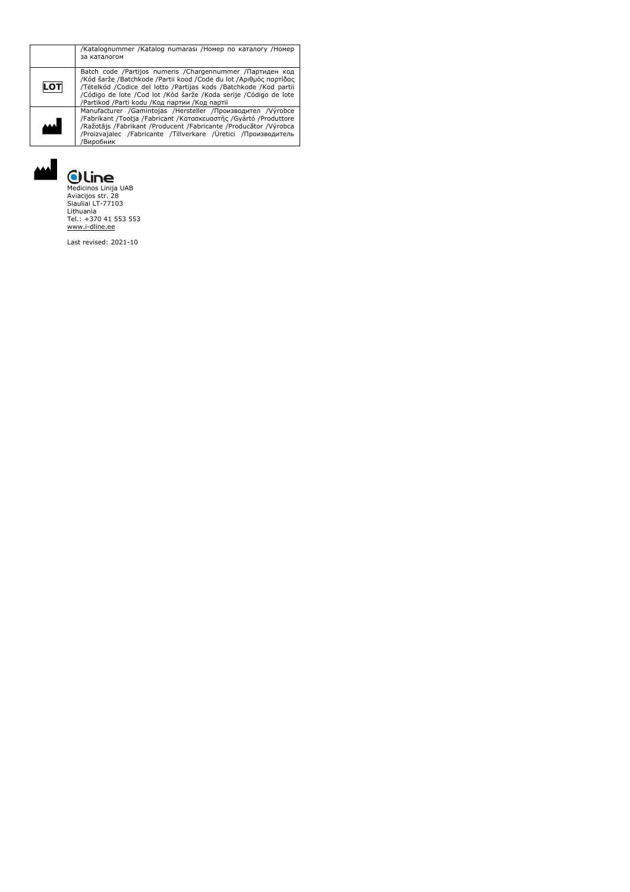| | |
|---|---|
| | /Katalognummer /Katalog numarası /Номер по каталогу /Номер за каталогом |
| LOT | Batch code /Partijos numeris /Chargennummer /Партиден код /Kód šarže /Batchkode /Partii kood /Code du lot /Αριθμός παρτίδας /Tételkód /Codice del lotto /Partijas kods /Batchkode /Kod partii /Código de lote /Cod lot /Kód šarže /Koda serije /Código de lote /Partikod /Parti kodu /Код партии /Код партії |
| | Manufacturer /Gamintojas /Hersteller /Производител /Výrobce /Fabrikant /Tootja /Fabricant /Κατασκευαστής /Gyártó /Produttore /Ražotājs /Fabrikant /Producent /Fabricante /Producător /Výrobca /Proizvajalec /Fabricante /Tillverkare /Üretici /Производитель /Виробник |

Line

Medicinos Linija UAB
Aviacijos str. 28
Siauliai LT-77103
Lithuania
Tel.: +370 41 553 553
www.i-dline.ee

Last revised: 2021-10